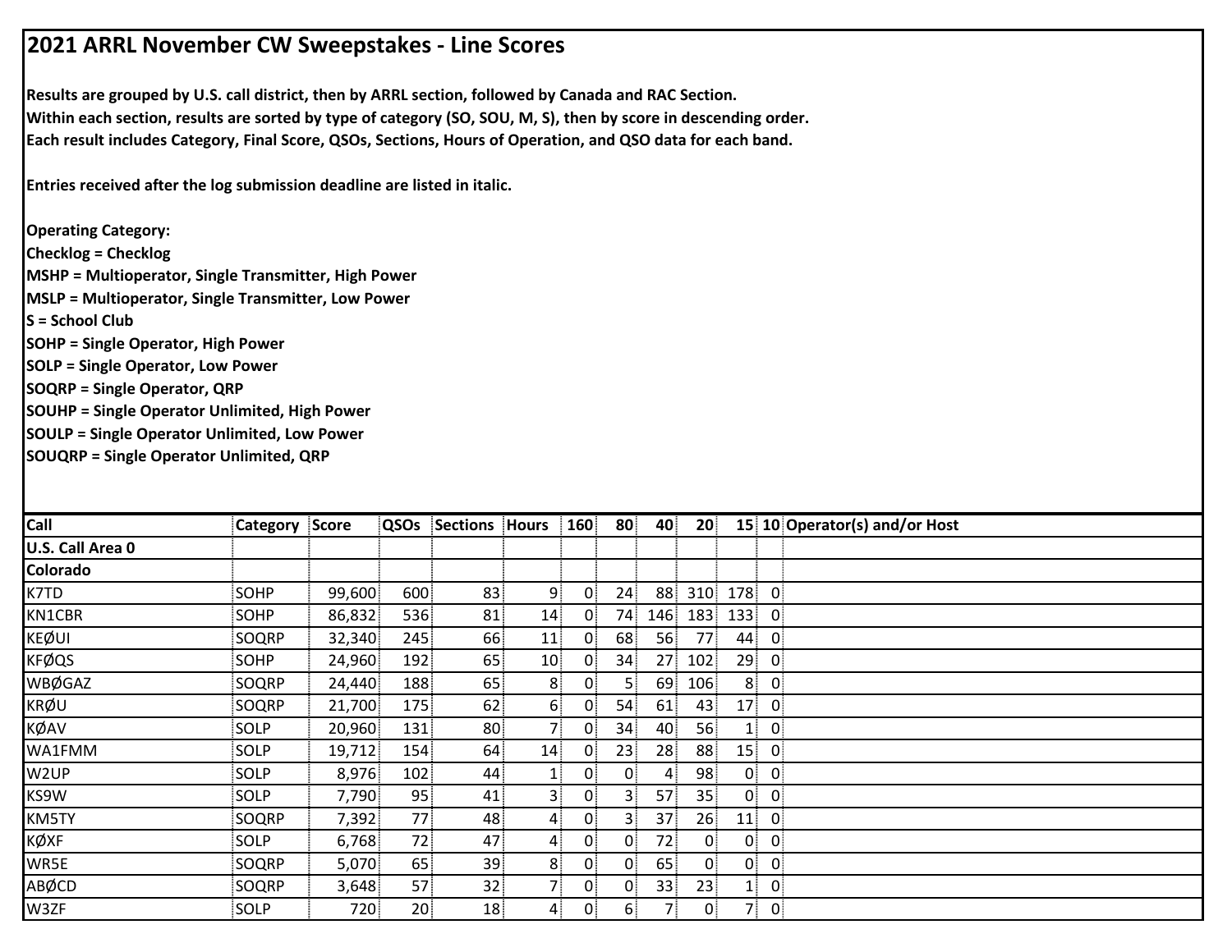# 2021 ARRL November CW Sweepstakes - Line Scores

**Results are grouped by U.S. call district, then by ARRL section, followed by Canada and RAC Section.**
**Within each section, results are sorted by type of category (SO, SOU, M, S), then by score in descending order.**
**Each result includes Category, Final Score, QSOs, Sections, Hours of Operation, and QSO data for each band.**

**Entries received after the log submission deadline are listed in italic.**

**Operating Category:**
**Checklog = Checklog**
**MSHP = Multioperator, Single Transmitter, High Power**
**MSLP = Multioperator, Single Transmitter, Low Power**
**S = School Club**
**SOHP = Single Operator, High Power**
**SOLP = Single Operator, Low Power**
**SOQRP = Single Operator, QRP**
**SOUHP = Single Operator Unlimited, High Power**
**SOULP = Single Operator Unlimited, Low Power**
**SOUQRP = Single Operator Unlimited, QRP**

| Call | Category | Score | QSOs | Sections | Hours | 160 | 80 | 40 | 20 | 15 | 10 | Operator(s) and/or Host |
|---|---|---|---|---|---|---|---|---|---|---|---|---|
| **U.S. Call Area 0** | | | | | | | | | | | | |
| **Colorado** | | | | | | | | | | | | |
| K7TD | SOHP | 99,600 | 600 | 83 | 9 | 0 | 24 | 88 | 310 | 178 | 0 | |
| KN1CBR | SOHP | 86,832 | 536 | 81 | 14 | 0 | 74 | 146 | 183 | 133 | 0 | |
| KEØUI | SOQRP | 32,340 | 245 | 66 | 11 | 0 | 68 | 56 | 77 | 44 | 0 | |
| KFØQS | SOHP | 24,960 | 192 | 65 | 10 | 0 | 34 | 27 | 102 | 29 | 0 | |
| WBØGAZ | SOQRP | 24,440 | 188 | 65 | 8 | 0 | 5 | 69 | 106 | 8 | 0 | |
| KRØU | SOQRP | 21,700 | 175 | 62 | 6 | 0 | 54 | 61 | 43 | 17 | 0 | |
| KØAV | SOLP | 20,960 | 131 | 80 | 7 | 0 | 34 | 40 | 56 | 1 | 0 | |
| WA1FMM | SOLP | 19,712 | 154 | 64 | 14 | 0 | 23 | 28 | 88 | 15 | 0 | |
| W2UP | SOLP | 8,976 | 102 | 44 | 1 | 0 | 0 | 4 | 98 | 0 | 0 | |
| KS9W | SOLP | 7,790 | 95 | 41 | 3 | 0 | 3 | 57 | 35 | 0 | 0 | |
| KM5TY | SOQRP | 7,392 | 77 | 48 | 4 | 0 | 3 | 37 | 26 | 11 | 0 | |
| KØXF | SOLP | 6,768 | 72 | 47 | 4 | 0 | 0 | 72 | 0 | 0 | 0 | |
| WR5E | SOQRP | 5,070 | 65 | 39 | 8 | 0 | 0 | 65 | 0 | 0 | 0 | |
| ABØCD | SOQRP | 3,648 | 57 | 32 | 7 | 0 | 0 | 33 | 23 | 1 | 0 | |
| W3ZF | SOLP | 720 | 20 | 18 | 4 | 0 | 6 | 7 | 0 | 7 | 0 | |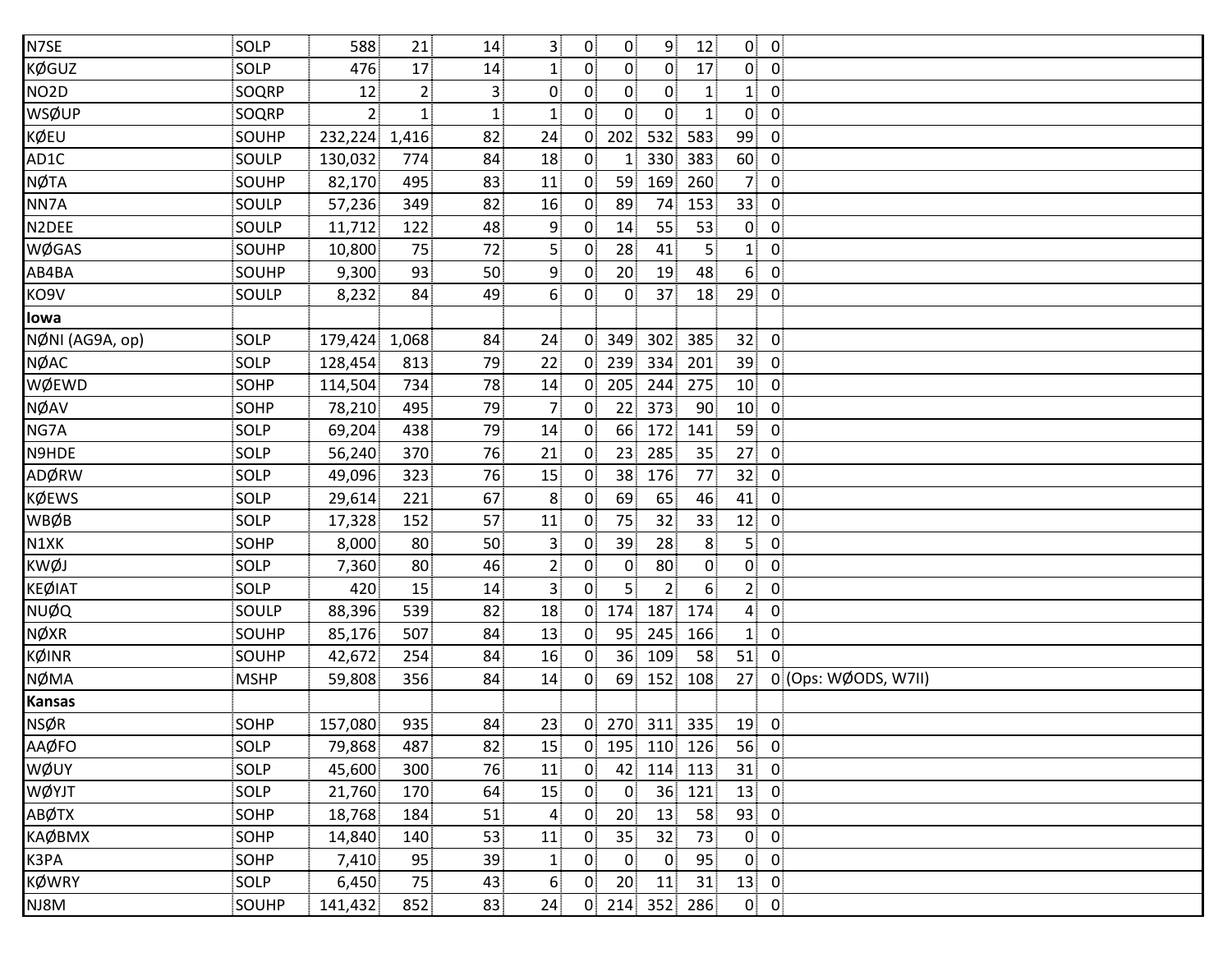| | | | | | | | | | | | | |
|---|---|---|---|---|---|---|---|---|---|---|---|---|
| N7SE | SOLP | 588 | 21 | 14 | 3 | 0 | 0 | 9 | 12 | 0 | 0 | |
| KØGUZ | SOLP | 476 | 17 | 14 | 1 | 0 | 0 | 0 | 17 | 0 | 0 | |
| NO2D | SOQRP | 12 | 2 | 3 | 0 | 0 | 0 | 0 | 1 | 1 | 0 | |
| WSØUP | SOQRP | 2 | 1 | 1 | 1 | 0 | 0 | 0 | 1 | 0 | 0 | |
| KØEU | SOUHP | 232,224 | 1,416 | 82 | 24 | 0 | 202 | 532 | 583 | 99 | 0 | |
| AD1C | SOULP | 130,032 | 774 | 84 | 18 | 0 | 1 | 330 | 383 | 60 | 0 | |
| NØTA | SOUHP | 82,170 | 495 | 83 | 11 | 0 | 59 | 169 | 260 | 7 | 0 | |
| NN7A | SOULP | 57,236 | 349 | 82 | 16 | 0 | 89 | 74 | 153 | 33 | 0 | |
| N2DEE | SOULP | 11,712 | 122 | 48 | 9 | 0 | 14 | 55 | 53 | 0 | 0 | |
| WØGAS | SOUHP | 10,800 | 75 | 72 | 5 | 0 | 28 | 41 | 5 | 1 | 0 | |
| AB4BA | SOUHP | 9,300 | 93 | 50 | 9 | 0 | 20 | 19 | 48 | 6 | 0 | |
| KO9V | SOULP | 8,232 | 84 | 49 | 6 | 0 | 0 | 37 | 18 | 29 | 0 | |
| **Iowa** | | | | | | | | | | | | |
| NØNI (AG9A, op) | SOLP | 179,424 | 1,068 | 84 | 24 | 0 | 349 | 302 | 385 | 32 | 0 | |
| NØAC | SOLP | 128,454 | 813 | 79 | 22 | 0 | 239 | 334 | 201 | 39 | 0 | |
| WØEWD | SOHP | 114,504 | 734 | 78 | 14 | 0 | 205 | 244 | 275 | 10 | 0 | |
| NØAV | SOHP | 78,210 | 495 | 79 | 7 | 0 | 22 | 373 | 90 | 10 | 0 | |
| NG7A | SOLP | 69,204 | 438 | 79 | 14 | 0 | 66 | 172 | 141 | 59 | 0 | |
| N9HDE | SOLP | 56,240 | 370 | 76 | 21 | 0 | 23 | 285 | 35 | 27 | 0 | |
| ADØRW | SOLP | 49,096 | 323 | 76 | 15 | 0 | 38 | 176 | 77 | 32 | 0 | |
| KØEWS | SOLP | 29,614 | 221 | 67 | 8 | 0 | 69 | 65 | 46 | 41 | 0 | |
| WBØB | SOLP | 17,328 | 152 | 57 | 11 | 0 | 75 | 32 | 33 | 12 | 0 | |
| N1XK | SOHP | 8,000 | 80 | 50 | 3 | 0 | 39 | 28 | 8 | 5 | 0 | |
| KWØJ | SOLP | 7,360 | 80 | 46 | 2 | 0 | 0 | 80 | 0 | 0 | 0 | |
| KEØIAT | SOLP | 420 | 15 | 14 | 3 | 0 | 5 | 2 | 6 | 2 | 0 | |
| NUØQ | SOULP | 88,396 | 539 | 82 | 18 | 0 | 174 | 187 | 174 | 4 | 0 | |
| NØXR | SOUHP | 85,176 | 507 | 84 | 13 | 0 | 95 | 245 | 166 | 1 | 0 | |
| KØINR | SOUHP | 42,672 | 254 | 84 | 16 | 0 | 36 | 109 | 58 | 51 | 0 | |
| NØMA | MSHP | 59,808 | 356 | 84 | 14 | 0 | 69 | 152 | 108 | 27 | 0 | (Ops: WØODS, W7II) |
| **Kansas** | | | | | | | | | | | | |
| NSØR | SOHP | 157,080 | 935 | 84 | 23 | 0 | 270 | 311 | 335 | 19 | 0 | |
| AAØFO | SOLP | 79,868 | 487 | 82 | 15 | 0 | 195 | 110 | 126 | 56 | 0 | |
| WØUY | SOLP | 45,600 | 300 | 76 | 11 | 0 | 42 | 114 | 113 | 31 | 0 | |
| WØYJT | SOLP | 21,760 | 170 | 64 | 15 | 0 | 0 | 36 | 121 | 13 | 0 | |
| ABØTX | SOHP | 18,768 | 184 | 51 | 4 | 0 | 20 | 13 | 58 | 93 | 0 | |
| KAØBMX | SOHP | 14,840 | 140 | 53 | 11 | 0 | 35 | 32 | 73 | 0 | 0 | |
| K3PA | SOHP | 7,410 | 95 | 39 | 1 | 0 | 0 | 0 | 95 | 0 | 0 | |
| KØWRY | SOLP | 6,450 | 75 | 43 | 6 | 0 | 20 | 11 | 31 | 13 | 0 | |
| NJ8M | SOUHP | 141,432 | 852 | 83 | 24 | 0 | 214 | 352 | 286 | 0 | 0 | |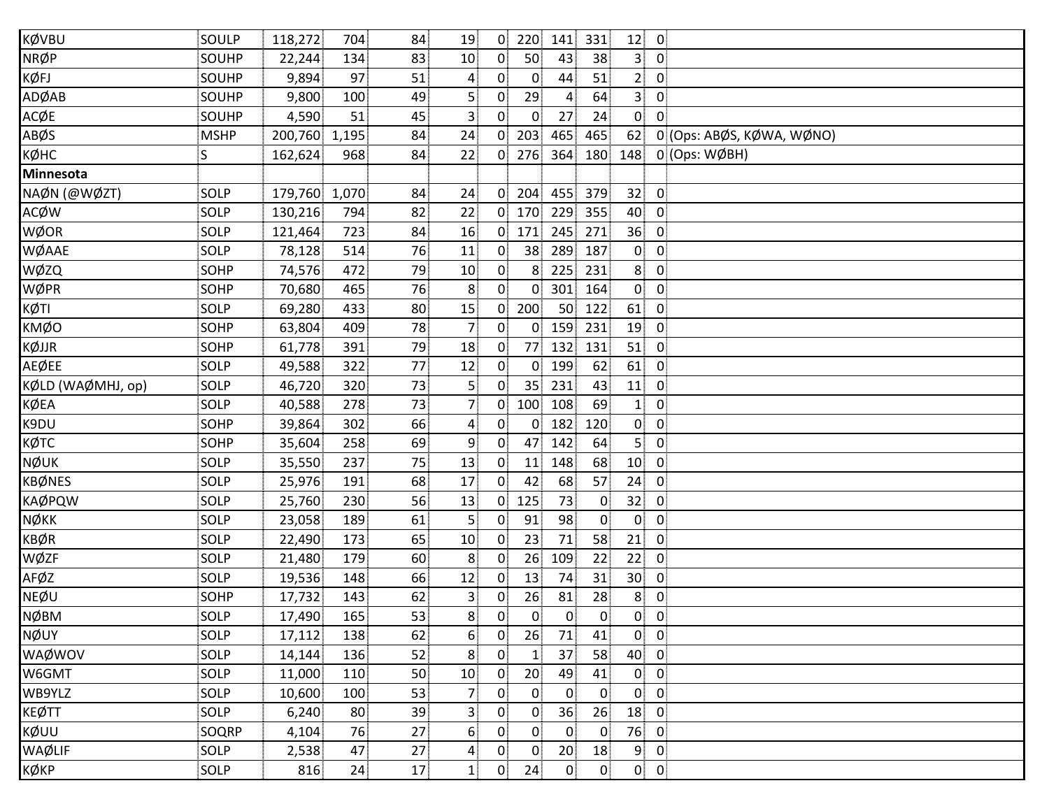| | | | | | | | | | | | | |
|---|---|---|---|---|---|---|---|---|---|---|---|---|
| KØVBU | SOULP | 118,272 | 704 | 84 | 19 | 0 | 220 | 141 | 331 | 12 | 0 | |
| NRØP | SOUHP | 22,244 | 134 | 83 | 10 | 0 | 50 | 43 | 38 | 3 | 0 | |
| KØFJ | SOUHP | 9,894 | 97 | 51 | 4 | 0 | 0 | 44 | 51 | 2 | 0 | |
| ADØAB | SOUHP | 9,800 | 100 | 49 | 5 | 0 | 29 | 4 | 64 | 3 | 0 | |
| ACØE | SOUHP | 4,590 | 51 | 45 | 3 | 0 | 0 | 27 | 24 | 0 | 0 | |
| ABØS | MSHP | 200,760 | 1,195 | 84 | 24 | 0 | 203 | 465 | 465 | 62 | 0 | (Ops: ABØS, KØWA, WØNO) |
| KØHC | S | 162,624 | 968 | 84 | 22 | 0 | 276 | 364 | 180 | 148 | 0 | (Ops: WØBH) |
| **Minnesota** | | | | | | | | | | | | |
| NAØN (@WØZT) | SOLP | 179,760 | 1,070 | 84 | 24 | 0 | 204 | 455 | 379 | 32 | 0 | |
| ACØW | SOLP | 130,216 | 794 | 82 | 22 | 0 | 170 | 229 | 355 | 40 | 0 | |
| WØOR | SOLP | 121,464 | 723 | 84 | 16 | 0 | 171 | 245 | 271 | 36 | 0 | |
| WØAAE | SOLP | 78,128 | 514 | 76 | 11 | 0 | 38 | 289 | 187 | 0 | 0 | |
| WØZQ | SOHP | 74,576 | 472 | 79 | 10 | 0 | 8 | 225 | 231 | 8 | 0 | |
| WØPR | SOHP | 70,680 | 465 | 76 | 8 | 0 | 0 | 301 | 164 | 0 | 0 | |
| KØTI | SOLP | 69,280 | 433 | 80 | 15 | 0 | 200 | 50 | 122 | 61 | 0 | |
| KMØO | SOHP | 63,804 | 409 | 78 | 7 | 0 | 0 | 159 | 231 | 19 | 0 | |
| KØJJR | SOHP | 61,778 | 391 | 79 | 18 | 0 | 77 | 132 | 131 | 51 | 0 | |
| AEØEE | SOLP | 49,588 | 322 | 77 | 12 | 0 | 0 | 199 | 62 | 61 | 0 | |
| KØLD (WAØMHJ, op) | SOLP | 46,720 | 320 | 73 | 5 | 0 | 35 | 231 | 43 | 11 | 0 | |
| KØEA | SOLP | 40,588 | 278 | 73 | 7 | 0 | 100 | 108 | 69 | 1 | 0 | |
| K9DU | SOHP | 39,864 | 302 | 66 | 4 | 0 | 0 | 182 | 120 | 0 | 0 | |
| KØTC | SOHP | 35,604 | 258 | 69 | 9 | 0 | 47 | 142 | 64 | 5 | 0 | |
| NØUK | SOLP | 35,550 | 237 | 75 | 13 | 0 | 11 | 148 | 68 | 10 | 0 | |
| KBØNES | SOLP | 25,976 | 191 | 68 | 17 | 0 | 42 | 68 | 57 | 24 | 0 | |
| KAØPQW | SOLP | 25,760 | 230 | 56 | 13 | 0 | 125 | 73 | 0 | 32 | 0 | |
| NØKK | SOLP | 23,058 | 189 | 61 | 5 | 0 | 91 | 98 | 0 | 0 | 0 | |
| KBØR | SOLP | 22,490 | 173 | 65 | 10 | 0 | 23 | 71 | 58 | 21 | 0 | |
| WØZF | SOLP | 21,480 | 179 | 60 | 8 | 0 | 26 | 109 | 22 | 22 | 0 | |
| AFØZ | SOLP | 19,536 | 148 | 66 | 12 | 0 | 13 | 74 | 31 | 30 | 0 | |
| NEØU | SOHP | 17,732 | 143 | 62 | 3 | 0 | 26 | 81 | 28 | 8 | 0 | |
| NØBM | SOLP | 17,490 | 165 | 53 | 8 | 0 | 0 | 0 | 0 | 0 | 0 | |
| NØUY | SOLP | 17,112 | 138 | 62 | 6 | 0 | 26 | 71 | 41 | 0 | 0 | |
| WAØWOV | SOLP | 14,144 | 136 | 52 | 8 | 0 | 1 | 37 | 58 | 40 | 0 | |
| W6GMT | SOLP | 11,000 | 110 | 50 | 10 | 0 | 20 | 49 | 41 | 0 | 0 | |
| WB9YLZ | SOLP | 10,600 | 100 | 53 | 7 | 0 | 0 | 0 | 0 | 0 | 0 | |
| KEØTT | SOLP | 6,240 | 80 | 39 | 3 | 0 | 0 | 36 | 26 | 18 | 0 | |
| KØUU | SOQRP | 4,104 | 76 | 27 | 6 | 0 | 0 | 0 | 0 | 76 | 0 | |
| WAØLIF | SOLP | 2,538 | 47 | 27 | 4 | 0 | 0 | 20 | 18 | 9 | 0 | |
| KØKP | SOLP | 816 | 24 | 17 | 1 | 0 | 24 | 0 | 0 | 0 | 0 | |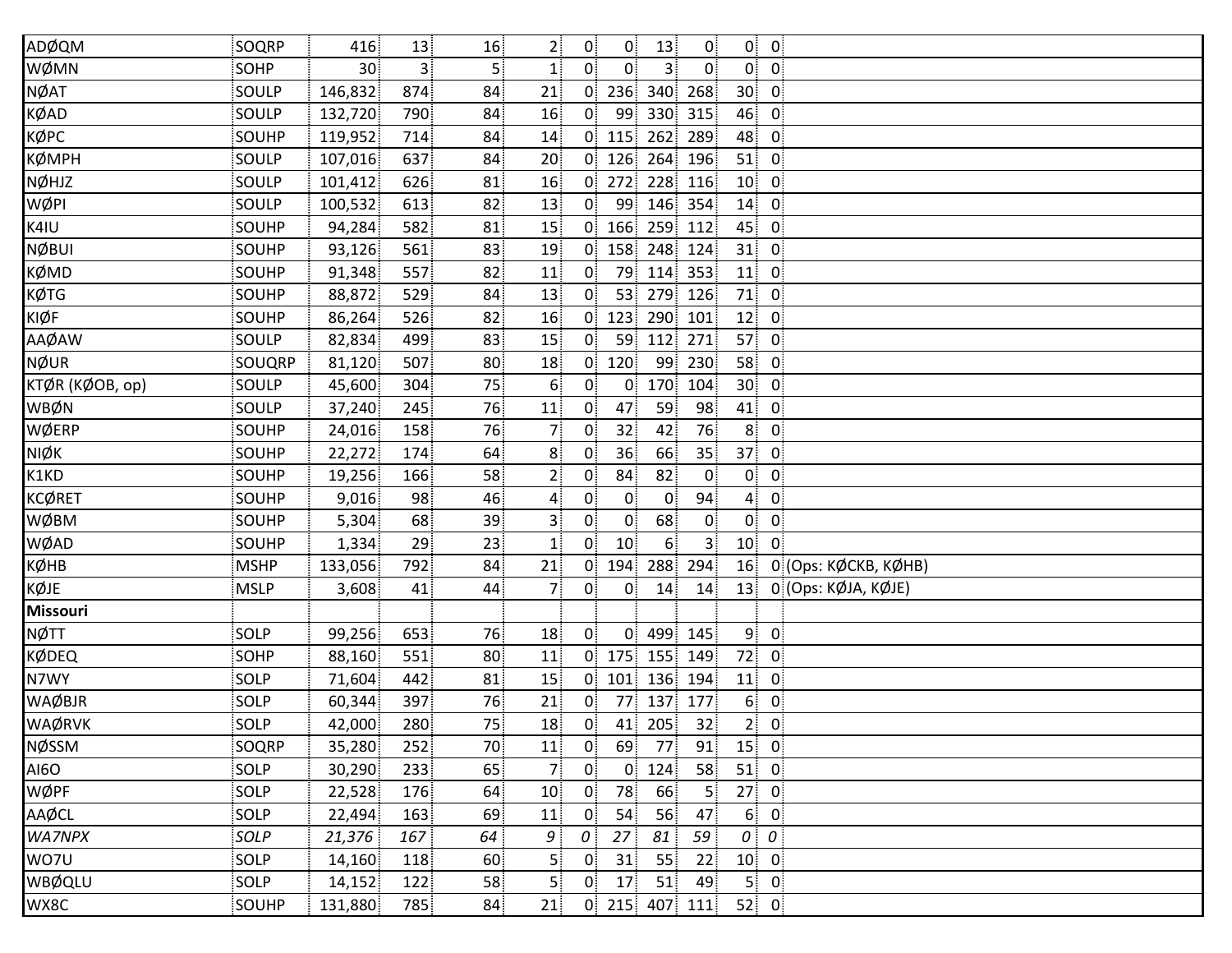| | | | | | | | | | | | | |
|---|---|---|---|---|---|---|---|---|---|---|---|---|
| ADØQM | SOQRP | 416 | 13 | 16 | 2 | 0 | 0 | 13 | 0 | 0 | 0 | |
| WØMN | SOHP | 30 | 3 | 5 | 1 | 0 | 0 | 3 | 0 | 0 | 0 | |
| NØAT | SOULP | 146,832 | 874 | 84 | 21 | 0 | 236 | 340 | 268 | 30 | 0 | |
| KØAD | SOULP | 132,720 | 790 | 84 | 16 | 0 | 99 | 330 | 315 | 46 | 0 | |
| KØPC | SOUHP | 119,952 | 714 | 84 | 14 | 0 | 115 | 262 | 289 | 48 | 0 | |
| KØMPH | SOULP | 107,016 | 637 | 84 | 20 | 0 | 126 | 264 | 196 | 51 | 0 | |
| NØHJZ | SOULP | 101,412 | 626 | 81 | 16 | 0 | 272 | 228 | 116 | 10 | 0 | |
| WØPI | SOULP | 100,532 | 613 | 82 | 13 | 0 | 99 | 146 | 354 | 14 | 0 | |
| K4IU | SOUHP | 94,284 | 582 | 81 | 15 | 0 | 166 | 259 | 112 | 45 | 0 | |
| NØBUI | SOUHP | 93,126 | 561 | 83 | 19 | 0 | 158 | 248 | 124 | 31 | 0 | |
| KØMD | SOUHP | 91,348 | 557 | 82 | 11 | 0 | 79 | 114 | 353 | 11 | 0 | |
| KØTG | SOUHP | 88,872 | 529 | 84 | 13 | 0 | 53 | 279 | 126 | 71 | 0 | |
| KIØF | SOUHP | 86,264 | 526 | 82 | 16 | 0 | 123 | 290 | 101 | 12 | 0 | |
| AAØAW | SOULP | 82,834 | 499 | 83 | 15 | 0 | 59 | 112 | 271 | 57 | 0 | |
| NØUR | SOUQRP | 81,120 | 507 | 80 | 18 | 0 | 120 | 99 | 230 | 58 | 0 | |
| KTØR (KØOB, op) | SOULP | 45,600 | 304 | 75 | 6 | 0 | 0 | 170 | 104 | 30 | 0 | |
| WBØN | SOULP | 37,240 | 245 | 76 | 11 | 0 | 47 | 59 | 98 | 41 | 0 | |
| WØERP | SOUHP | 24,016 | 158 | 76 | 7 | 0 | 32 | 42 | 76 | 8 | 0 | |
| NIØK | SOUHP | 22,272 | 174 | 64 | 8 | 0 | 36 | 66 | 35 | 37 | 0 | |
| K1KD | SOUHP | 19,256 | 166 | 58 | 2 | 0 | 84 | 82 | 0 | 0 | 0 | |
| KCØRET | SOUHP | 9,016 | 98 | 46 | 4 | 0 | 0 | 0 | 94 | 4 | 0 | |
| WØBM | SOUHP | 5,304 | 68 | 39 | 3 | 0 | 0 | 68 | 0 | 0 | 0 | |
| WØAD | SOUHP | 1,334 | 29 | 23 | 1 | 0 | 10 | 6 | 3 | 10 | 0 | |
| KØHB | MSHP | 133,056 | 792 | 84 | 21 | 0 | 194 | 288 | 294 | 16 | 0 | (Ops: KØCKB, KØHB) |
| KØJE | MSLP | 3,608 | 41 | 44 | 7 | 0 | 0 | 14 | 14 | 13 | 0 | (Ops: KØJA, KØJE) |
| **Missouri** | | | | | | | | | | | | |
| NØTT | SOLP | 99,256 | 653 | 76 | 18 | 0 | 0 | 499 | 145 | 9 | 0 | |
| KØDEQ | SOHP | 88,160 | 551 | 80 | 11 | 0 | 175 | 155 | 149 | 72 | 0 | |
| N7WY | SOLP | 71,604 | 442 | 81 | 15 | 0 | 101 | 136 | 194 | 11 | 0 | |
| WAØBJR | SOLP | 60,344 | 397 | 76 | 21 | 0 | 77 | 137 | 177 | 6 | 0 | |
| WAØRVK | SOLP | 42,000 | 280 | 75 | 18 | 0 | 41 | 205 | 32 | 2 | 0 | |
| NØSSM | SOQRP | 35,280 | 252 | 70 | 11 | 0 | 69 | 77 | 91 | 15 | 0 | |
| AI6O | SOLP | 30,290 | 233 | 65 | 7 | 0 | 0 | 124 | 58 | 51 | 0 | |
| WØPF | SOLP | 22,528 | 176 | 64 | 10 | 0 | 78 | 66 | 5 | 27 | 0 | |
| AAØCL | SOLP | 22,494 | 163 | 69 | 11 | 0 | 54 | 56 | 47 | 6 | 0 | |
| *WA7NPX* | *SOLP* | *21,376* | *167* | *64* | *9* | *0* | *27* | *81* | *59* | *0* | *0* | |
| WO7U | SOLP | 14,160 | 118 | 60 | 5 | 0 | 31 | 55 | 22 | 10 | 0 | |
| WBØQLU | SOLP | 14,152 | 122 | 58 | 5 | 0 | 17 | 51 | 49 | 5 | 0 | |
| WX8C | SOUHP | 131,880 | 785 | 84 | 21 | 0 | 215 | 407 | 111 | 52 | 0 | |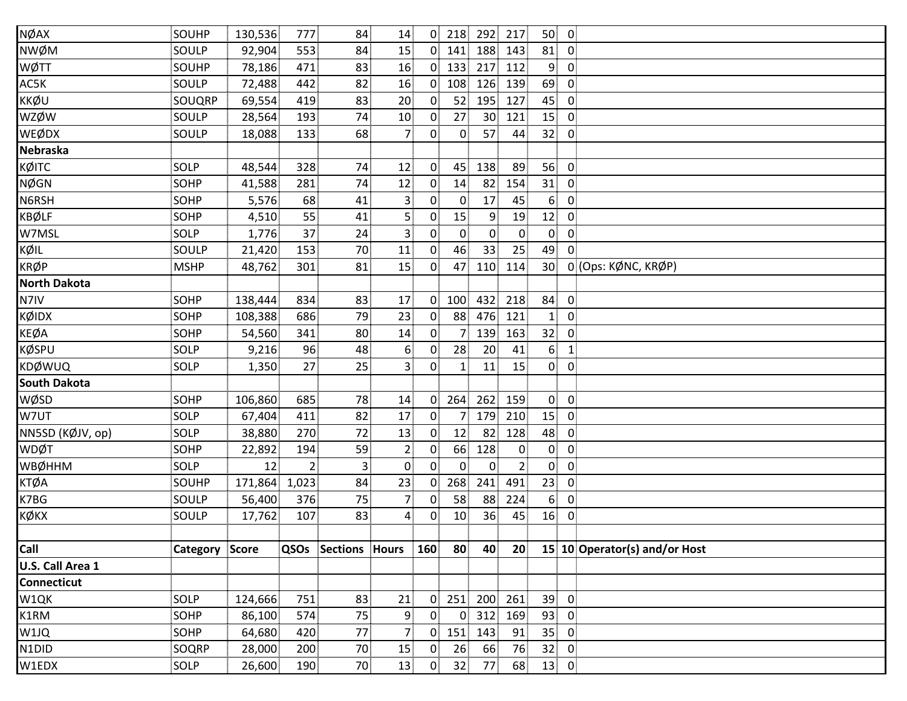| | | | | | | | | | | | | |
|---|---|---|---|---|---|---|---|---|---|---|---|---|
| NØAX | SOUHP | 130,536 | 777 | 84 | 14 | 0 | 218 | 292 | 217 | 50 | 0 | |
| NWØM | SOULP | 92,904 | 553 | 84 | 15 | 0 | 141 | 188 | 143 | 81 | 0 | |
| WØTT | SOUHP | 78,186 | 471 | 83 | 16 | 0 | 133 | 217 | 112 | 9 | 0 | |
| AC5K | SOULP | 72,488 | 442 | 82 | 16 | 0 | 108 | 126 | 139 | 69 | 0 | |
| KKØU | SOUQRP | 69,554 | 419 | 83 | 20 | 0 | 52 | 195 | 127 | 45 | 0 | |
| WZØW | SOULP | 28,564 | 193 | 74 | 10 | 0 | 27 | 30 | 121 | 15 | 0 | |
| WEØDX | SOULP | 18,088 | 133 | 68 | 7 | 0 | 0 | 57 | 44 | 32 | 0 | |
| **Nebraska** | | | | | | | | | | | | |
| KØITC | SOLP | 48,544 | 328 | 74 | 12 | 0 | 45 | 138 | 89 | 56 | 0 | |
| NØGN | SOHP | 41,588 | 281 | 74 | 12 | 0 | 14 | 82 | 154 | 31 | 0 | |
| N6RSH | SOHP | 5,576 | 68 | 41 | 3 | 0 | 0 | 17 | 45 | 6 | 0 | |
| KBØLF | SOHP | 4,510 | 55 | 41 | 5 | 0 | 15 | 9 | 19 | 12 | 0 | |
| W7MSL | SOLP | 1,776 | 37 | 24 | 3 | 0 | 0 | 0 | 0 | 0 | 0 | |
| KØIL | SOULP | 21,420 | 153 | 70 | 11 | 0 | 46 | 33 | 25 | 49 | 0 | |
| KRØP | MSHP | 48,762 | 301 | 81 | 15 | 0 | 47 | 110 | 114 | 30 | 0 | (Ops: KØNC, KRØP) |
| **North Dakota** | | | | | | | | | | | | |
| N7IV | SOHP | 138,444 | 834 | 83 | 17 | 0 | 100 | 432 | 218 | 84 | 0 | |
| KØIDX | SOHP | 108,388 | 686 | 79 | 23 | 0 | 88 | 476 | 121 | 1 | 0 | |
| KEØA | SOHP | 54,560 | 341 | 80 | 14 | 0 | 7 | 139 | 163 | 32 | 0 | |
| KØSPU | SOLP | 9,216 | 96 | 48 | 6 | 0 | 28 | 20 | 41 | 6 | 1 | |
| KDØWUQ | SOLP | 1,350 | 27 | 25 | 3 | 0 | 1 | 11 | 15 | 0 | 0 | |
| **South Dakota** | | | | | | | | | | | | |
| WØSD | SOHP | 106,860 | 685 | 78 | 14 | 0 | 264 | 262 | 159 | 0 | 0 | |
| W7UT | SOLP | 67,404 | 411 | 82 | 17 | 0 | 7 | 179 | 210 | 15 | 0 | |
| NN5SD (KØJV, op) | SOLP | 38,880 | 270 | 72 | 13 | 0 | 12 | 82 | 128 | 48 | 0 | |
| WDØT | SOHP | 22,892 | 194 | 59 | 2 | 0 | 66 | 128 | 0 | 0 | 0 | |
| WBØHHM | SOLP | 12 | 2 | 3 | 0 | 0 | 0 | 0 | 2 | 0 | 0 | |
| KTØA | SOUHP | 171,864 | 1,023 | 84 | 23 | 0 | 268 | 241 | 491 | 23 | 0 | |
| K7BG | SOULP | 56,400 | 376 | 75 | 7 | 0 | 58 | 88 | 224 | 6 | 0 | |
| KØKX | SOULP | 17,762 | 107 | 83 | 4 | 0 | 10 | 36 | 45 | 16 | 0 | |

| Call | Category | Score | QSOs | Sections | Hours | 160 | 80 | 40 | 20 | 15 | 10 | Operator(s) and/or Host |
|---|---|---|---|---|---|---|---|---|---|---|---|---|
| **U.S. Call Area 1** | | | | | | | | | | | | |
| **Connecticut** | | | | | | | | | | | | |
| W1QK | SOLP | 124,666 | 751 | 83 | 21 | 0 | 251 | 200 | 261 | 39 | 0 | |
| K1RM | SOHP | 86,100 | 574 | 75 | 9 | 0 | 0 | 312 | 169 | 93 | 0 | |
| W1JQ | SOHP | 64,680 | 420 | 77 | 7 | 0 | 151 | 143 | 91 | 35 | 0 | |
| N1DID | SOQRP | 28,000 | 200 | 70 | 15 | 0 | 26 | 66 | 76 | 32 | 0 | |
| W1EDX | SOLP | 26,600 | 190 | 70 | 13 | 0 | 32 | 77 | 68 | 13 | 0 | |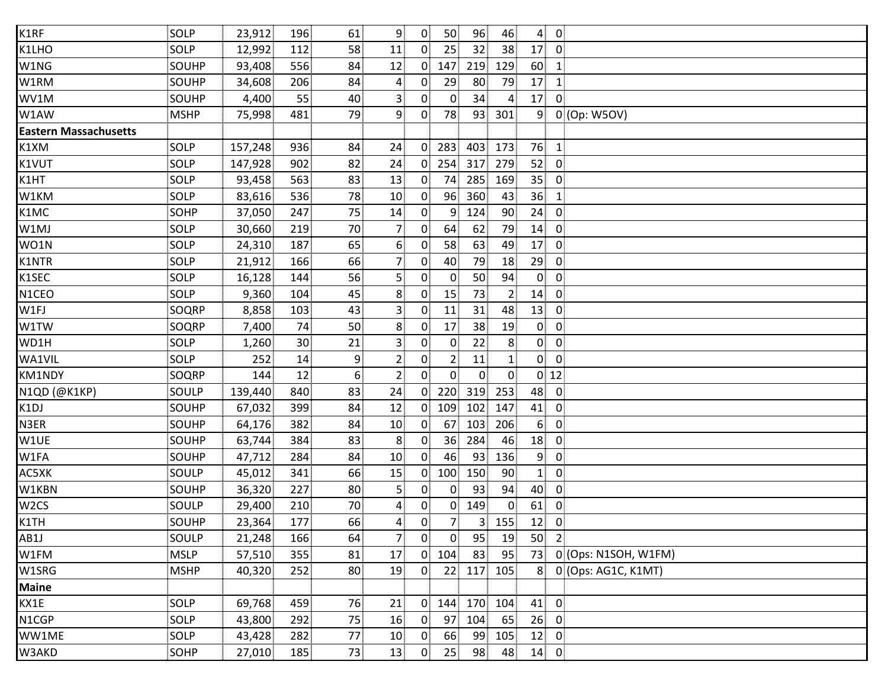| | | | | | | | | | | | | |
|---|---|---|---|---|---|---|---|---|---|---|---|---|
| K1RF | SOLP | 23,912 | 196 | 61 | 9 | 0 | 50 | 96 | 46 | 4 | 0 | |
| K1LHO | SOLP | 12,992 | 112 | 58 | 11 | 0 | 25 | 32 | 38 | 17 | 0 | |
| W1NG | SOUHP | 93,408 | 556 | 84 | 12 | 0 | 147 | 219 | 129 | 60 | 1 | |
| W1RM | SOUHP | 34,608 | 206 | 84 | 4 | 0 | 29 | 80 | 79 | 17 | 1 | |
| WV1M | SOUHP | 4,400 | 55 | 40 | 3 | 0 | 0 | 34 | 4 | 17 | 0 | |
| W1AW | MSHP | 75,998 | 481 | 79 | 9 | 0 | 78 | 93 | 301 | 9 | 0 | (Op: W5OV) |
| **Eastern Massachusetts** | | | | | | | | | | | | |
| K1XM | SOLP | 157,248 | 936 | 84 | 24 | 0 | 283 | 403 | 173 | 76 | 1 | |
| K1VUT | SOLP | 147,928 | 902 | 82 | 24 | 0 | 254 | 317 | 279 | 52 | 0 | |
| K1HT | SOLP | 93,458 | 563 | 83 | 13 | 0 | 74 | 285 | 169 | 35 | 0 | |
| W1KM | SOLP | 83,616 | 536 | 78 | 10 | 0 | 96 | 360 | 43 | 36 | 1 | |
| K1MC | SOHP | 37,050 | 247 | 75 | 14 | 0 | 9 | 124 | 90 | 24 | 0 | |
| W1MJ | SOLP | 30,660 | 219 | 70 | 7 | 0 | 64 | 62 | 79 | 14 | 0 | |
| WO1N | SOLP | 24,310 | 187 | 65 | 6 | 0 | 58 | 63 | 49 | 17 | 0 | |
| K1NTR | SOLP | 21,912 | 166 | 66 | 7 | 0 | 40 | 79 | 18 | 29 | 0 | |
| K1SEC | SOLP | 16,128 | 144 | 56 | 5 | 0 | 0 | 50 | 94 | 0 | 0 | |
| N1CEO | SOLP | 9,360 | 104 | 45 | 8 | 0 | 15 | 73 | 2 | 14 | 0 | |
| W1FJ | SOQRP | 8,858 | 103 | 43 | 3 | 0 | 11 | 31 | 48 | 13 | 0 | |
| W1TW | SOQRP | 7,400 | 74 | 50 | 8 | 0 | 17 | 38 | 19 | 0 | 0 | |
| WD1H | SOLP | 1,260 | 30 | 21 | 3 | 0 | 0 | 22 | 8 | 0 | 0 | |
| WA1VIL | SOLP | 252 | 14 | 9 | 2 | 0 | 2 | 11 | 1 | 0 | 0 | |
| KM1NDY | SOQRP | 144 | 12 | 6 | 2 | 0 | 0 | 0 | 0 | 0 | 12 | |
| N1QD (@K1KP) | SOULP | 139,440 | 840 | 83 | 24 | 0 | 220 | 319 | 253 | 48 | 0 | |
| K1DJ | SOUHP | 67,032 | 399 | 84 | 12 | 0 | 109 | 102 | 147 | 41 | 0 | |
| N3ER | SOUHP | 64,176 | 382 | 84 | 10 | 0 | 67 | 103 | 206 | 6 | 0 | |
| W1UE | SOUHP | 63,744 | 384 | 83 | 8 | 0 | 36 | 284 | 46 | 18 | 0 | |
| W1FA | SOUHP | 47,712 | 284 | 84 | 10 | 0 | 46 | 93 | 136 | 9 | 0 | |
| AC5XK | SOULP | 45,012 | 341 | 66 | 15 | 0 | 100 | 150 | 90 | 1 | 0 | |
| W1KBN | SOUHP | 36,320 | 227 | 80 | 5 | 0 | 0 | 93 | 94 | 40 | 0 | |
| W2CS | SOULP | 29,400 | 210 | 70 | 4 | 0 | 0 | 149 | 0 | 61 | 0 | |
| K1TH | SOUHP | 23,364 | 177 | 66 | 4 | 0 | 7 | 3 | 155 | 12 | 0 | |
| AB1J | SOULP | 21,248 | 166 | 64 | 7 | 0 | 0 | 95 | 19 | 50 | 2 | |
| W1FM | MSLP | 57,510 | 355 | 81 | 17 | 0 | 104 | 83 | 95 | 73 | 0 | (Ops: N1SOH, W1FM) |
| W1SRG | MSHP | 40,320 | 252 | 80 | 19 | 0 | 22 | 117 | 105 | 8 | 0 | (Ops: AG1C, K1MT) |
| **Maine** | | | | | | | | | | | | |
| KX1E | SOLP | 69,768 | 459 | 76 | 21 | 0 | 144 | 170 | 104 | 41 | 0 | |
| N1CGP | SOLP | 43,800 | 292 | 75 | 16 | 0 | 97 | 104 | 65 | 26 | 0 | |
| WW1ME | SOLP | 43,428 | 282 | 77 | 10 | 0 | 66 | 99 | 105 | 12 | 0 | |
| W3AKD | SOHP | 27,010 | 185 | 73 | 13 | 0 | 25 | 98 | 48 | 14 | 0 | |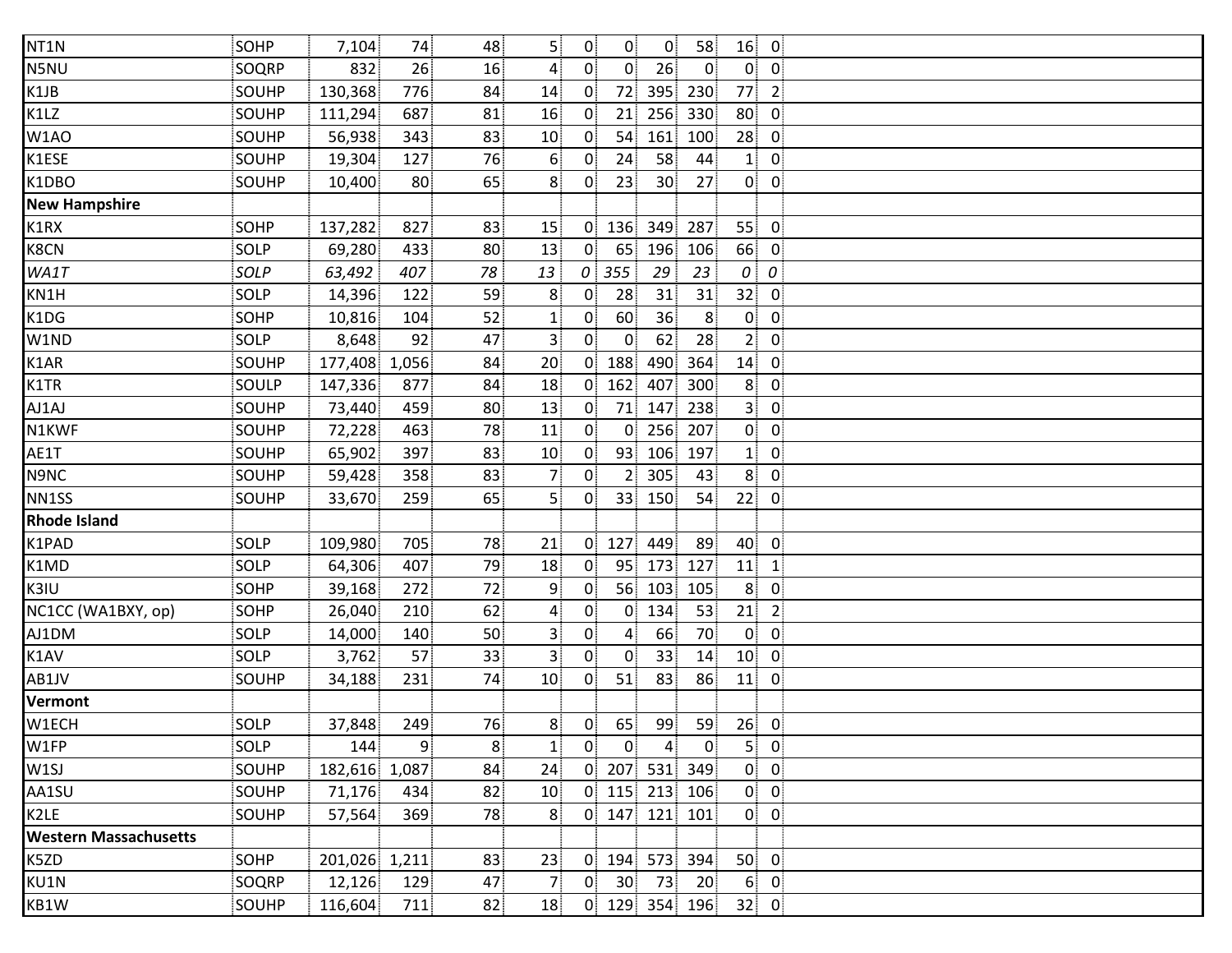| | | | | | | | | | | | |
|---|---|---|---|---|---|---|---|---|---|---|---|
| NT1N | SOHP | 7,104 | 74 | 48 | 5 | 0 | 0 | 0 | 58 | 16 | 0 |
| N5NU | SOQRP | 832 | 26 | 16 | 4 | 0 | 0 | 26 | 0 | 0 | 0 |
| K1JB | SOUHP | 130,368 | 776 | 84 | 14 | 0 | 72 | 395 | 230 | 77 | 2 |
| K1LZ | SOUHP | 111,294 | 687 | 81 | 16 | 0 | 21 | 256 | 330 | 80 | 0 |
| W1AO | SOUHP | 56,938 | 343 | 83 | 10 | 0 | 54 | 161 | 100 | 28 | 0 |
| K1ESE | SOUHP | 19,304 | 127 | 76 | 6 | 0 | 24 | 58 | 44 | 1 | 0 |
| K1DBO | SOUHP | 10,400 | 80 | 65 | 8 | 0 | 23 | 30 | 27 | 0 | 0 |
| **New Hampshire** | | | | | | | | | | | |
| K1RX | SOHP | 137,282 | 827 | 83 | 15 | 0 | 136 | 349 | 287 | 55 | 0 |
| K8CN | SOLP | 69,280 | 433 | 80 | 13 | 0 | 65 | 196 | 106 | 66 | 0 |
| *WA1T* | *SOLP* | *63,492* | *407* | *78* | *13* | *0* | *355* | *29* | *23* | *0* | *0* |
| KN1H | SOLP | 14,396 | 122 | 59 | 8 | 0 | 28 | 31 | 31 | 32 | 0 |
| K1DG | SOHP | 10,816 | 104 | 52 | 1 | 0 | 60 | 36 | 8 | 0 | 0 |
| W1ND | SOLP | 8,648 | 92 | 47 | 3 | 0 | 0 | 62 | 28 | 2 | 0 |
| K1AR | SOUHP | 177,408 | 1,056 | 84 | 20 | 0 | 188 | 490 | 364 | 14 | 0 |
| K1TR | SOULP | 147,336 | 877 | 84 | 18 | 0 | 162 | 407 | 300 | 8 | 0 |
| AJ1AJ | SOUHP | 73,440 | 459 | 80 | 13 | 0 | 71 | 147 | 238 | 3 | 0 |
| N1KWF | SOUHP | 72,228 | 463 | 78 | 11 | 0 | 0 | 256 | 207 | 0 | 0 |
| AE1T | SOUHP | 65,902 | 397 | 83 | 10 | 0 | 93 | 106 | 197 | 1 | 0 |
| N9NC | SOUHP | 59,428 | 358 | 83 | 7 | 0 | 2 | 305 | 43 | 8 | 0 |
| NN1SS | SOUHP | 33,670 | 259 | 65 | 5 | 0 | 33 | 150 | 54 | 22 | 0 |
| **Rhode Island** | | | | | | | | | | | |
| K1PAD | SOLP | 109,980 | 705 | 78 | 21 | 0 | 127 | 449 | 89 | 40 | 0 |
| K1MD | SOLP | 64,306 | 407 | 79 | 18 | 0 | 95 | 173 | 127 | 11 | 1 |
| K3IU | SOHP | 39,168 | 272 | 72 | 9 | 0 | 56 | 103 | 105 | 8 | 0 |
| NC1CC (WA1BXY, op) | SOHP | 26,040 | 210 | 62 | 4 | 0 | 0 | 134 | 53 | 21 | 2 |
| AJ1DM | SOLP | 14,000 | 140 | 50 | 3 | 0 | 4 | 66 | 70 | 0 | 0 |
| K1AV | SOLP | 3,762 | 57 | 33 | 3 | 0 | 0 | 33 | 14 | 10 | 0 |
| AB1JV | SOUHP | 34,188 | 231 | 74 | 10 | 0 | 51 | 83 | 86 | 11 | 0 |
| **Vermont** | | | | | | | | | | | |
| W1ECH | SOLP | 37,848 | 249 | 76 | 8 | 0 | 65 | 99 | 59 | 26 | 0 |
| W1FP | SOLP | 144 | 9 | 8 | 1 | 0 | 0 | 4 | 0 | 5 | 0 |
| W1SJ | SOUHP | 182,616 | 1,087 | 84 | 24 | 0 | 207 | 531 | 349 | 0 | 0 |
| AA1SU | SOUHP | 71,176 | 434 | 82 | 10 | 0 | 115 | 213 | 106 | 0 | 0 |
| K2LE | SOUHP | 57,564 | 369 | 78 | 8 | 0 | 147 | 121 | 101 | 0 | 0 |
| **Western Massachusetts** | | | | | | | | | | | |
| K5ZD | SOHP | 201,026 | 1,211 | 83 | 23 | 0 | 194 | 573 | 394 | 50 | 0 |
| KU1N | SOQRP | 12,126 | 129 | 47 | 7 | 0 | 30 | 73 | 20 | 6 | 0 |
| KB1W | SOUHP | 116,604 | 711 | 82 | 18 | 0 | 129 | 354 | 196 | 32 | 0 |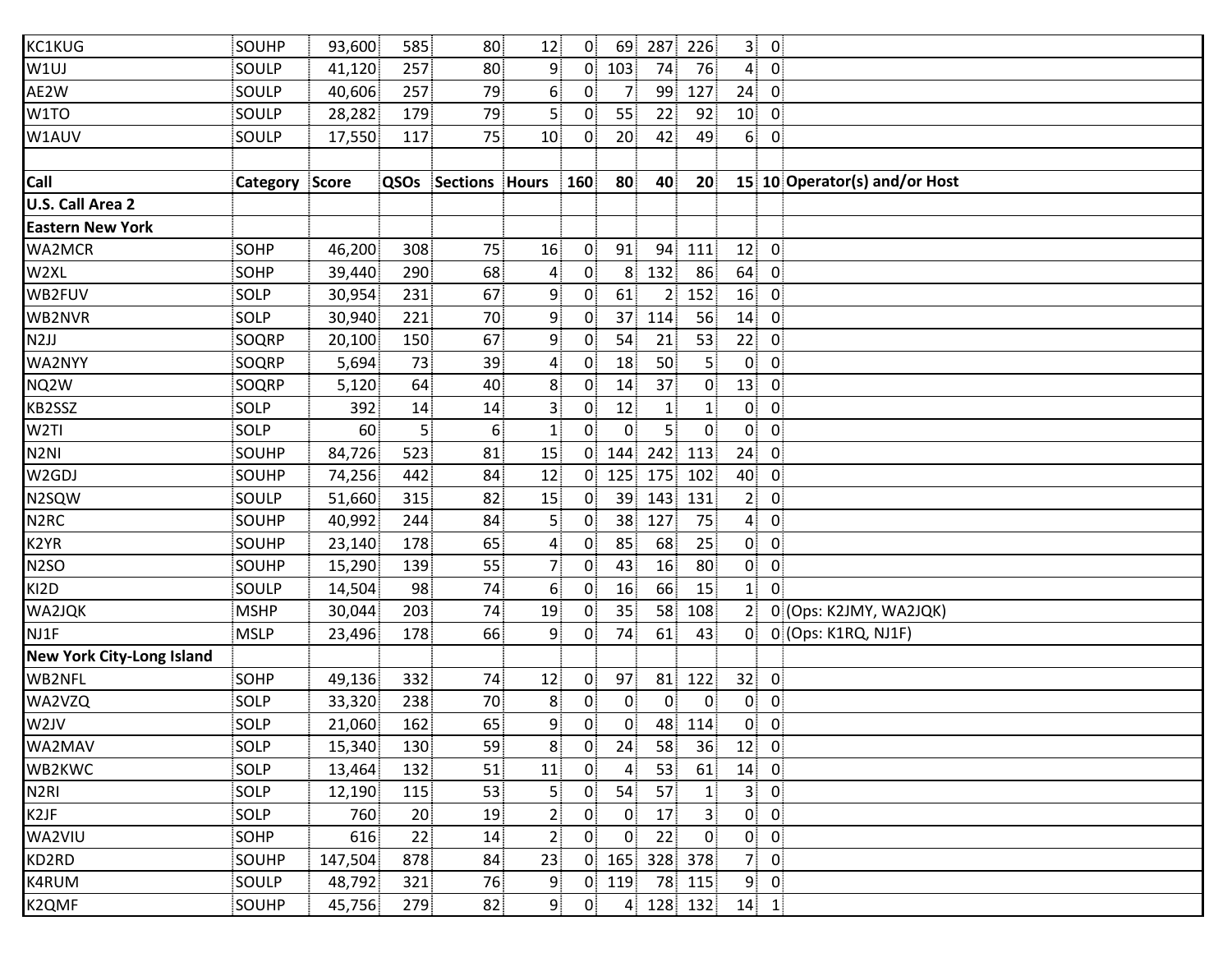| KC1KUG | SOUHP | 93,600 | 585 | 80 | 12 | 0 | 69 | 287 | 226 | 3 | 0 | |
|---|---|---|---|---|---|---|---|---|---|---|---|---|
| W1UJ | SOULP | 41,120 | 257 | 80 | 9 | 0 | 103 | 74 | 76 | 4 | 0 | |
| AE2W | SOULP | 40,606 | 257 | 79 | 6 | 0 | 7 | 99 | 127 | 24 | 0 | |
| W1TO | SOULP | 28,282 | 179 | 79 | 5 | 0 | 55 | 22 | 92 | 10 | 0 | |
| W1AUV | SOULP | 17,550 | 117 | 75 | 10 | 0 | 20 | 42 | 49 | 6 | 0 | |
| | | | | | | | | | | | | |
| **Call** | **Category** | **Score** | **QSOs** | **Sections** | **Hours** | **160** | **80** | **40** | **20** | **15** | **10** | **Operator(s) and/or Host** |
| **U.S. Call Area 2** | | | | | | | | | | | | |
| **Eastern New York** | | | | | | | | | | | | |
| WA2MCR | SOHP | 46,200 | 308 | 75 | 16 | 0 | 91 | 94 | 111 | 12 | 0 | |
| W2XL | SOHP | 39,440 | 290 | 68 | 4 | 0 | 8 | 132 | 86 | 64 | 0 | |
| WB2FUV | SOLP | 30,954 | 231 | 67 | 9 | 0 | 61 | 2 | 152 | 16 | 0 | |
| WB2NVR | SOLP | 30,940 | 221 | 70 | 9 | 0 | 37 | 114 | 56 | 14 | 0 | |
| N2JJ | SOQRP | 20,100 | 150 | 67 | 9 | 0 | 54 | 21 | 53 | 22 | 0 | |
| WA2NYY | SOQRP | 5,694 | 73 | 39 | 4 | 0 | 18 | 50 | 5 | 0 | 0 | |
| NQ2W | SOQRP | 5,120 | 64 | 40 | 8 | 0 | 14 | 37 | 0 | 13 | 0 | |
| KB2SSZ | SOLP | 392 | 14 | 14 | 3 | 0 | 12 | 1 | 1 | 0 | 0 | |
| W2TI | SOLP | 60 | 5 | 6 | 1 | 0 | 0 | 5 | 0 | 0 | 0 | |
| N2NI | SOUHP | 84,726 | 523 | 81 | 15 | 0 | 144 | 242 | 113 | 24 | 0 | |
| W2GDJ | SOUHP | 74,256 | 442 | 84 | 12 | 0 | 125 | 175 | 102 | 40 | 0 | |
| N2SQW | SOULP | 51,660 | 315 | 82 | 15 | 0 | 39 | 143 | 131 | 2 | 0 | |
| N2RC | SOUHP | 40,992 | 244 | 84 | 5 | 0 | 38 | 127 | 75 | 4 | 0 | |
| K2YR | SOUHP | 23,140 | 178 | 65 | 4 | 0 | 85 | 68 | 25 | 0 | 0 | |
| N2SO | SOUHP | 15,290 | 139 | 55 | 7 | 0 | 43 | 16 | 80 | 0 | 0 | |
| KI2D | SOULP | 14,504 | 98 | 74 | 6 | 0 | 16 | 66 | 15 | 1 | 0 | |
| WA2JQK | MSHP | 30,044 | 203 | 74 | 19 | 0 | 35 | 58 | 108 | 2 | 0 | (Ops: K2JMY, WA2JQK) |
| NJ1F | MSLP | 23,496 | 178 | 66 | 9 | 0 | 74 | 61 | 43 | 0 | 0 | (Ops: K1RQ, NJ1F) |
| **New York City-Long Island** | | | | | | | | | | | | |
| WB2NFL | SOHP | 49,136 | 332 | 74 | 12 | 0 | 97 | 81 | 122 | 32 | 0 | |
| WA2VZQ | SOLP | 33,320 | 238 | 70 | 8 | 0 | 0 | 0 | 0 | 0 | 0 | |
| W2JV | SOLP | 21,060 | 162 | 65 | 9 | 0 | 0 | 48 | 114 | 0 | 0 | |
| WA2MAV | SOLP | 15,340 | 130 | 59 | 8 | 0 | 24 | 58 | 36 | 12 | 0 | |
| WB2KWC | SOLP | 13,464 | 132 | 51 | 11 | 0 | 4 | 53 | 61 | 14 | 0 | |
| N2RI | SOLP | 12,190 | 115 | 53 | 5 | 0 | 54 | 57 | 1 | 3 | 0 | |
| K2JF | SOLP | 760 | 20 | 19 | 2 | 0 | 0 | 17 | 3 | 0 | 0 | |
| WA2VIU | SOHP | 616 | 22 | 14 | 2 | 0 | 0 | 22 | 0 | 0 | 0 | |
| KD2RD | SOUHP | 147,504 | 878 | 84 | 23 | 0 | 165 | 328 | 378 | 7 | 0 | |
| K4RUM | SOULP | 48,792 | 321 | 76 | 9 | 0 | 119 | 78 | 115 | 9 | 0 | |
| K2QMF | SOUHP | 45,756 | 279 | 82 | 9 | 0 | 4 | 128 | 132 | 14 | 1 | |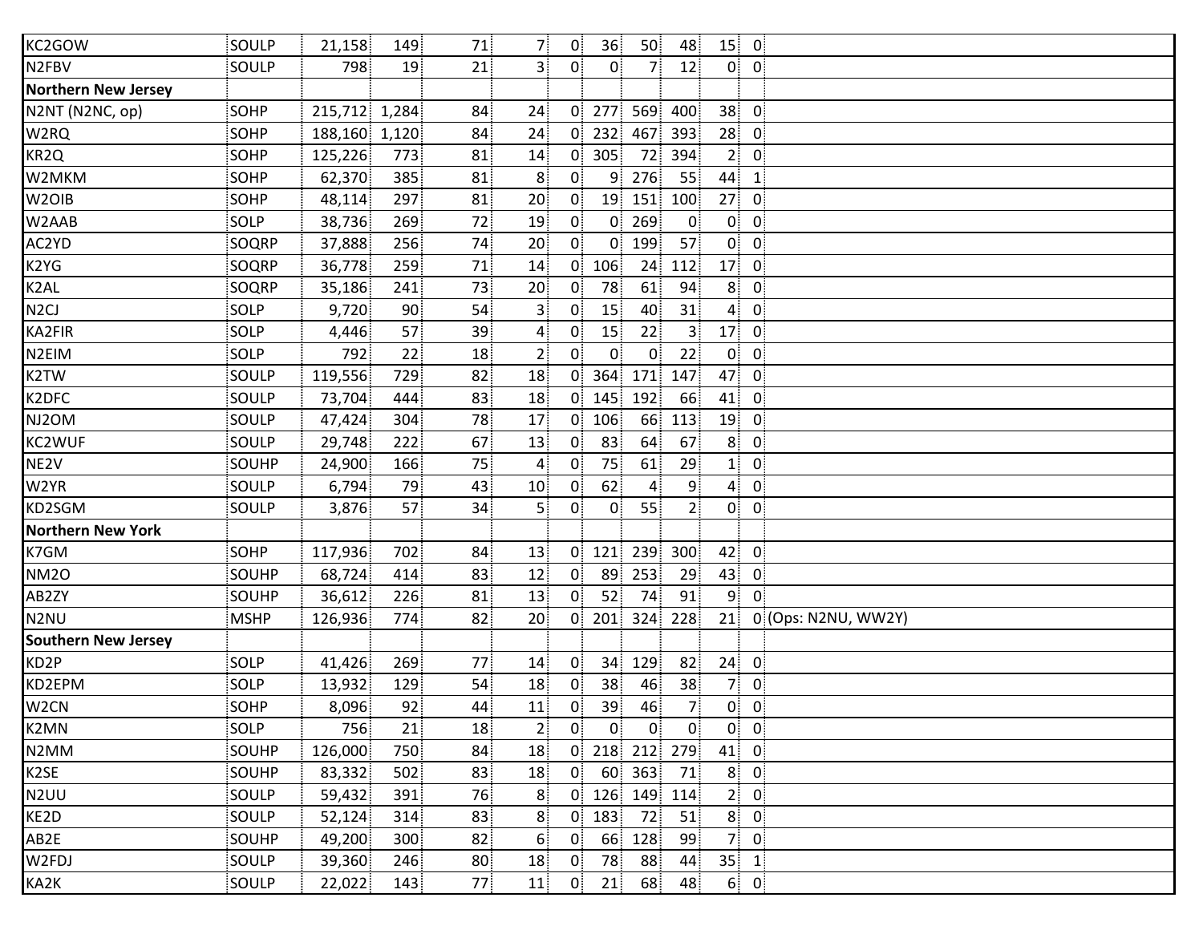| | | | | | | | | | | | | |
|---|---|---|---|---|---|---|---|---|---|---|---|---|
| KC2GOW | SOULP | 21,158 | 149 | 71 | 7 | 0 | 36 | 50 | 48 | 15 | 0 | |
| N2FBV | SOULP | 798 | 19 | 21 | 3 | 0 | 0 | 7 | 12 | 0 | 0 | |
| **Northern New Jersey** | | | | | | | | | | | | |
| N2NT (N2NC, op) | SOHP | 215,712 | 1,284 | 84 | 24 | 0 | 277 | 569 | 400 | 38 | 0 | |
| W2RQ | SOHP | 188,160 | 1,120 | 84 | 24 | 0 | 232 | 467 | 393 | 28 | 0 | |
| KR2Q | SOHP | 125,226 | 773 | 81 | 14 | 0 | 305 | 72 | 394 | 2 | 0 | |
| W2MKM | SOHP | 62,370 | 385 | 81 | 8 | 0 | 9 | 276 | 55 | 44 | 1 | |
| W2OIB | SOHP | 48,114 | 297 | 81 | 20 | 0 | 19 | 151 | 100 | 27 | 0 | |
| W2AAB | SOLP | 38,736 | 269 | 72 | 19 | 0 | 0 | 269 | 0 | 0 | 0 | |
| AC2YD | SOQRP | 37,888 | 256 | 74 | 20 | 0 | 0 | 199 | 57 | 0 | 0 | |
| K2YG | SOQRP | 36,778 | 259 | 71 | 14 | 0 | 106 | 24 | 112 | 17 | 0 | |
| K2AL | SOQRP | 35,186 | 241 | 73 | 20 | 0 | 78 | 61 | 94 | 8 | 0 | |
| N2CJ | SOLP | 9,720 | 90 | 54 | 3 | 0 | 15 | 40 | 31 | 4 | 0 | |
| KA2FIR | SOLP | 4,446 | 57 | 39 | 4 | 0 | 15 | 22 | 3 | 17 | 0 | |
| N2EIM | SOLP | 792 | 22 | 18 | 2 | 0 | 0 | 0 | 22 | 0 | 0 | |
| K2TW | SOULP | 119,556 | 729 | 82 | 18 | 0 | 364 | 171 | 147 | 47 | 0 | |
| K2DFC | SOULP | 73,704 | 444 | 83 | 18 | 0 | 145 | 192 | 66 | 41 | 0 | |
| NJ2OM | SOULP | 47,424 | 304 | 78 | 17 | 0 | 106 | 66 | 113 | 19 | 0 | |
| KC2WUF | SOULP | 29,748 | 222 | 67 | 13 | 0 | 83 | 64 | 67 | 8 | 0 | |
| NE2V | SOUHP | 24,900 | 166 | 75 | 4 | 0 | 75 | 61 | 29 | 1 | 0 | |
| W2YR | SOULP | 6,794 | 79 | 43 | 10 | 0 | 62 | 4 | 9 | 4 | 0 | |
| KD2SGM | SOULP | 3,876 | 57 | 34 | 5 | 0 | 0 | 55 | 2 | 0 | 0 | |
| **Northern New York** | | | | | | | | | | | | |
| K7GM | SOHP | 117,936 | 702 | 84 | 13 | 0 | 121 | 239 | 300 | 42 | 0 | |
| NM2O | SOUHP | 68,724 | 414 | 83 | 12 | 0 | 89 | 253 | 29 | 43 | 0 | |
| AB2ZY | SOUHP | 36,612 | 226 | 81 | 13 | 0 | 52 | 74 | 91 | 9 | 0 | |
| N2NU | MSHP | 126,936 | 774 | 82 | 20 | 0 | 201 | 324 | 228 | 21 | 0 | (Ops: N2NU, WW2Y) |
| **Southern New Jersey** | | | | | | | | | | | | |
| KD2P | SOLP | 41,426 | 269 | 77 | 14 | 0 | 34 | 129 | 82 | 24 | 0 | |
| KD2EPM | SOLP | 13,932 | 129 | 54 | 18 | 0 | 38 | 46 | 38 | 7 | 0 | |
| W2CN | SOHP | 8,096 | 92 | 44 | 11 | 0 | 39 | 46 | 7 | 0 | 0 | |
| K2MN | SOLP | 756 | 21 | 18 | 2 | 0 | 0 | 0 | 0 | 0 | 0 | |
| N2MM | SOUHP | 126,000 | 750 | 84 | 18 | 0 | 218 | 212 | 279 | 41 | 0 | |
| K2SE | SOUHP | 83,332 | 502 | 83 | 18 | 0 | 60 | 363 | 71 | 8 | 0 | |
| N2UU | SOULP | 59,432 | 391 | 76 | 8 | 0 | 126 | 149 | 114 | 2 | 0 | |
| KE2D | SOULP | 52,124 | 314 | 83 | 8 | 0 | 183 | 72 | 51 | 8 | 0 | |
| AB2E | SOUHP | 49,200 | 300 | 82 | 6 | 0 | 66 | 128 | 99 | 7 | 0 | |
| W2FDJ | SOULP | 39,360 | 246 | 80 | 18 | 0 | 78 | 88 | 44 | 35 | 1 | |
| KA2K | SOULP | 22,022 | 143 | 77 | 11 | 0 | 21 | 68 | 48 | 6 | 0 | |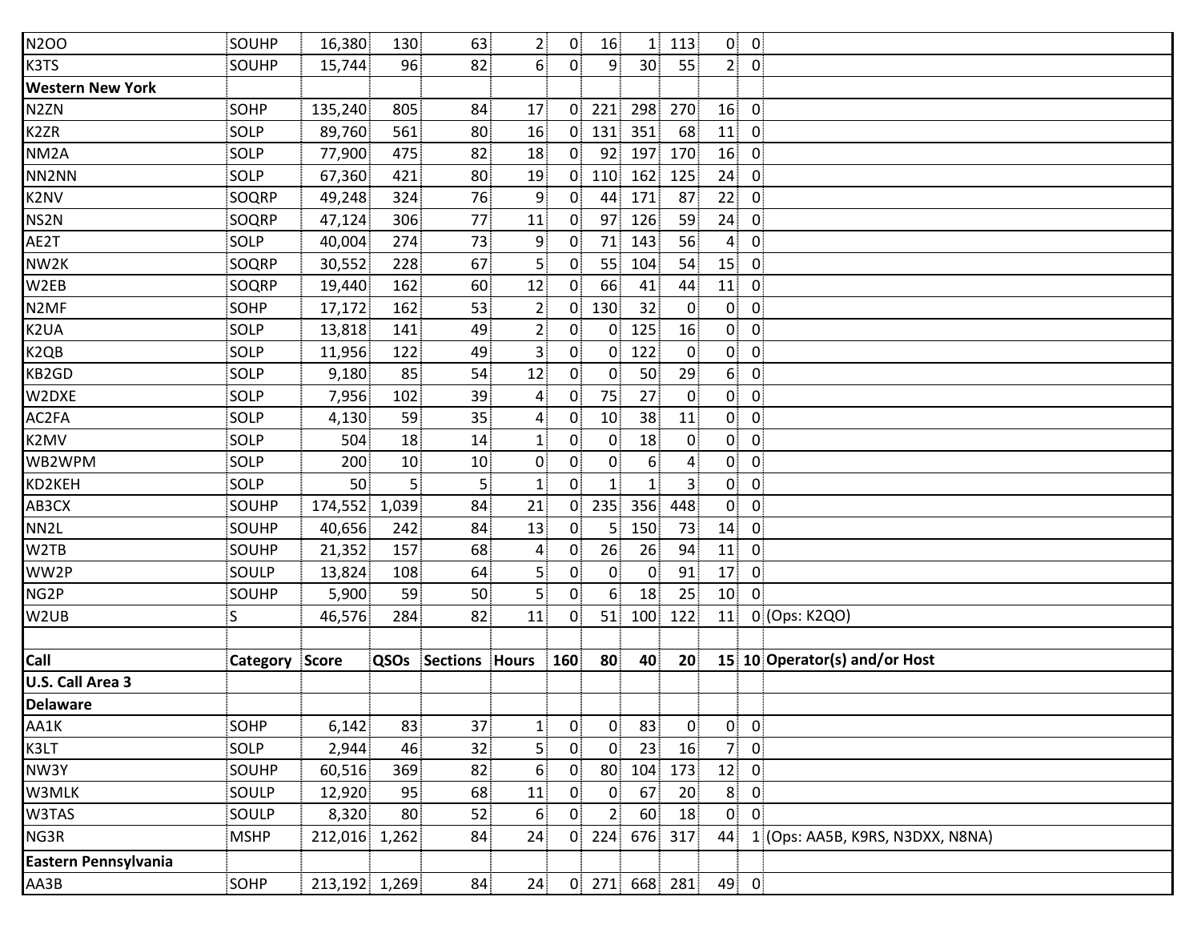| | | | | | | | | | | | | |
|---|---|---|---|---|---|---|---|---|---|---|---|---|
| N2OO | SOUHP | 16,380 | 130 | 63 | 2 | 0 | 16 | 1 | 113 | 0 | 0 | |
| K3TS | SOUHP | 15,744 | 96 | 82 | 6 | 0 | 9 | 30 | 55 | 2 | 0 | |
| **Western New York** | | | | | | | | | | | | |
| N2ZN | SOHP | 135,240 | 805 | 84 | 17 | 0 | 221 | 298 | 270 | 16 | 0 | |
| K2ZR | SOLP | 89,760 | 561 | 80 | 16 | 0 | 131 | 351 | 68 | 11 | 0 | |
| NM2A | SOLP | 77,900 | 475 | 82 | 18 | 0 | 92 | 197 | 170 | 16 | 0 | |
| NN2NN | SOLP | 67,360 | 421 | 80 | 19 | 0 | 110 | 162 | 125 | 24 | 0 | |
| K2NV | SOQRP | 49,248 | 324 | 76 | 9 | 0 | 44 | 171 | 87 | 22 | 0 | |
| NS2N | SOQRP | 47,124 | 306 | 77 | 11 | 0 | 97 | 126 | 59 | 24 | 0 | |
| AE2T | SOLP | 40,004 | 274 | 73 | 9 | 0 | 71 | 143 | 56 | 4 | 0 | |
| NW2K | SOQRP | 30,552 | 228 | 67 | 5 | 0 | 55 | 104 | 54 | 15 | 0 | |
| W2EB | SOQRP | 19,440 | 162 | 60 | 12 | 0 | 66 | 41 | 44 | 11 | 0 | |
| N2MF | SOHP | 17,172 | 162 | 53 | 2 | 0 | 130 | 32 | 0 | 0 | 0 | |
| K2UA | SOLP | 13,818 | 141 | 49 | 2 | 0 | 0 | 125 | 16 | 0 | 0 | |
| K2QB | SOLP | 11,956 | 122 | 49 | 3 | 0 | 0 | 122 | 0 | 0 | 0 | |
| KB2GD | SOLP | 9,180 | 85 | 54 | 12 | 0 | 0 | 50 | 29 | 6 | 0 | |
| W2DXE | SOLP | 7,956 | 102 | 39 | 4 | 0 | 75 | 27 | 0 | 0 | 0 | |
| AC2FA | SOLP | 4,130 | 59 | 35 | 4 | 0 | 10 | 38 | 11 | 0 | 0 | |
| K2MV | SOLP | 504 | 18 | 14 | 1 | 0 | 0 | 18 | 0 | 0 | 0 | |
| WB2WPM | SOLP | 200 | 10 | 10 | 0 | 0 | 0 | 6 | 4 | 0 | 0 | |
| KD2KEH | SOLP | 50 | 5 | 5 | 1 | 0 | 1 | 1 | 3 | 0 | 0 | |
| AB3CX | SOUHP | 174,552 | 1,039 | 84 | 21 | 0 | 235 | 356 | 448 | 0 | 0 | |
| NN2L | SOUHP | 40,656 | 242 | 84 | 13 | 0 | 5 | 150 | 73 | 14 | 0 | |
| W2TB | SOUHP | 21,352 | 157 | 68 | 4 | 0 | 26 | 26 | 94 | 11 | 0 | |
| WW2P | SOULP | 13,824 | 108 | 64 | 5 | 0 | 0 | 0 | 91 | 17 | 0 | |
| NG2P | SOUHP | 5,900 | 59 | 50 | 5 | 0 | 6 | 18 | 25 | 10 | 0 | |
| W2UB | S | 46,576 | 284 | 82 | 11 | 0 | 51 | 100 | 122 | 11 | 0 | (Ops: K2QO) |
| | | | | | | | | | | | | |
| **Call** | **Category** | **Score** | **QSOs** | **Sections** | **Hours** | **160** | **80** | **40** | **20** | **15** | **10** | **Operator(s) and/or Host** |
| **U.S. Call Area 3** | | | | | | | | | | | | |
| **Delaware** | | | | | | | | | | | | |
| AA1K | SOHP | 6,142 | 83 | 37 | 1 | 0 | 0 | 83 | 0 | 0 | 0 | |
| K3LT | SOLP | 2,944 | 46 | 32 | 5 | 0 | 0 | 23 | 16 | 7 | 0 | |
| NW3Y | SOUHP | 60,516 | 369 | 82 | 6 | 0 | 80 | 104 | 173 | 12 | 0 | |
| W3MLK | SOULP | 12,920 | 95 | 68 | 11 | 0 | 0 | 67 | 20 | 8 | 0 | |
| W3TAS | SOULP | 8,320 | 80 | 52 | 6 | 0 | 2 | 60 | 18 | 0 | 0 | |
| NG3R | MSHP | 212,016 | 1,262 | 84 | 24 | 0 | 224 | 676 | 317 | 44 | 1 | (Ops: AA5B, K9RS, N3DXX, N8NA) |
| **Eastern Pennsylvania** | | | | | | | | | | | | |
| AA3B | SOHP | 213,192 | 1,269 | 84 | 24 | 0 | 271 | 668 | 281 | 49 | 0 | |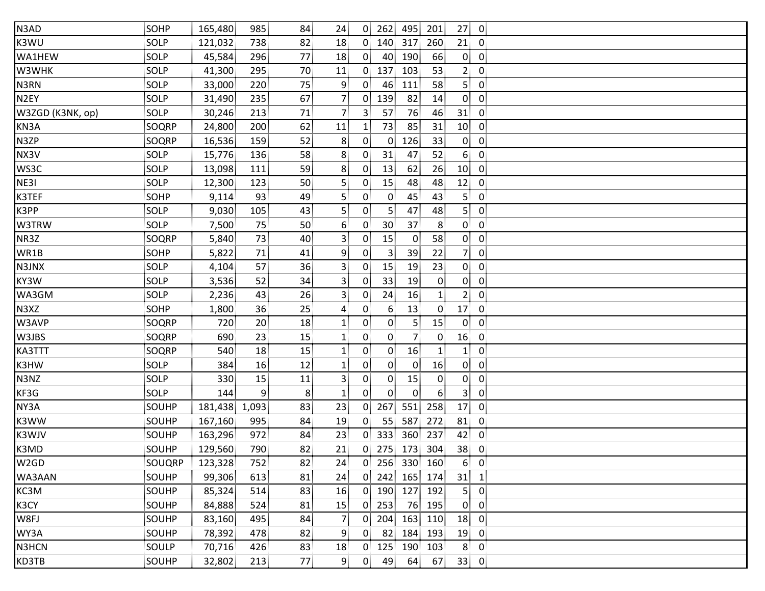| | | | | | | | | | | | |
|---|---|---|---|---|---|---|---|---|---|---|---|
| N3AD | SOHP | 165,480 | 985 | 84 | 24 | 0 | 262 | 495 | 201 | 27 | 0 |
| K3WU | SOLP | 121,032 | 738 | 82 | 18 | 0 | 140 | 317 | 260 | 21 | 0 |
| WA1HEW | SOLP | 45,584 | 296 | 77 | 18 | 0 | 40 | 190 | 66 | 0 | 0 |
| W3WHK | SOLP | 41,300 | 295 | 70 | 11 | 0 | 137 | 103 | 53 | 2 | 0 |
| N3RN | SOLP | 33,000 | 220 | 75 | 9 | 0 | 46 | 111 | 58 | 5 | 0 |
| N2EY | SOLP | 31,490 | 235 | 67 | 7 | 0 | 139 | 82 | 14 | 0 | 0 |
| W3ZGD (K3NK, op) | SOLP | 30,246 | 213 | 71 | 7 | 3 | 57 | 76 | 46 | 31 | 0 |
| KN3A | SOQRP | 24,800 | 200 | 62 | 11 | 1 | 73 | 85 | 31 | 10 | 0 |
| N3ZP | SOQRP | 16,536 | 159 | 52 | 8 | 0 | 0 | 126 | 33 | 0 | 0 |
| NX3V | SOLP | 15,776 | 136 | 58 | 8 | 0 | 31 | 47 | 52 | 6 | 0 |
| WS3C | SOLP | 13,098 | 111 | 59 | 8 | 0 | 13 | 62 | 26 | 10 | 0 |
| NE3I | SOLP | 12,300 | 123 | 50 | 5 | 0 | 15 | 48 | 48 | 12 | 0 |
| K3TEF | SOHP | 9,114 | 93 | 49 | 5 | 0 | 0 | 45 | 43 | 5 | 0 |
| K3PP | SOLP | 9,030 | 105 | 43 | 5 | 0 | 5 | 47 | 48 | 5 | 0 |
| W3TRW | SOLP | 7,500 | 75 | 50 | 6 | 0 | 30 | 37 | 8 | 0 | 0 |
| NR3Z | SOQRP | 5,840 | 73 | 40 | 3 | 0 | 15 | 0 | 58 | 0 | 0 |
| WR1B | SOHP | 5,822 | 71 | 41 | 9 | 0 | 3 | 39 | 22 | 7 | 0 |
| N3JNX | SOLP | 4,104 | 57 | 36 | 3 | 0 | 15 | 19 | 23 | 0 | 0 |
| KY3W | SOLP | 3,536 | 52 | 34 | 3 | 0 | 33 | 19 | 0 | 0 | 0 |
| WA3GM | SOLP | 2,236 | 43 | 26 | 3 | 0 | 24 | 16 | 1 | 2 | 0 |
| N3XZ | SOHP | 1,800 | 36 | 25 | 4 | 0 | 6 | 13 | 0 | 17 | 0 |
| W3AVP | SOQRP | 720 | 20 | 18 | 1 | 0 | 0 | 5 | 15 | 0 | 0 |
| W3JBS | SOQRP | 690 | 23 | 15 | 1 | 0 | 0 | 7 | 0 | 16 | 0 |
| KA3TTT | SOQRP | 540 | 18 | 15 | 1 | 0 | 0 | 16 | 1 | 1 | 0 |
| K3HW | SOLP | 384 | 16 | 12 | 1 | 0 | 0 | 0 | 16 | 0 | 0 |
| N3NZ | SOLP | 330 | 15 | 11 | 3 | 0 | 0 | 15 | 0 | 0 | 0 |
| KF3G | SOLP | 144 | 9 | 8 | 1 | 0 | 0 | 0 | 6 | 3 | 0 |
| NY3A | SOUHP | 181,438 | 1,093 | 83 | 23 | 0 | 267 | 551 | 258 | 17 | 0 |
| K3WW | SOUHP | 167,160 | 995 | 84 | 19 | 0 | 55 | 587 | 272 | 81 | 0 |
| K3WJV | SOUHP | 163,296 | 972 | 84 | 23 | 0 | 333 | 360 | 237 | 42 | 0 |
| K3MD | SOUHP | 129,560 | 790 | 82 | 21 | 0 | 275 | 173 | 304 | 38 | 0 |
| W2GD | SOUQRP | 123,328 | 752 | 82 | 24 | 0 | 256 | 330 | 160 | 6 | 0 |
| WA3AAN | SOUHP | 99,306 | 613 | 81 | 24 | 0 | 242 | 165 | 174 | 31 | 1 |
| KC3M | SOUHP | 85,324 | 514 | 83 | 16 | 0 | 190 | 127 | 192 | 5 | 0 |
| K3CY | SOUHP | 84,888 | 524 | 81 | 15 | 0 | 253 | 76 | 195 | 0 | 0 |
| W8FJ | SOUHP | 83,160 | 495 | 84 | 7 | 0 | 204 | 163 | 110 | 18 | 0 |
| WY3A | SOUHP | 78,392 | 478 | 82 | 9 | 0 | 82 | 184 | 193 | 19 | 0 |
| N3HCN | SOULP | 70,716 | 426 | 83 | 18 | 0 | 125 | 190 | 103 | 8 | 0 |
| KD3TB | SOUHP | 32,802 | 213 | 77 | 9 | 0 | 49 | 64 | 67 | 33 | 0 |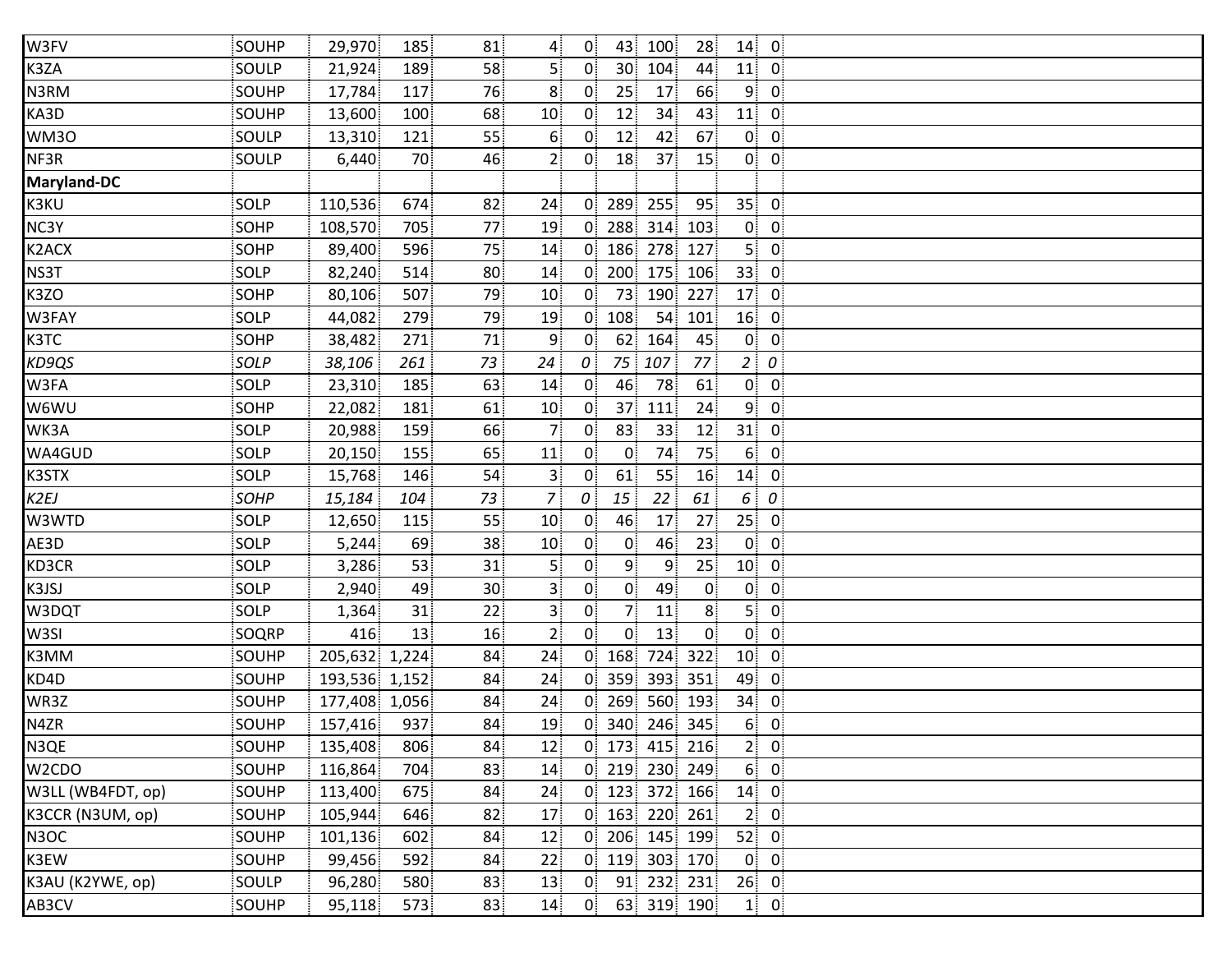| | | | | | | | | | | | | |
|---|---|---|---|---|---|---|---|---|---|---|---|---|
| W3FV | SOUHP | 29,970 | 185 | 81 | 4 | 0 | 43 | 100 | 28 | 14 | 0 | |
| K3ZA | SOULP | 21,924 | 189 | 58 | 5 | 0 | 30 | 104 | 44 | 11 | 0 | |
| N3RM | SOUHP | 17,784 | 117 | 76 | 8 | 0 | 25 | 17 | 66 | 9 | 0 | |
| KA3D | SOUHP | 13,600 | 100 | 68 | 10 | 0 | 12 | 34 | 43 | 11 | 0 | |
| WM3O | SOULP | 13,310 | 121 | 55 | 6 | 0 | 12 | 42 | 67 | 0 | 0 | |
| NF3R | SOULP | 6,440 | 70 | 46 | 2 | 0 | 18 | 37 | 15 | 0 | 0 | |
| **Maryland-DC** | | | | | | | | | | | | |
| K3KU | SOLP | 110,536 | 674 | 82 | 24 | 0 | 289 | 255 | 95 | 35 | 0 | |
| NC3Y | SOHP | 108,570 | 705 | 77 | 19 | 0 | 288 | 314 | 103 | 0 | 0 | |
| K2ACX | SOHP | 89,400 | 596 | 75 | 14 | 0 | 186 | 278 | 127 | 5 | 0 | |
| NS3T | SOLP | 82,240 | 514 | 80 | 14 | 0 | 200 | 175 | 106 | 33 | 0 | |
| K3ZO | SOHP | 80,106 | 507 | 79 | 10 | 0 | 73 | 190 | 227 | 17 | 0 | |
| W3FAY | SOLP | 44,082 | 279 | 79 | 19 | 0 | 108 | 54 | 101 | 16 | 0 | |
| K3TC | SOHP | 38,482 | 271 | 71 | 9 | 0 | 62 | 164 | 45 | 0 | 0 | |
| *KD9QS* | *SOLP* | *38,106* | *261* | *73* | *24* | *0* | *75* | *107* | *77* | *2* | *0* | |
| W3FA | SOLP | 23,310 | 185 | 63 | 14 | 0 | 46 | 78 | 61 | 0 | 0 | |
| W6WU | SOHP | 22,082 | 181 | 61 | 10 | 0 | 37 | 111 | 24 | 9 | 0 | |
| WK3A | SOLP | 20,988 | 159 | 66 | 7 | 0 | 83 | 33 | 12 | 31 | 0 | |
| WA4GUD | SOLP | 20,150 | 155 | 65 | 11 | 0 | 0 | 74 | 75 | 6 | 0 | |
| K3STX | SOLP | 15,768 | 146 | 54 | 3 | 0 | 61 | 55 | 16 | 14 | 0 | |
| *K2EJ* | *SOHP* | *15,184* | *104* | *73* | *7* | *0* | *15* | *22* | *61* | *6* | *0* | |
| W3WTD | SOLP | 12,650 | 115 | 55 | 10 | 0 | 46 | 17 | 27 | 25 | 0 | |
| AE3D | SOLP | 5,244 | 69 | 38 | 10 | 0 | 0 | 46 | 23 | 0 | 0 | |
| KD3CR | SOLP | 3,286 | 53 | 31 | 5 | 0 | 9 | 9 | 25 | 10 | 0 | |
| K3JSJ | SOLP | 2,940 | 49 | 30 | 3 | 0 | 0 | 49 | 0 | 0 | 0 | |
| W3DQT | SOLP | 1,364 | 31 | 22 | 3 | 0 | 7 | 11 | 8 | 5 | 0 | |
| W3SI | SOQRP | 416 | 13 | 16 | 2 | 0 | 0 | 13 | 0 | 0 | 0 | |
| K3MM | SOUHP | 205,632 | 1,224 | 84 | 24 | 0 | 168 | 724 | 322 | 10 | 0 | |
| KD4D | SOUHP | 193,536 | 1,152 | 84 | 24 | 0 | 359 | 393 | 351 | 49 | 0 | |
| WR3Z | SOUHP | 177,408 | 1,056 | 84 | 24 | 0 | 269 | 560 | 193 | 34 | 0 | |
| N4ZR | SOUHP | 157,416 | 937 | 84 | 19 | 0 | 340 | 246 | 345 | 6 | 0 | |
| N3QE | SOUHP | 135,408 | 806 | 84 | 12 | 0 | 173 | 415 | 216 | 2 | 0 | |
| W2CDO | SOUHP | 116,864 | 704 | 83 | 14 | 0 | 219 | 230 | 249 | 6 | 0 | |
| W3LL (WB4FDT, op) | SOUHP | 113,400 | 675 | 84 | 24 | 0 | 123 | 372 | 166 | 14 | 0 | |
| K3CCR (N3UM, op) | SOUHP | 105,944 | 646 | 82 | 17 | 0 | 163 | 220 | 261 | 2 | 0 | |
| N3OC | SOUHP | 101,136 | 602 | 84 | 12 | 0 | 206 | 145 | 199 | 52 | 0 | |
| K3EW | SOUHP | 99,456 | 592 | 84 | 22 | 0 | 119 | 303 | 170 | 0 | 0 | |
| K3AU (K2YWE, op) | SOULP | 96,280 | 580 | 83 | 13 | 0 | 91 | 232 | 231 | 26 | 0 | |
| AB3CV | SOUHP | 95,118 | 573 | 83 | 14 | 0 | 63 | 319 | 190 | 1 | 0 | |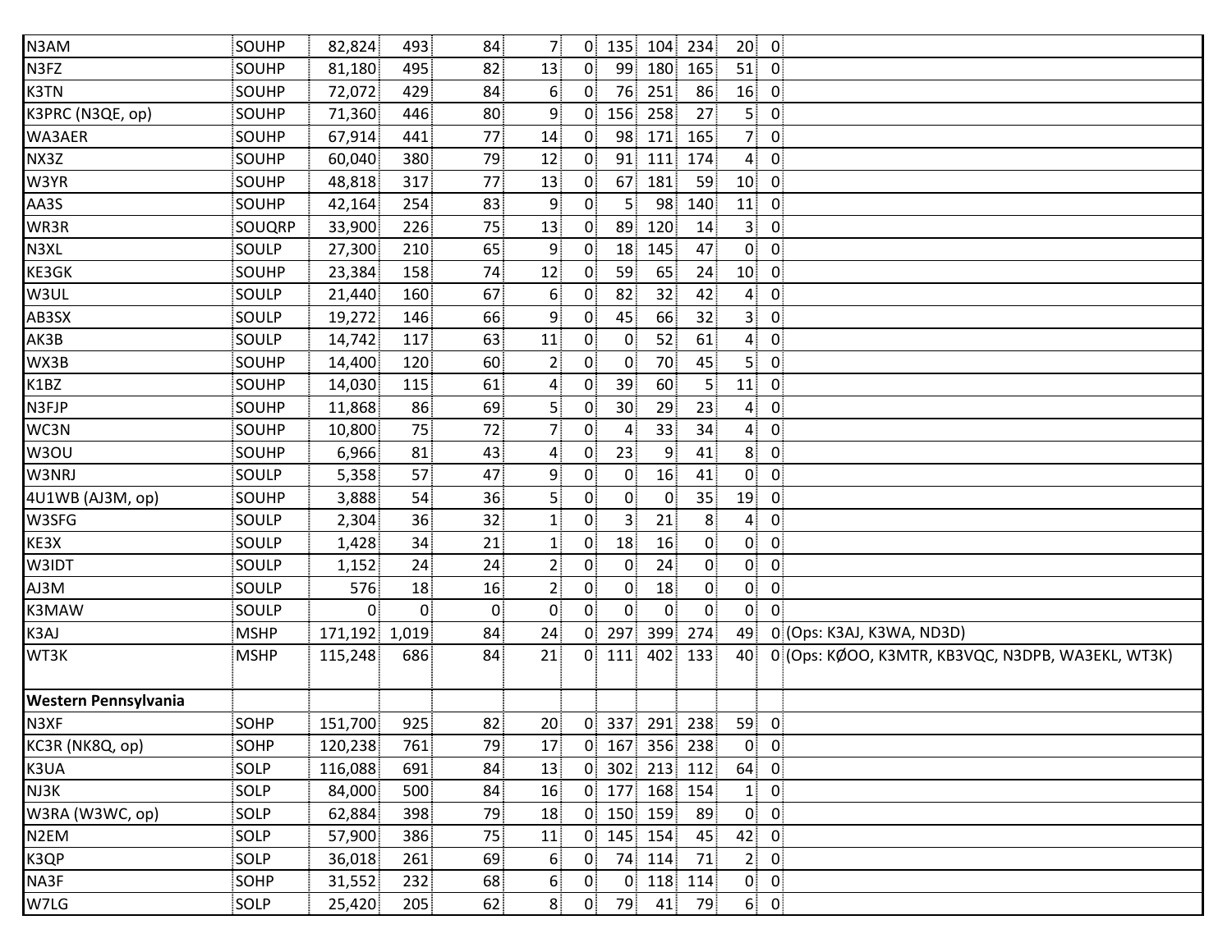| | | | | | | | | | | | | |
|---|---|---|---|---|---|---|---|---|---|---|---|---|
| N3AM | SOUHP | 82,824 | 493 | 84 | 7 | 0 | 135 | 104 | 234 | 20 | 0 | |
| N3FZ | SOUHP | 81,180 | 495 | 82 | 13 | 0 | 99 | 180 | 165 | 51 | 0 | |
| K3TN | SOUHP | 72,072 | 429 | 84 | 6 | 0 | 76 | 251 | 86 | 16 | 0 | |
| K3PRC (N3QE, op) | SOUHP | 71,360 | 446 | 80 | 9 | 0 | 156 | 258 | 27 | 5 | 0 | |
| WA3AER | SOUHP | 67,914 | 441 | 77 | 14 | 0 | 98 | 171 | 165 | 7 | 0 | |
| NX3Z | SOUHP | 60,040 | 380 | 79 | 12 | 0 | 91 | 111 | 174 | 4 | 0 | |
| W3YR | SOUHP | 48,818 | 317 | 77 | 13 | 0 | 67 | 181 | 59 | 10 | 0 | |
| AA3S | SOUHP | 42,164 | 254 | 83 | 9 | 0 | 5 | 98 | 140 | 11 | 0 | |
| WR3R | SOUQRP | 33,900 | 226 | 75 | 13 | 0 | 89 | 120 | 14 | 3 | 0 | |
| N3XL | SOULP | 27,300 | 210 | 65 | 9 | 0 | 18 | 145 | 47 | 0 | 0 | |
| KE3GK | SOUHP | 23,384 | 158 | 74 | 12 | 0 | 59 | 65 | 24 | 10 | 0 | |
| W3UL | SOULP | 21,440 | 160 | 67 | 6 | 0 | 82 | 32 | 42 | 4 | 0 | |
| AB3SX | SOULP | 19,272 | 146 | 66 | 9 | 0 | 45 | 66 | 32 | 3 | 0 | |
| AK3B | SOULP | 14,742 | 117 | 63 | 11 | 0 | 0 | 52 | 61 | 4 | 0 | |
| WX3B | SOUHP | 14,400 | 120 | 60 | 2 | 0 | 0 | 70 | 45 | 5 | 0 | |
| K1BZ | SOUHP | 14,030 | 115 | 61 | 4 | 0 | 39 | 60 | 5 | 11 | 0 | |
| N3FJP | SOUHP | 11,868 | 86 | 69 | 5 | 0 | 30 | 29 | 23 | 4 | 0 | |
| WC3N | SOUHP | 10,800 | 75 | 72 | 7 | 0 | 4 | 33 | 34 | 4 | 0 | |
| W3OU | SOUHP | 6,966 | 81 | 43 | 4 | 0 | 23 | 9 | 41 | 8 | 0 | |
| W3NRJ | SOULP | 5,358 | 57 | 47 | 9 | 0 | 0 | 16 | 41 | 0 | 0 | |
| 4U1WB (AJ3M, op) | SOUHP | 3,888 | 54 | 36 | 5 | 0 | 0 | 0 | 35 | 19 | 0 | |
| W3SFG | SOULP | 2,304 | 36 | 32 | 1 | 0 | 3 | 21 | 8 | 4 | 0 | |
| KE3X | SOULP | 1,428 | 34 | 21 | 1 | 0 | 18 | 16 | 0 | 0 | 0 | |
| W3IDT | SOULP | 1,152 | 24 | 24 | 2 | 0 | 0 | 24 | 0 | 0 | 0 | |
| AJ3M | SOULP | 576 | 18 | 16 | 2 | 0 | 0 | 18 | 0 | 0 | 0 | |
| K3MAW | SOULP | 0 | 0 | 0 | 0 | 0 | 0 | 0 | 0 | 0 | 0 | |
| K3AJ | MSHP | 171,192 | 1,019 | 84 | 24 | 0 | 297 | 399 | 274 | 49 | 0 | (Ops: K3AJ, K3WA, ND3D) |
| WT3K | MSHP | 115,248 | 686 | 84 | 21 | 0 | 111 | 402 | 133 | 40 | 0 | (Ops: KØOO, K3MTR, KB3VQC, N3DPB, WA3EKL, WT3K) |
| **Western Pennsylvania** | | | | | | | | | | | | |
| N3XF | SOHP | 151,700 | 925 | 82 | 20 | 0 | 337 | 291 | 238 | 59 | 0 | |
| KC3R (NK8Q, op) | SOHP | 120,238 | 761 | 79 | 17 | 0 | 167 | 356 | 238 | 0 | 0 | |
| K3UA | SOLP | 116,088 | 691 | 84 | 13 | 0 | 302 | 213 | 112 | 64 | 0 | |
| NJ3K | SOLP | 84,000 | 500 | 84 | 16 | 0 | 177 | 168 | 154 | 1 | 0 | |
| W3RA (W3WC, op) | SOLP | 62,884 | 398 | 79 | 18 | 0 | 150 | 159 | 89 | 0 | 0 | |
| N2EM | SOLP | 57,900 | 386 | 75 | 11 | 0 | 145 | 154 | 45 | 42 | 0 | |
| K3QP | SOLP | 36,018 | 261 | 69 | 6 | 0 | 74 | 114 | 71 | 2 | 0 | |
| NA3F | SOHP | 31,552 | 232 | 68 | 6 | 0 | 0 | 118 | 114 | 0 | 0 | |
| W7LG | SOLP | 25,420 | 205 | 62 | 8 | 0 | 79 | 41 | 79 | 6 | 0 | |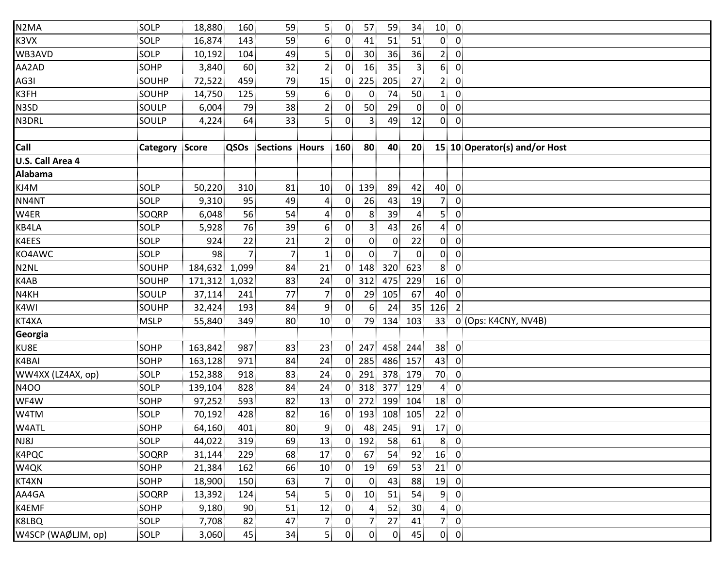| N2MA | SOLP | 18,880 | 160 | 59 | 5 | 0 | 57 | 59 | 34 | 10 | 0 | |
|---|---|---|---|---|---|---|---|---|---|---|---|---|
| K3VX | SOLP | 16,874 | 143 | 59 | 6 | 0 | 41 | 51 | 51 | 0 | 0 | |
| WB3AVD | SOLP | 10,192 | 104 | 49 | 5 | 0 | 30 | 36 | 36 | 2 | 0 | |
| AA2AD | SOHP | 3,840 | 60 | 32 | 2 | 0 | 16 | 35 | 3 | 6 | 0 | |
| AG3I | SOUHP | 72,522 | 459 | 79 | 15 | 0 | 225 | 205 | 27 | 2 | 0 | |
| K3FH | SOUHP | 14,750 | 125 | 59 | 6 | 0 | 0 | 74 | 50 | 1 | 0 | |
| N3SD | SOULP | 6,004 | 79 | 38 | 2 | 0 | 50 | 29 | 0 | 0 | 0 | |
| N3DRL | SOULP | 4,224 | 64 | 33 | 5 | 0 | 3 | 49 | 12 | 0 | 0 | |
| | | | | | | | | | | | | |
| **Call** | **Category** | **Score** | **QSOs** | **Sections** | **Hours** | **160** | **80** | **40** | **20** | **15** | **10** | **Operator(s) and/or Host** |
| **U.S. Call Area 4** | | | | | | | | | | | | |
| **Alabama** | | | | | | | | | | | | |
| KJ4M | SOLP | 50,220 | 310 | 81 | 10 | 0 | 139 | 89 | 42 | 40 | 0 | |
| NN4NT | SOLP | 9,310 | 95 | 49 | 4 | 0 | 26 | 43 | 19 | 7 | 0 | |
| W4ER | SOQRP | 6,048 | 56 | 54 | 4 | 0 | 8 | 39 | 4 | 5 | 0 | |
| KB4LA | SOLP | 5,928 | 76 | 39 | 6 | 0 | 3 | 43 | 26 | 4 | 0 | |
| K4EES | SOLP | 924 | 22 | 21 | 2 | 0 | 0 | 0 | 22 | 0 | 0 | |
| KO4AWC | SOLP | 98 | 7 | 7 | 1 | 0 | 0 | 7 | 0 | 0 | 0 | |
| N2NL | SOUHP | 184,632 | 1,099 | 84 | 21 | 0 | 148 | 320 | 623 | 8 | 0 | |
| K4AB | SOUHP | 171,312 | 1,032 | 83 | 24 | 0 | 312 | 475 | 229 | 16 | 0 | |
| N4KH | SOULP | 37,114 | 241 | 77 | 7 | 0 | 29 | 105 | 67 | 40 | 0 | |
| K4WI | SOUHP | 32,424 | 193 | 84 | 9 | 0 | 6 | 24 | 35 | 126 | 2 | |
| KT4XA | MSLP | 55,840 | 349 | 80 | 10 | 0 | 79 | 134 | 103 | 33 | 0 | (Ops: K4CNY, NV4B) |
| **Georgia** | | | | | | | | | | | | |
| KU8E | SOHP | 163,842 | 987 | 83 | 23 | 0 | 247 | 458 | 244 | 38 | 0 | |
| K4BAI | SOHP | 163,128 | 971 | 84 | 24 | 0 | 285 | 486 | 157 | 43 | 0 | |
| WW4XX (LZ4AX, op) | SOLP | 152,388 | 918 | 83 | 24 | 0 | 291 | 378 | 179 | 70 | 0 | |
| N4OO | SOLP | 139,104 | 828 | 84 | 24 | 0 | 318 | 377 | 129 | 4 | 0 | |
| WF4W | SOHP | 97,252 | 593 | 82 | 13 | 0 | 272 | 199 | 104 | 18 | 0 | |
| W4TM | SOLP | 70,192 | 428 | 82 | 16 | 0 | 193 | 108 | 105 | 22 | 0 | |
| W4ATL | SOHP | 64,160 | 401 | 80 | 9 | 0 | 48 | 245 | 91 | 17 | 0 | |
| NJ8J | SOLP | 44,022 | 319 | 69 | 13 | 0 | 192 | 58 | 61 | 8 | 0 | |
| K4PQC | SOQRP | 31,144 | 229 | 68 | 17 | 0 | 67 | 54 | 92 | 16 | 0 | |
| W4QK | SOHP | 21,384 | 162 | 66 | 10 | 0 | 19 | 69 | 53 | 21 | 0 | |
| KT4XN | SOHP | 18,900 | 150 | 63 | 7 | 0 | 0 | 43 | 88 | 19 | 0 | |
| AA4GA | SOQRP | 13,392 | 124 | 54 | 5 | 0 | 10 | 51 | 54 | 9 | 0 | |
| K4EMF | SOHP | 9,180 | 90 | 51 | 12 | 0 | 4 | 52 | 30 | 4 | 0 | |
| K8LBQ | SOLP | 7,708 | 82 | 47 | 7 | 0 | 7 | 27 | 41 | 7 | 0 | |
| W4SCP (WAØLJM, op) | SOLP | 3,060 | 45 | 34 | 5 | 0 | 0 | 0 | 45 | 0 | 0 | |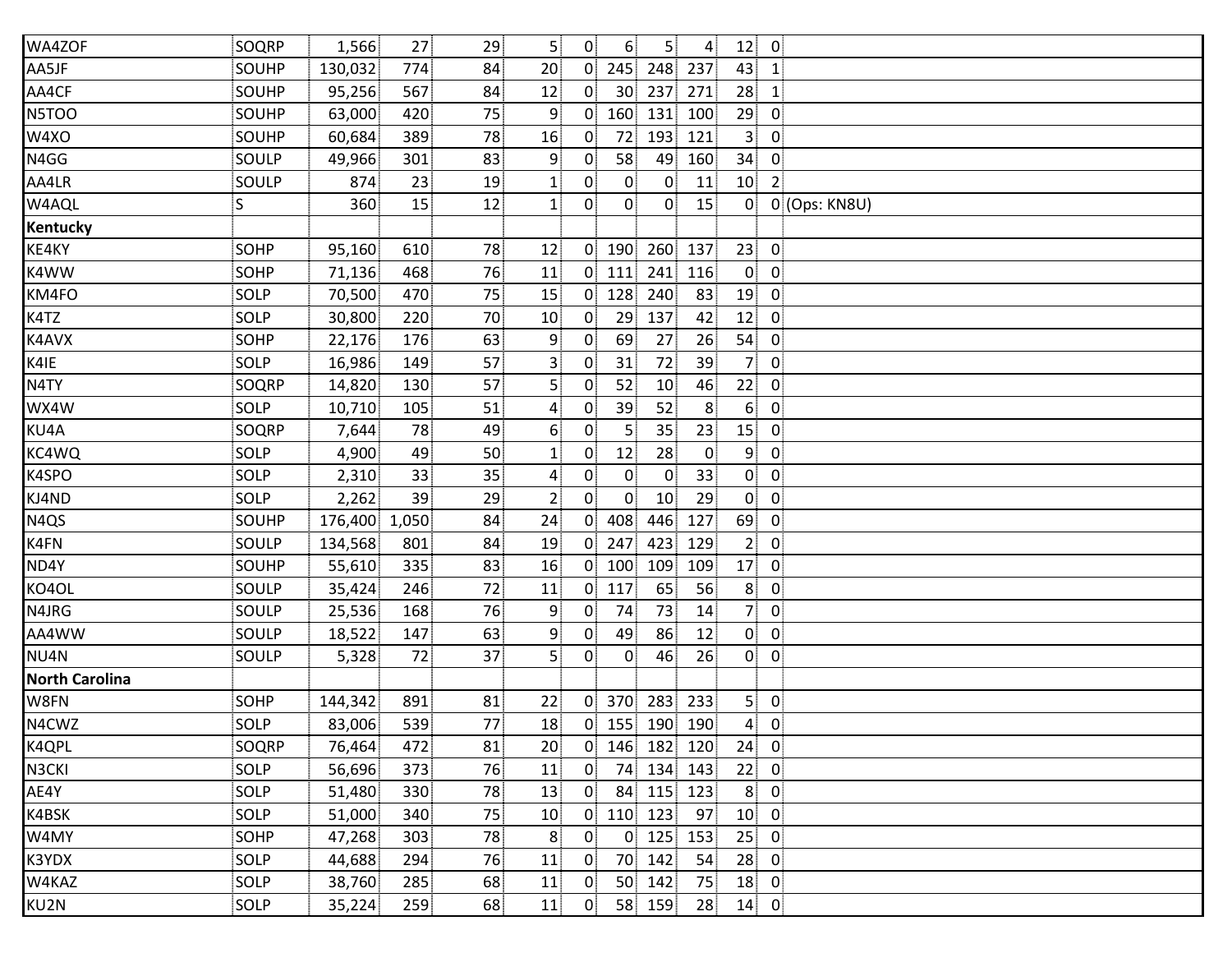| | | | | | | | | | | | | |
|---|---|---|---|---|---|---|---|---|---|---|---|---|
| WA4ZOF | SOQRP | 1,566 | 27 | 29 | 5 | 0 | 6 | 5 | 4 | 12 | 0 | |
| AA5JF | SOUHP | 130,032 | 774 | 84 | 20 | 0 | 245 | 248 | 237 | 43 | 1 | |
| AA4CF | SOUHP | 95,256 | 567 | 84 | 12 | 0 | 30 | 237 | 271 | 28 | 1 | |
| N5TOO | SOUHP | 63,000 | 420 | 75 | 9 | 0 | 160 | 131 | 100 | 29 | 0 | |
| W4XO | SOUHP | 60,684 | 389 | 78 | 16 | 0 | 72 | 193 | 121 | 3 | 0 | |
| N4GG | SOULP | 49,966 | 301 | 83 | 9 | 0 | 58 | 49 | 160 | 34 | 0 | |
| AA4LR | SOULP | 874 | 23 | 19 | 1 | 0 | 0 | 0 | 11 | 10 | 2 | |
| W4AQL | S | 360 | 15 | 12 | 1 | 0 | 0 | 0 | 15 | 0 | 0 | (Ops: KN8U) |
| **Kentucky** | | | | | | | | | | | | |
| KE4KY | SOHP | 95,160 | 610 | 78 | 12 | 0 | 190 | 260 | 137 | 23 | 0 | |
| K4WW | SOHP | 71,136 | 468 | 76 | 11 | 0 | 111 | 241 | 116 | 0 | 0 | |
| KM4FO | SOLP | 70,500 | 470 | 75 | 15 | 0 | 128 | 240 | 83 | 19 | 0 | |
| K4TZ | SOLP | 30,800 | 220 | 70 | 10 | 0 | 29 | 137 | 42 | 12 | 0 | |
| K4AVX | SOHP | 22,176 | 176 | 63 | 9 | 0 | 69 | 27 | 26 | 54 | 0 | |
| K4IE | SOLP | 16,986 | 149 | 57 | 3 | 0 | 31 | 72 | 39 | 7 | 0 | |
| N4TY | SOQRP | 14,820 | 130 | 57 | 5 | 0 | 52 | 10 | 46 | 22 | 0 | |
| WX4W | SOLP | 10,710 | 105 | 51 | 4 | 0 | 39 | 52 | 8 | 6 | 0 | |
| KU4A | SOQRP | 7,644 | 78 | 49 | 6 | 0 | 5 | 35 | 23 | 15 | 0 | |
| KC4WQ | SOLP | 4,900 | 49 | 50 | 1 | 0 | 12 | 28 | 0 | 9 | 0 | |
| K4SPO | SOLP | 2,310 | 33 | 35 | 4 | 0 | 0 | 0 | 33 | 0 | 0 | |
| KJ4ND | SOLP | 2,262 | 39 | 29 | 2 | 0 | 0 | 10 | 29 | 0 | 0 | |
| N4QS | SOUHP | 176,400 | 1,050 | 84 | 24 | 0 | 408 | 446 | 127 | 69 | 0 | |
| K4FN | SOULP | 134,568 | 801 | 84 | 19 | 0 | 247 | 423 | 129 | 2 | 0 | |
| ND4Y | SOUHP | 55,610 | 335 | 83 | 16 | 0 | 100 | 109 | 109 | 17 | 0 | |
| KO4OL | SOULP | 35,424 | 246 | 72 | 11 | 0 | 117 | 65 | 56 | 8 | 0 | |
| N4JRG | SOULP | 25,536 | 168 | 76 | 9 | 0 | 74 | 73 | 14 | 7 | 0 | |
| AA4WW | SOULP | 18,522 | 147 | 63 | 9 | 0 | 49 | 86 | 12 | 0 | 0 | |
| NU4N | SOULP | 5,328 | 72 | 37 | 5 | 0 | 0 | 46 | 26 | 0 | 0 | |
| **North Carolina** | | | | | | | | | | | | |
| W8FN | SOHP | 144,342 | 891 | 81 | 22 | 0 | 370 | 283 | 233 | 5 | 0 | |
| N4CWZ | SOLP | 83,006 | 539 | 77 | 18 | 0 | 155 | 190 | 190 | 4 | 0 | |
| K4QPL | SOQRP | 76,464 | 472 | 81 | 20 | 0 | 146 | 182 | 120 | 24 | 0 | |
| N3CKI | SOLP | 56,696 | 373 | 76 | 11 | 0 | 74 | 134 | 143 | 22 | 0 | |
| AE4Y | SOLP | 51,480 | 330 | 78 | 13 | 0 | 84 | 115 | 123 | 8 | 0 | |
| K4BSK | SOLP | 51,000 | 340 | 75 | 10 | 0 | 110 | 123 | 97 | 10 | 0 | |
| W4MY | SOHP | 47,268 | 303 | 78 | 8 | 0 | 0 | 125 | 153 | 25 | 0 | |
| K3YDX | SOLP | 44,688 | 294 | 76 | 11 | 0 | 70 | 142 | 54 | 28 | 0 | |
| W4KAZ | SOLP | 38,760 | 285 | 68 | 11 | 0 | 50 | 142 | 75 | 18 | 0 | |
| KU2N | SOLP | 35,224 | 259 | 68 | 11 | 0 | 58 | 159 | 28 | 14 | 0 | |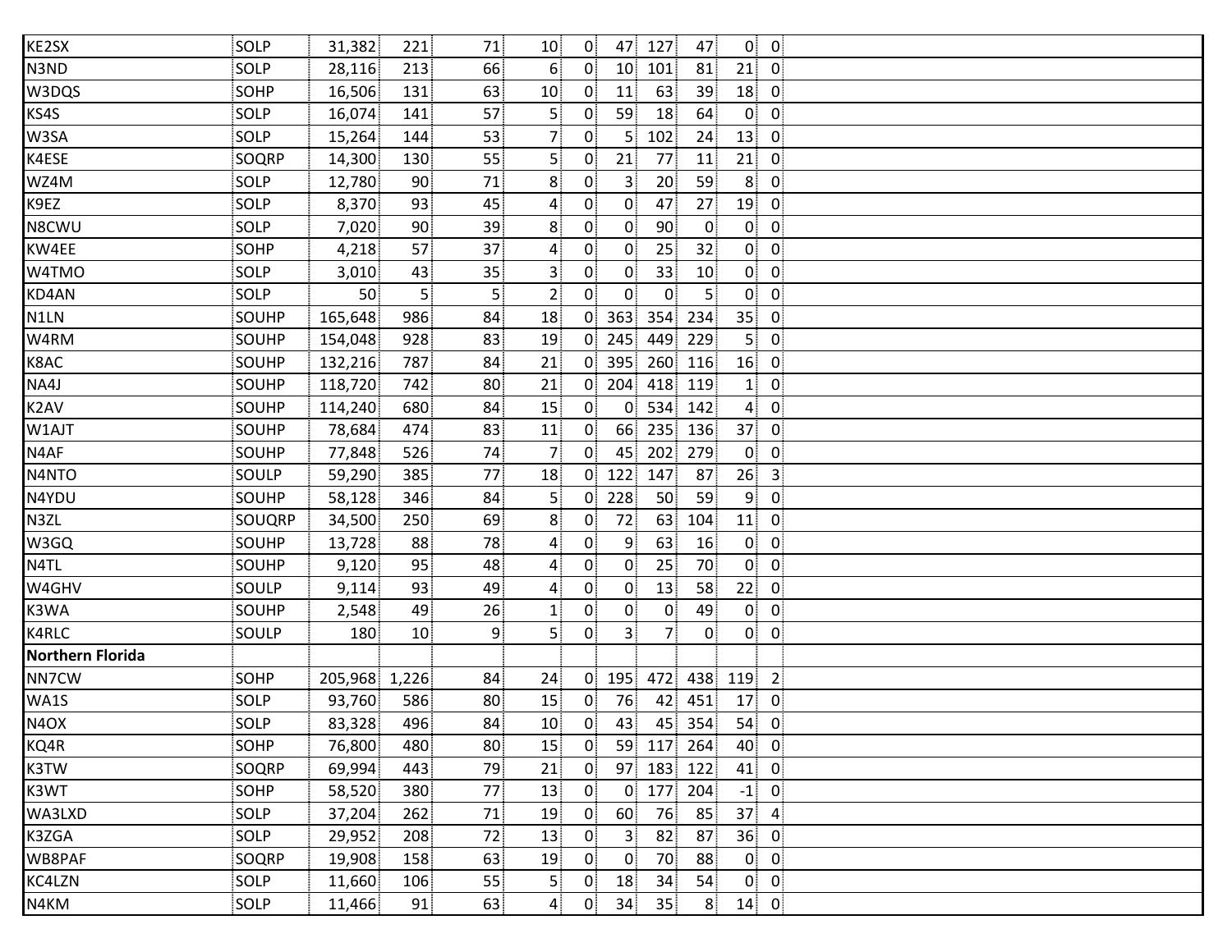| | | | | | | | | | | | | |
|---|---|---|---|---|---|---|---|---|---|---|---|---|
| KE2SX | SOLP | 31,382 | 221 | 71 | 10 | 0 | 47 | 127 | 47 | 0 | 0 | |
| N3ND | SOLP | 28,116 | 213 | 66 | 6 | 0 | 10 | 101 | 81 | 21 | 0 | |
| W3DQS | SOHP | 16,506 | 131 | 63 | 10 | 0 | 11 | 63 | 39 | 18 | 0 | |
| KS4S | SOLP | 16,074 | 141 | 57 | 5 | 0 | 59 | 18 | 64 | 0 | 0 | |
| W3SA | SOLP | 15,264 | 144 | 53 | 7 | 0 | 5 | 102 | 24 | 13 | 0 | |
| K4ESE | SOQRP | 14,300 | 130 | 55 | 5 | 0 | 21 | 77 | 11 | 21 | 0 | |
| WZ4M | SOLP | 12,780 | 90 | 71 | 8 | 0 | 3 | 20 | 59 | 8 | 0 | |
| K9EZ | SOLP | 8,370 | 93 | 45 | 4 | 0 | 0 | 47 | 27 | 19 | 0 | |
| N8CWU | SOLP | 7,020 | 90 | 39 | 8 | 0 | 0 | 90 | 0 | 0 | 0 | |
| KW4EE | SOHP | 4,218 | 57 | 37 | 4 | 0 | 0 | 25 | 32 | 0 | 0 | |
| W4TMO | SOLP | 3,010 | 43 | 35 | 3 | 0 | 0 | 33 | 10 | 0 | 0 | |
| KD4AN | SOLP | 50 | 5 | 5 | 2 | 0 | 0 | 0 | 5 | 0 | 0 | |
| N1LN | SOUHP | 165,648 | 986 | 84 | 18 | 0 | 363 | 354 | 234 | 35 | 0 | |
| W4RM | SOUHP | 154,048 | 928 | 83 | 19 | 0 | 245 | 449 | 229 | 5 | 0 | |
| K8AC | SOUHP | 132,216 | 787 | 84 | 21 | 0 | 395 | 260 | 116 | 16 | 0 | |
| NA4J | SOUHP | 118,720 | 742 | 80 | 21 | 0 | 204 | 418 | 119 | 1 | 0 | |
| K2AV | SOUHP | 114,240 | 680 | 84 | 15 | 0 | 0 | 534 | 142 | 4 | 0 | |
| W1AJT | SOUHP | 78,684 | 474 | 83 | 11 | 0 | 66 | 235 | 136 | 37 | 0 | |
| N4AF | SOUHP | 77,848 | 526 | 74 | 7 | 0 | 45 | 202 | 279 | 0 | 0 | |
| N4NTO | SOULP | 59,290 | 385 | 77 | 18 | 0 | 122 | 147 | 87 | 26 | 3 | |
| N4YDU | SOUHP | 58,128 | 346 | 84 | 5 | 0 | 228 | 50 | 59 | 9 | 0 | |
| N3ZL | SOUQRP | 34,500 | 250 | 69 | 8 | 0 | 72 | 63 | 104 | 11 | 0 | |
| W3GQ | SOUHP | 13,728 | 88 | 78 | 4 | 0 | 9 | 63 | 16 | 0 | 0 | |
| N4TL | SOUHP | 9,120 | 95 | 48 | 4 | 0 | 0 | 25 | 70 | 0 | 0 | |
| W4GHV | SOULP | 9,114 | 93 | 49 | 4 | 0 | 0 | 13 | 58 | 22 | 0 | |
| K3WA | SOUHP | 2,548 | 49 | 26 | 1 | 0 | 0 | 0 | 49 | 0 | 0 | |
| K4RLC | SOULP | 180 | 10 | 9 | 5 | 0 | 3 | 7 | 0 | 0 | 0 | |
| **Northern Florida** | | | | | | | | | | | | |
| NN7CW | SOHP | 205,968 | 1,226 | 84 | 24 | 0 | 195 | 472 | 438 | 119 | 2 | |
| WA1S | SOLP | 93,760 | 586 | 80 | 15 | 0 | 76 | 42 | 451 | 17 | 0 | |
| N4OX | SOLP | 83,328 | 496 | 84 | 10 | 0 | 43 | 45 | 354 | 54 | 0 | |
| KQ4R | SOHP | 76,800 | 480 | 80 | 15 | 0 | 59 | 117 | 264 | 40 | 0 | |
| K3TW | SOQRP | 69,994 | 443 | 79 | 21 | 0 | 97 | 183 | 122 | 41 | 0 | |
| K3WT | SOHP | 58,520 | 380 | 77 | 13 | 0 | 0 | 177 | 204 | -1 | 0 | |
| WA3LXD | SOLP | 37,204 | 262 | 71 | 19 | 0 | 60 | 76 | 85 | 37 | 4 | |
| K3ZGA | SOLP | 29,952 | 208 | 72 | 13 | 0 | 3 | 82 | 87 | 36 | 0 | |
| WB8PAF | SOQRP | 19,908 | 158 | 63 | 19 | 0 | 0 | 70 | 88 | 0 | 0 | |
| KC4LZN | SOLP | 11,660 | 106 | 55 | 5 | 0 | 18 | 34 | 54 | 0 | 0 | |
| N4KM | SOLP | 11,466 | 91 | 63 | 4 | 0 | 34 | 35 | 8 | 14 | 0 | |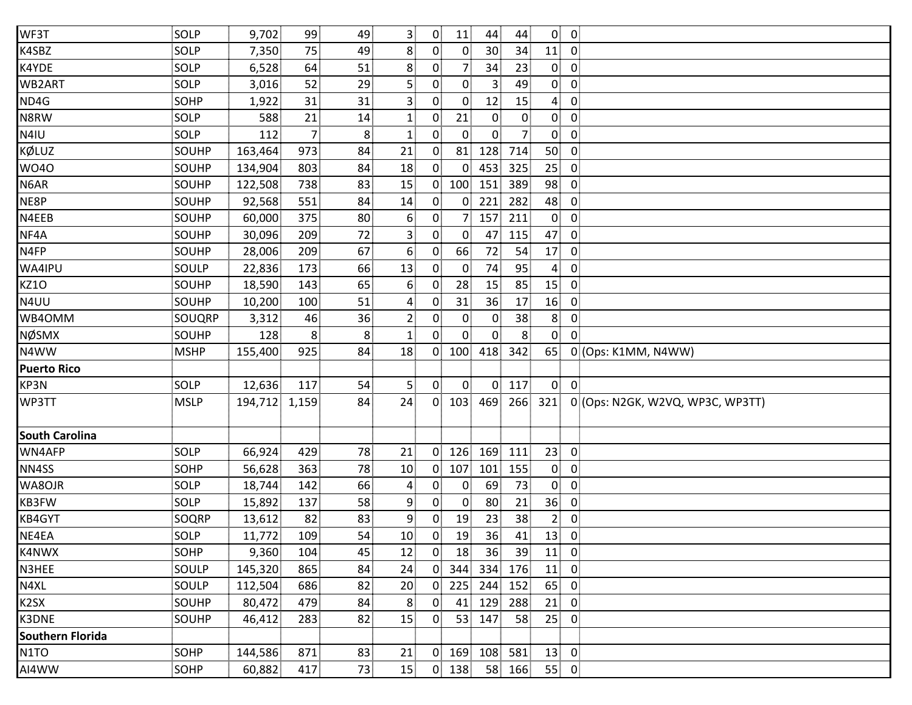| | | | | | | | | | | | | |
|---|---|---|---|---|---|---|---|---|---|---|---|---|
| WF3T | SOLP | 9,702 | 99 | 49 | 3 | 0 | 11 | 44 | 44 | 0 | 0 | |
| K4SBZ | SOLP | 7,350 | 75 | 49 | 8 | 0 | 0 | 30 | 34 | 11 | 0 | |
| K4YDE | SOLP | 6,528 | 64 | 51 | 8 | 0 | 7 | 34 | 23 | 0 | 0 | |
| WB2ART | SOLP | 3,016 | 52 | 29 | 5 | 0 | 0 | 3 | 49 | 0 | 0 | |
| ND4G | SOHP | 1,922 | 31 | 31 | 3 | 0 | 0 | 12 | 15 | 4 | 0 | |
| N8RW | SOLP | 588 | 21 | 14 | 1 | 0 | 21 | 0 | 0 | 0 | 0 | |
| N4IU | SOLP | 112 | 7 | 8 | 1 | 0 | 0 | 0 | 7 | 0 | 0 | |
| KØLUZ | SOUHP | 163,464 | 973 | 84 | 21 | 0 | 81 | 128 | 714 | 50 | 0 | |
| WO4O | SOUHP | 134,904 | 803 | 84 | 18 | 0 | 0 | 453 | 325 | 25 | 0 | |
| N6AR | SOUHP | 122,508 | 738 | 83 | 15 | 0 | 100 | 151 | 389 | 98 | 0 | |
| NE8P | SOUHP | 92,568 | 551 | 84 | 14 | 0 | 0 | 221 | 282 | 48 | 0 | |
| N4EEB | SOUHP | 60,000 | 375 | 80 | 6 | 0 | 7 | 157 | 211 | 0 | 0 | |
| NF4A | SOUHP | 30,096 | 209 | 72 | 3 | 0 | 0 | 47 | 115 | 47 | 0 | |
| N4FP | SOUHP | 28,006 | 209 | 67 | 6 | 0 | 66 | 72 | 54 | 17 | 0 | |
| WA4IPU | SOULP | 22,836 | 173 | 66 | 13 | 0 | 0 | 74 | 95 | 4 | 0 | |
| KZ1O | SOUHP | 18,590 | 143 | 65 | 6 | 0 | 28 | 15 | 85 | 15 | 0 | |
| N4UU | SOUHP | 10,200 | 100 | 51 | 4 | 0 | 31 | 36 | 17 | 16 | 0 | |
| WB4OMM | SOUQRP | 3,312 | 46 | 36 | 2 | 0 | 0 | 0 | 38 | 8 | 0 | |
| NØSMX | SOUHP | 128 | 8 | 8 | 1 | 0 | 0 | 0 | 8 | 0 | 0 | |
| N4WW | MSHP | 155,400 | 925 | 84 | 18 | 0 | 100 | 418 | 342 | 65 | 0 | (Ops: K1MM, N4WW) |
| **Puerto Rico** | | | | | | | | | | | | |
| KP3N | SOLP | 12,636 | 117 | 54 | 5 | 0 | 0 | 0 | 117 | 0 | 0 | |
| WP3TT | MSLP | 194,712 | 1,159 | 84 | 24 | 0 | 103 | 469 | 266 | 321 | 0 | (Ops: N2GK, W2VQ, WP3C, WP3TT) |
| **South Carolina** | | | | | | | | | | | | |
| WN4AFP | SOLP | 66,924 | 429 | 78 | 21 | 0 | 126 | 169 | 111 | 23 | 0 | |
| NN4SS | SOHP | 56,628 | 363 | 78 | 10 | 0 | 107 | 101 | 155 | 0 | 0 | |
| WA8OJR | SOLP | 18,744 | 142 | 66 | 4 | 0 | 0 | 69 | 73 | 0 | 0 | |
| KB3FW | SOLP | 15,892 | 137 | 58 | 9 | 0 | 0 | 80 | 21 | 36 | 0 | |
| KB4GYT | SOQRP | 13,612 | 82 | 83 | 9 | 0 | 19 | 23 | 38 | 2 | 0 | |
| NE4EA | SOLP | 11,772 | 109 | 54 | 10 | 0 | 19 | 36 | 41 | 13 | 0 | |
| K4NWX | SOHP | 9,360 | 104 | 45 | 12 | 0 | 18 | 36 | 39 | 11 | 0 | |
| N3HEE | SOULP | 145,320 | 865 | 84 | 24 | 0 | 344 | 334 | 176 | 11 | 0 | |
| N4XL | SOULP | 112,504 | 686 | 82 | 20 | 0 | 225 | 244 | 152 | 65 | 0 | |
| K2SX | SOUHP | 80,472 | 479 | 84 | 8 | 0 | 41 | 129 | 288 | 21 | 0 | |
| K3DNE | SOUHP | 46,412 | 283 | 82 | 15 | 0 | 53 | 147 | 58 | 25 | 0 | |
| **Southern Florida** | | | | | | | | | | | | |
| N1TO | SOHP | 144,586 | 871 | 83 | 21 | 0 | 169 | 108 | 581 | 13 | 0 | |
| AI4WW | SOHP | 60,882 | 417 | 73 | 15 | 0 | 138 | 58 | 166 | 55 | 0 | |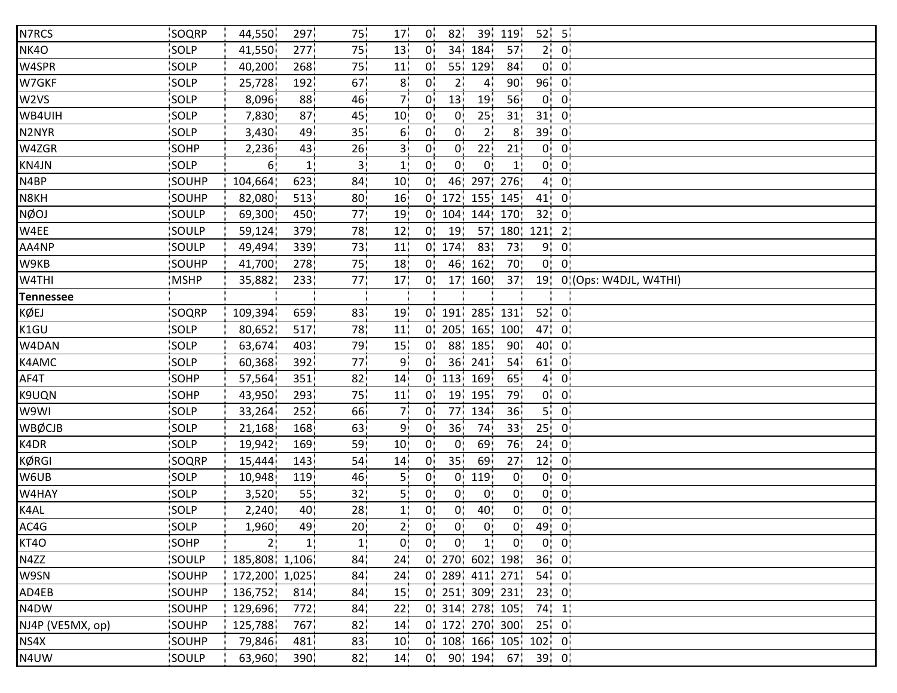| | | | | | | | | | | | | |
|---|---|---|---|---|---|---|---|---|---|---|---|---|
| N7RCS | SOQRP | 44,550 | 297 | 75 | 17 | 0 | 82 | 39 | 119 | 52 | 5 | |
| NK4O | SOLP | 41,550 | 277 | 75 | 13 | 0 | 34 | 184 | 57 | 2 | 0 | |
| W4SPR | SOLP | 40,200 | 268 | 75 | 11 | 0 | 55 | 129 | 84 | 0 | 0 | |
| W7GKF | SOLP | 25,728 | 192 | 67 | 8 | 0 | 2 | 4 | 90 | 96 | 0 | |
| W2VS | SOLP | 8,096 | 88 | 46 | 7 | 0 | 13 | 19 | 56 | 0 | 0 | |
| WB4UIH | SOLP | 7,830 | 87 | 45 | 10 | 0 | 0 | 25 | 31 | 31 | 0 | |
| N2NYR | SOLP | 3,430 | 49 | 35 | 6 | 0 | 0 | 2 | 8 | 39 | 0 | |
| W4ZGR | SOHP | 2,236 | 43 | 26 | 3 | 0 | 0 | 22 | 21 | 0 | 0 | |
| KN4JN | SOLP | 6 | 1 | 3 | 1 | 0 | 0 | 0 | 1 | 0 | 0 | |
| N4BP | SOUHP | 104,664 | 623 | 84 | 10 | 0 | 46 | 297 | 276 | 4 | 0 | |
| N8KH | SOUHP | 82,080 | 513 | 80 | 16 | 0 | 172 | 155 | 145 | 41 | 0 | |
| NØOJ | SOULP | 69,300 | 450 | 77 | 19 | 0 | 104 | 144 | 170 | 32 | 0 | |
| W4EE | SOULP | 59,124 | 379 | 78 | 12 | 0 | 19 | 57 | 180 | 121 | 2 | |
| AA4NP | SOULP | 49,494 | 339 | 73 | 11 | 0 | 174 | 83 | 73 | 9 | 0 | |
| W9KB | SOUHP | 41,700 | 278 | 75 | 18 | 0 | 46 | 162 | 70 | 0 | 0 | |
| W4THI | MSHP | 35,882 | 233 | 77 | 17 | 0 | 17 | 160 | 37 | 19 | 0 | (Ops: W4DJL, W4THI) |
| **Tennessee** | | | | | | | | | | | | |
| KØEJ | SOQRP | 109,394 | 659 | 83 | 19 | 0 | 191 | 285 | 131 | 52 | 0 | |
| K1GU | SOLP | 80,652 | 517 | 78 | 11 | 0 | 205 | 165 | 100 | 47 | 0 | |
| W4DAN | SOLP | 63,674 | 403 | 79 | 15 | 0 | 88 | 185 | 90 | 40 | 0 | |
| K4AMC | SOLP | 60,368 | 392 | 77 | 9 | 0 | 36 | 241 | 54 | 61 | 0 | |
| AF4T | SOHP | 57,564 | 351 | 82 | 14 | 0 | 113 | 169 | 65 | 4 | 0 | |
| K9UQN | SOHP | 43,950 | 293 | 75 | 11 | 0 | 19 | 195 | 79 | 0 | 0 | |
| W9WI | SOLP | 33,264 | 252 | 66 | 7 | 0 | 77 | 134 | 36 | 5 | 0 | |
| WBØCJB | SOLP | 21,168 | 168 | 63 | 9 | 0 | 36 | 74 | 33 | 25 | 0 | |
| K4DR | SOLP | 19,942 | 169 | 59 | 10 | 0 | 0 | 69 | 76 | 24 | 0 | |
| KØRGI | SOQRP | 15,444 | 143 | 54 | 14 | 0 | 35 | 69 | 27 | 12 | 0 | |
| W6UB | SOLP | 10,948 | 119 | 46 | 5 | 0 | 0 | 119 | 0 | 0 | 0 | |
| W4HAY | SOLP | 3,520 | 55 | 32 | 5 | 0 | 0 | 0 | 0 | 0 | 0 | |
| K4AL | SOLP | 2,240 | 40 | 28 | 1 | 0 | 0 | 40 | 0 | 0 | 0 | |
| AC4G | SOLP | 1,960 | 49 | 20 | 2 | 0 | 0 | 0 | 0 | 49 | 0 | |
| KT4O | SOHP | 2 | 1 | 1 | 0 | 0 | 0 | 1 | 0 | 0 | 0 | |
| N4ZZ | SOULP | 185,808 | 1,106 | 84 | 24 | 0 | 270 | 602 | 198 | 36 | 0 | |
| W9SN | SOUHP | 172,200 | 1,025 | 84 | 24 | 0 | 289 | 411 | 271 | 54 | 0 | |
| AD4EB | SOUHP | 136,752 | 814 | 84 | 15 | 0 | 251 | 309 | 231 | 23 | 0 | |
| N4DW | SOUHP | 129,696 | 772 | 84 | 22 | 0 | 314 | 278 | 105 | 74 | 1 | |
| NJ4P (VE5MX, op) | SOUHP | 125,788 | 767 | 82 | 14 | 0 | 172 | 270 | 300 | 25 | 0 | |
| NS4X | SOUHP | 79,846 | 481 | 83 | 10 | 0 | 108 | 166 | 105 | 102 | 0 | |
| N4UW | SOULP | 63,960 | 390 | 82 | 14 | 0 | 90 | 194 | 67 | 39 | 0 | |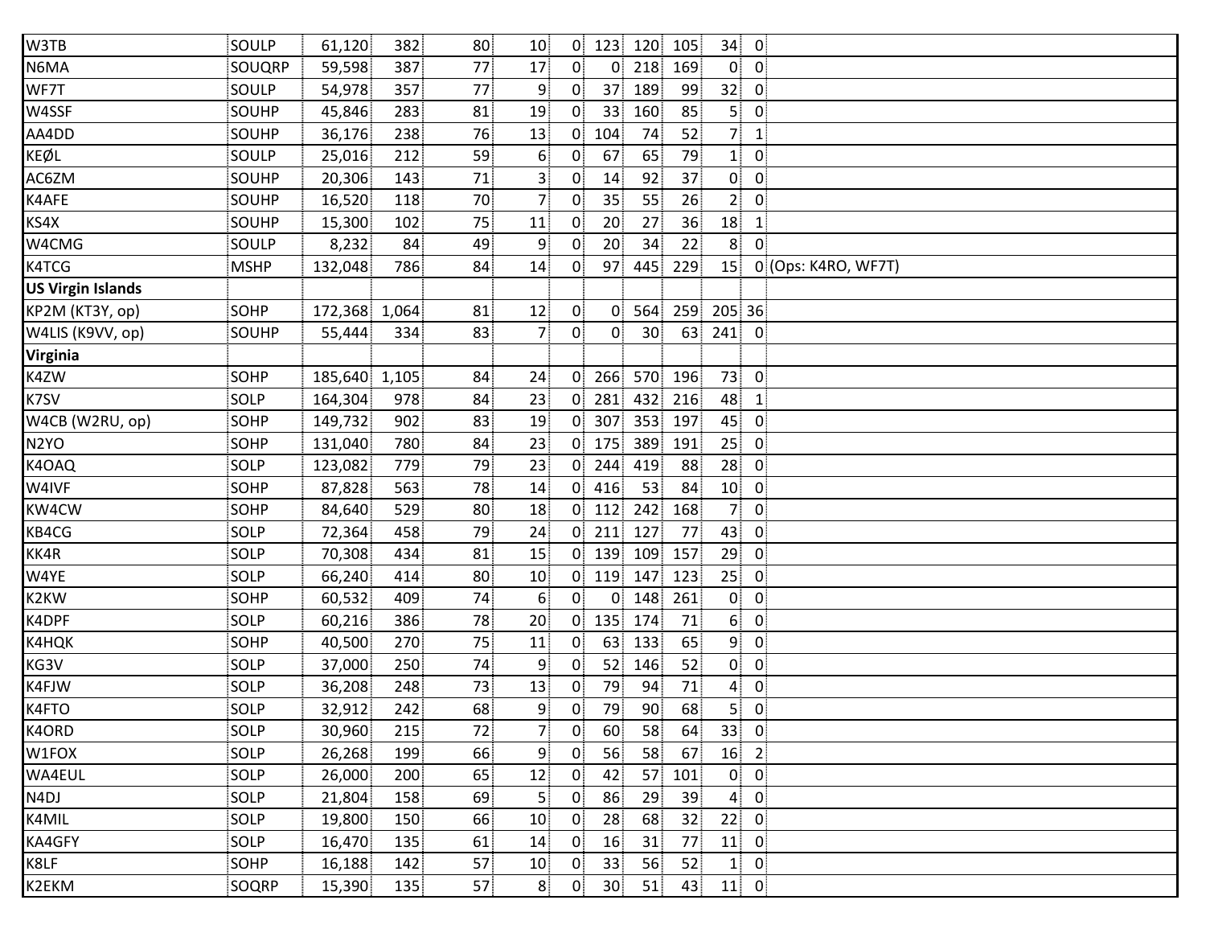| | | | | | | | | | | | | |
|---|---|---|---|---|---|---|---|---|---|---|---|---|
| W3TB | SOULP | 61,120 | 382 | 80 | 10 | 0 | 123 | 120 | 105 | 34 | 0 | |
| N6MA | SOUQRP | 59,598 | 387 | 77 | 17 | 0 | 0 | 218 | 169 | 0 | 0 | |
| WF7T | SOULP | 54,978 | 357 | 77 | 9 | 0 | 37 | 189 | 99 | 32 | 0 | |
| W4SSF | SOUHP | 45,846 | 283 | 81 | 19 | 0 | 33 | 160 | 85 | 5 | 0 | |
| AA4DD | SOUHP | 36,176 | 238 | 76 | 13 | 0 | 104 | 74 | 52 | 7 | 1 | |
| KEØL | SOULP | 25,016 | 212 | 59 | 6 | 0 | 67 | 65 | 79 | 1 | 0 | |
| AC6ZM | SOUHP | 20,306 | 143 | 71 | 3 | 0 | 14 | 92 | 37 | 0 | 0 | |
| K4AFE | SOUHP | 16,520 | 118 | 70 | 7 | 0 | 35 | 55 | 26 | 2 | 0 | |
| KS4X | SOUHP | 15,300 | 102 | 75 | 11 | 0 | 20 | 27 | 36 | 18 | 1 | |
| W4CMG | SOULP | 8,232 | 84 | 49 | 9 | 0 | 20 | 34 | 22 | 8 | 0 | |
| K4TCG | MSHP | 132,048 | 786 | 84 | 14 | 0 | 97 | 445 | 229 | 15 | 0 | (Ops: K4RO, WF7T) |
| **US Virgin Islands** | | | | | | | | | | | | |
| KP2M (KT3Y, op) | SOHP | 172,368 | 1,064 | 81 | 12 | 0 | 0 | 564 | 259 | 205 | 36 | |
| W4LIS (K9VV, op) | SOUHP | 55,444 | 334 | 83 | 7 | 0 | 0 | 30 | 63 | 241 | 0 | |
| **Virginia** | | | | | | | | | | | | |
| K4ZW | SOHP | 185,640 | 1,105 | 84 | 24 | 0 | 266 | 570 | 196 | 73 | 0 | |
| K7SV | SOLP | 164,304 | 978 | 84 | 23 | 0 | 281 | 432 | 216 | 48 | 1 | |
| W4CB (W2RU, op) | SOHP | 149,732 | 902 | 83 | 19 | 0 | 307 | 353 | 197 | 45 | 0 | |
| N2YO | SOHP | 131,040 | 780 | 84 | 23 | 0 | 175 | 389 | 191 | 25 | 0 | |
| K4OAQ | SOLP | 123,082 | 779 | 79 | 23 | 0 | 244 | 419 | 88 | 28 | 0 | |
| W4IVF | SOHP | 87,828 | 563 | 78 | 14 | 0 | 416 | 53 | 84 | 10 | 0 | |
| KW4CW | SOHP | 84,640 | 529 | 80 | 18 | 0 | 112 | 242 | 168 | 7 | 0 | |
| KB4CG | SOLP | 72,364 | 458 | 79 | 24 | 0 | 211 | 127 | 77 | 43 | 0 | |
| KK4R | SOLP | 70,308 | 434 | 81 | 15 | 0 | 139 | 109 | 157 | 29 | 0 | |
| W4YE | SOLP | 66,240 | 414 | 80 | 10 | 0 | 119 | 147 | 123 | 25 | 0 | |
| K2KW | SOHP | 60,532 | 409 | 74 | 6 | 0 | 0 | 148 | 261 | 0 | 0 | |
| K4DPF | SOLP | 60,216 | 386 | 78 | 20 | 0 | 135 | 174 | 71 | 6 | 0 | |
| K4HQK | SOHP | 40,500 | 270 | 75 | 11 | 0 | 63 | 133 | 65 | 9 | 0 | |
| KG3V | SOLP | 37,000 | 250 | 74 | 9 | 0 | 52 | 146 | 52 | 0 | 0 | |
| K4FJW | SOLP | 36,208 | 248 | 73 | 13 | 0 | 79 | 94 | 71 | 4 | 0 | |
| K4FTO | SOLP | 32,912 | 242 | 68 | 9 | 0 | 79 | 90 | 68 | 5 | 0 | |
| K4ORD | SOLP | 30,960 | 215 | 72 | 7 | 0 | 60 | 58 | 64 | 33 | 0 | |
| W1FOX | SOLP | 26,268 | 199 | 66 | 9 | 0 | 56 | 58 | 67 | 16 | 2 | |
| WA4EUL | SOLP | 26,000 | 200 | 65 | 12 | 0 | 42 | 57 | 101 | 0 | 0 | |
| N4DJ | SOLP | 21,804 | 158 | 69 | 5 | 0 | 86 | 29 | 39 | 4 | 0 | |
| K4MIL | SOLP | 19,800 | 150 | 66 | 10 | 0 | 28 | 68 | 32 | 22 | 0 | |
| KA4GFY | SOLP | 16,470 | 135 | 61 | 14 | 0 | 16 | 31 | 77 | 11 | 0 | |
| K8LF | SOHP | 16,188 | 142 | 57 | 10 | 0 | 33 | 56 | 52 | 1 | 0 | |
| K2EKM | SOQRP | 15,390 | 135 | 57 | 8 | 0 | 30 | 51 | 43 | 11 | 0 | |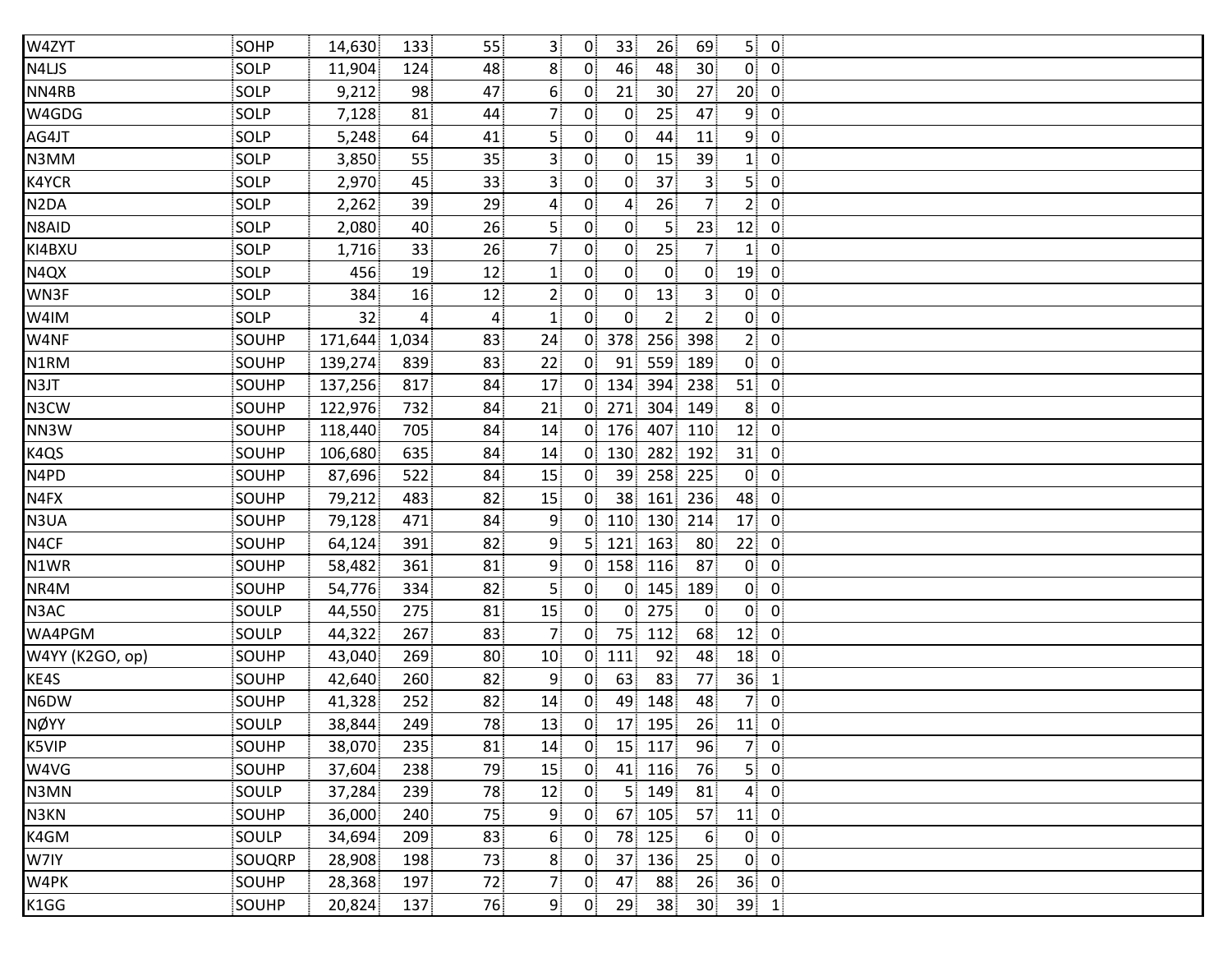| | | | | | | | | | | | | |
|---|---|---|---|---|---|---|---|---|---|---|---|---|
| W4ZYT | SOHP | 14,630 | 133 | 55 | 3 | 0 | 33 | 26 | 69 | 5 | 0 | |
| N4LJS | SOLP | 11,904 | 124 | 48 | 8 | 0 | 46 | 48 | 30 | 0 | 0 | |
| NN4RB | SOLP | 9,212 | 98 | 47 | 6 | 0 | 21 | 30 | 27 | 20 | 0 | |
| W4GDG | SOLP | 7,128 | 81 | 44 | 7 | 0 | 0 | 25 | 47 | 9 | 0 | |
| AG4JT | SOLP | 5,248 | 64 | 41 | 5 | 0 | 0 | 44 | 11 | 9 | 0 | |
| N3MM | SOLP | 3,850 | 55 | 35 | 3 | 0 | 0 | 15 | 39 | 1 | 0 | |
| K4YCR | SOLP | 2,970 | 45 | 33 | 3 | 0 | 0 | 37 | 3 | 5 | 0 | |
| N2DA | SOLP | 2,262 | 39 | 29 | 4 | 0 | 4 | 26 | 7 | 2 | 0 | |
| N8AID | SOLP | 2,080 | 40 | 26 | 5 | 0 | 0 | 5 | 23 | 12 | 0 | |
| KI4BXU | SOLP | 1,716 | 33 | 26 | 7 | 0 | 0 | 25 | 7 | 1 | 0 | |
| N4QX | SOLP | 456 | 19 | 12 | 1 | 0 | 0 | 0 | 0 | 19 | 0 | |
| WN3F | SOLP | 384 | 16 | 12 | 2 | 0 | 0 | 13 | 3 | 0 | 0 | |
| W4IM | SOLP | 32 | 4 | 4 | 1 | 0 | 0 | 2 | 2 | 0 | 0 | |
| W4NF | SOUHP | 171,644 | 1,034 | 83 | 24 | 0 | 378 | 256 | 398 | 2 | 0 | |
| N1RM | SOUHP | 139,274 | 839 | 83 | 22 | 0 | 91 | 559 | 189 | 0 | 0 | |
| N3JT | SOUHP | 137,256 | 817 | 84 | 17 | 0 | 134 | 394 | 238 | 51 | 0 | |
| N3CW | SOUHP | 122,976 | 732 | 84 | 21 | 0 | 271 | 304 | 149 | 8 | 0 | |
| NN3W | SOUHP | 118,440 | 705 | 84 | 14 | 0 | 176 | 407 | 110 | 12 | 0 | |
| K4QS | SOUHP | 106,680 | 635 | 84 | 14 | 0 | 130 | 282 | 192 | 31 | 0 | |
| N4PD | SOUHP | 87,696 | 522 | 84 | 15 | 0 | 39 | 258 | 225 | 0 | 0 | |
| N4FX | SOUHP | 79,212 | 483 | 82 | 15 | 0 | 38 | 161 | 236 | 48 | 0 | |
| N3UA | SOUHP | 79,128 | 471 | 84 | 9 | 0 | 110 | 130 | 214 | 17 | 0 | |
| N4CF | SOUHP | 64,124 | 391 | 82 | 9 | 5 | 121 | 163 | 80 | 22 | 0 | |
| N1WR | SOUHP | 58,482 | 361 | 81 | 9 | 0 | 158 | 116 | 87 | 0 | 0 | |
| NR4M | SOUHP | 54,776 | 334 | 82 | 5 | 0 | 0 | 145 | 189 | 0 | 0 | |
| N3AC | SOULP | 44,550 | 275 | 81 | 15 | 0 | 0 | 275 | 0 | 0 | 0 | |
| WA4PGM | SOULP | 44,322 | 267 | 83 | 7 | 0 | 75 | 112 | 68 | 12 | 0 | |
| W4YY (K2GO, op) | SOUHP | 43,040 | 269 | 80 | 10 | 0 | 111 | 92 | 48 | 18 | 0 | |
| KE4S | SOUHP | 42,640 | 260 | 82 | 9 | 0 | 63 | 83 | 77 | 36 | 1 | |
| N6DW | SOUHP | 41,328 | 252 | 82 | 14 | 0 | 49 | 148 | 48 | 7 | 0 | |
| NØYY | SOULP | 38,844 | 249 | 78 | 13 | 0 | 17 | 195 | 26 | 11 | 0 | |
| K5VIP | SOUHP | 38,070 | 235 | 81 | 14 | 0 | 15 | 117 | 96 | 7 | 0 | |
| W4VG | SOUHP | 37,604 | 238 | 79 | 15 | 0 | 41 | 116 | 76 | 5 | 0 | |
| N3MN | SOULP | 37,284 | 239 | 78 | 12 | 0 | 5 | 149 | 81 | 4 | 0 | |
| N3KN | SOUHP | 36,000 | 240 | 75 | 9 | 0 | 67 | 105 | 57 | 11 | 0 | |
| K4GM | SOULP | 34,694 | 209 | 83 | 6 | 0 | 78 | 125 | 6 | 0 | 0 | |
| W7IY | SOUQRP | 28,908 | 198 | 73 | 8 | 0 | 37 | 136 | 25 | 0 | 0 | |
| W4PK | SOUHP | 28,368 | 197 | 72 | 7 | 0 | 47 | 88 | 26 | 36 | 0 | |
| K1GG | SOUHP | 20,824 | 137 | 76 | 9 | 0 | 29 | 38 | 30 | 39 | 1 | |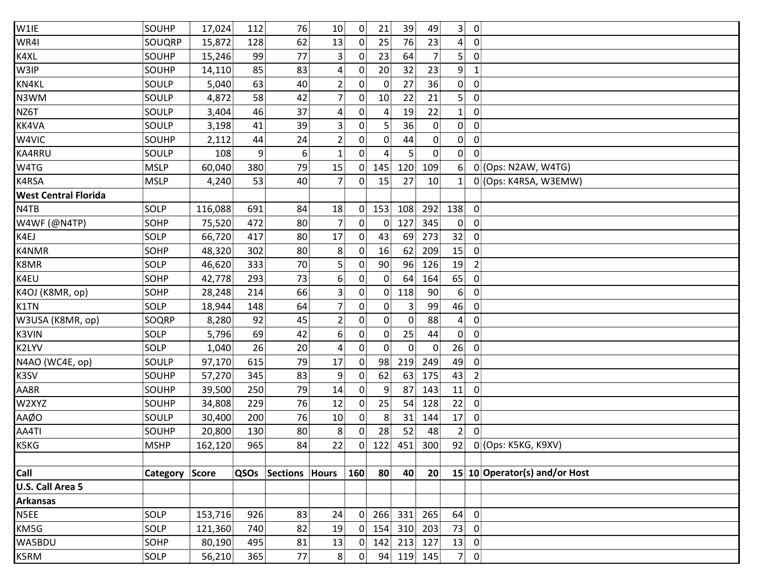| | | | | | | | | | | | | |
|---|---|---|---|---|---|---|---|---|---|---|---|---|
| W1IE | SOUHP | 17,024 | 112 | 76 | 10 | 0 | 21 | 39 | 49 | 3 | 0 | |
| WR4I | SOUQRP | 15,872 | 128 | 62 | 13 | 0 | 25 | 76 | 23 | 4 | 0 | |
| K4XL | SOUHP | 15,246 | 99 | 77 | 3 | 0 | 23 | 64 | 7 | 5 | 0 | |
| W3IP | SOUHP | 14,110 | 85 | 83 | 4 | 0 | 20 | 32 | 23 | 9 | 1 | |
| KN4KL | SOULP | 5,040 | 63 | 40 | 2 | 0 | 0 | 27 | 36 | 0 | 0 | |
| N3WM | SOULP | 4,872 | 58 | 42 | 7 | 0 | 10 | 22 | 21 | 5 | 0 | |
| NZ6T | SOULP | 3,404 | 46 | 37 | 4 | 0 | 4 | 19 | 22 | 1 | 0 | |
| KK4VA | SOULP | 3,198 | 41 | 39 | 3 | 0 | 5 | 36 | 0 | 0 | 0 | |
| W4VIC | SOUHP | 2,112 | 44 | 24 | 2 | 0 | 0 | 44 | 0 | 0 | 0 | |
| KA4RRU | SOULP | 108 | 9 | 6 | 1 | 0 | 4 | 5 | 0 | 0 | 0 | |
| W4TG | MSLP | 60,040 | 380 | 79 | 15 | 0 | 145 | 120 | 109 | 6 | 0 | (Ops: N2AW, W4TG) |
| K4RSA | MSLP | 4,240 | 53 | 40 | 7 | 0 | 15 | 27 | 10 | 1 | 0 | (Ops: K4RSA, W3EMW) |
| **West Central Florida** | | | | | | | | | | | | |
| N4TB | SOLP | 116,088 | 691 | 84 | 18 | 0 | 153 | 108 | 292 | 138 | 0 | |
| W4WF (@N4TP) | SOHP | 75,520 | 472 | 80 | 7 | 0 | 0 | 127 | 345 | 0 | 0 | |
| K4EJ | SOLP | 66,720 | 417 | 80 | 17 | 0 | 43 | 69 | 273 | 32 | 0 | |
| K4NMR | SOHP | 48,320 | 302 | 80 | 8 | 0 | 16 | 62 | 209 | 15 | 0 | |
| K8MR | SOLP | 46,620 | 333 | 70 | 5 | 0 | 90 | 96 | 126 | 19 | 2 | |
| K4EU | SOHP | 42,778 | 293 | 73 | 6 | 0 | 0 | 64 | 164 | 65 | 0 | |
| K4OJ (K8MR, op) | SOHP | 28,248 | 214 | 66 | 3 | 0 | 0 | 118 | 90 | 6 | 0 | |
| K1TN | SOLP | 18,944 | 148 | 64 | 7 | 0 | 0 | 3 | 99 | 46 | 0 | |
| W3USA (K8MR, op) | SOQRP | 8,280 | 92 | 45 | 2 | 0 | 0 | 0 | 88 | 4 | 0 | |
| K3VIN | SOLP | 5,796 | 69 | 42 | 6 | 0 | 0 | 25 | 44 | 0 | 0 | |
| K2LYV | SOLP | 1,040 | 26 | 20 | 4 | 0 | 0 | 0 | 0 | 26 | 0 | |
| N4AO (WC4E, op) | SOULP | 97,170 | 615 | 79 | 17 | 0 | 98 | 219 | 249 | 49 | 0 | |
| K3SV | SOUHP | 57,270 | 345 | 83 | 9 | 0 | 62 | 63 | 175 | 43 | 2 | |
| AA8R | SOUHP | 39,500 | 250 | 79 | 14 | 0 | 9 | 87 | 143 | 11 | 0 | |
| W2XYZ | SOUHP | 34,808 | 229 | 76 | 12 | 0 | 25 | 54 | 128 | 22 | 0 | |
| AAØO | SOULP | 30,400 | 200 | 76 | 10 | 0 | 8 | 31 | 144 | 17 | 0 | |
| AA4TI | SOUHP | 20,800 | 130 | 80 | 8 | 0 | 28 | 52 | 48 | 2 | 0 | |
| K5KG | MSHP | 162,120 | 965 | 84 | 22 | 0 | 122 | 451 | 300 | 92 | 0 | (Ops: K5KG, K9XV) |
| | | | | | | | | | | | | |
| **Call** | **Category** | **Score** | **QSOs** | **Sections** | **Hours** | **160** | **80** | **40** | **20** | **15** | **10** | **Operator(s) and/or Host** |
| **U.S. Call Area 5** | | | | | | | | | | | | |
| **Arkansas** | | | | | | | | | | | | |
| N5EE | SOLP | 153,716 | 926 | 83 | 24 | 0 | 266 | 331 | 265 | 64 | 0 | |
| KM5G | SOLP | 121,360 | 740 | 82 | 19 | 0 | 154 | 310 | 203 | 73 | 0 | |
| WA5BDU | SOHP | 80,190 | 495 | 81 | 13 | 0 | 142 | 213 | 127 | 13 | 0 | |
| K5RM | SOLP | 56,210 | 365 | 77 | 8 | 0 | 94 | 119 | 145 | 7 | 0 | |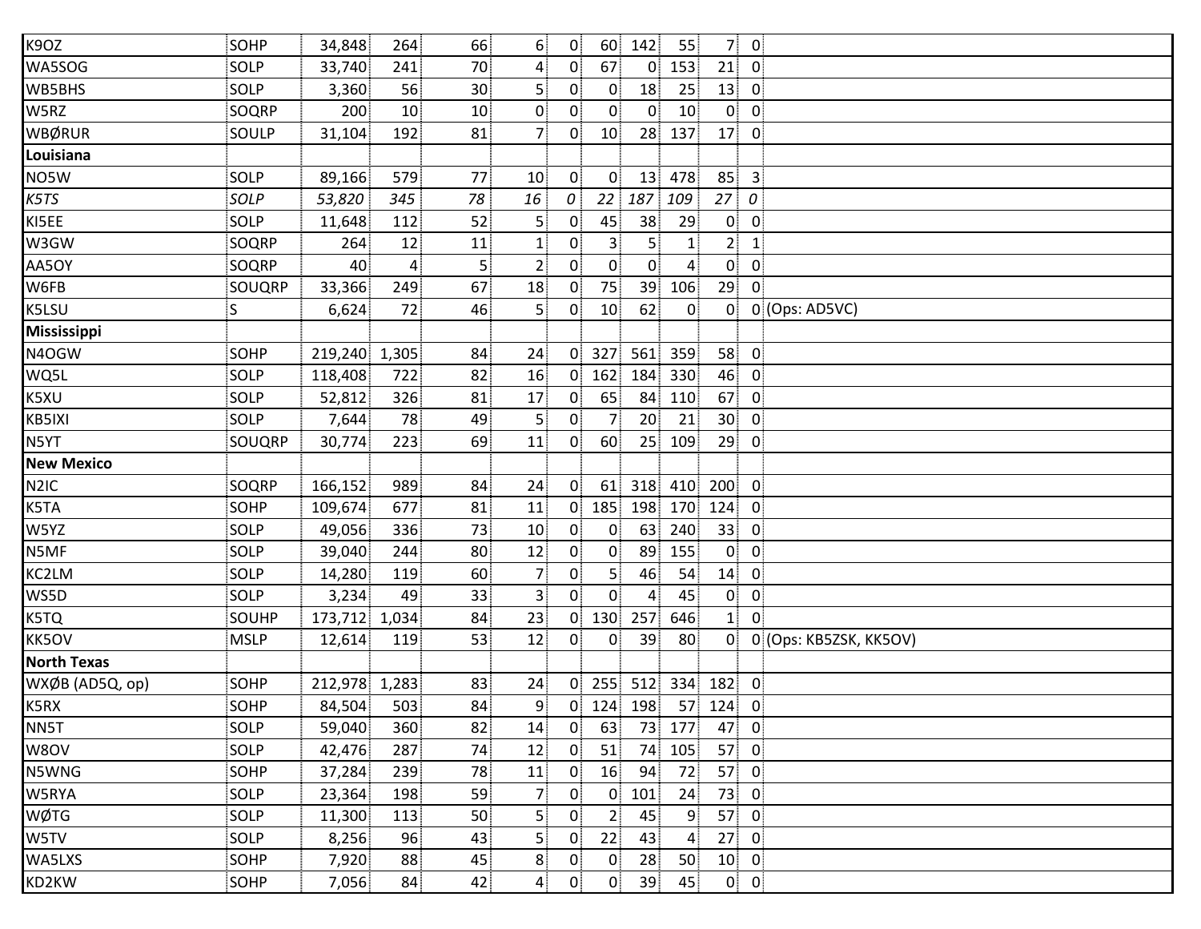| | | | | | | | | | | | | |
|---|---|---|---|---|---|---|---|---|---|---|---|---|
| K9OZ | SOHP | 34,848 | 264 | 66 | 6 | 0 | 60 | 142 | 55 | 7 | 0 | |
| WA5SOG | SOLP | 33,740 | 241 | 70 | 4 | 0 | 67 | 0 | 153 | 21 | 0 | |
| WB5BHS | SOLP | 3,360 | 56 | 30 | 5 | 0 | 0 | 18 | 25 | 13 | 0 | |
| W5RZ | SOQRP | 200 | 10 | 10 | 0 | 0 | 0 | 0 | 10 | 0 | 0 | |
| WBØRUR | SOULP | 31,104 | 192 | 81 | 7 | 0 | 10 | 28 | 137 | 17 | 0 | |
| **Louisiana** | | | | | | | | | | | | |
| NO5W | SOLP | 89,166 | 579 | 77 | 10 | 0 | 0 | 13 | 478 | 85 | 3 | |
| *K5TS* | *SOLP* | *53,820* | *345* | *78* | *16* | *0* | *22* | *187* | *109* | *27* | *0* | |
| KI5EE | SOLP | 11,648 | 112 | 52 | 5 | 0 | 45 | 38 | 29 | 0 | 0 | |
| W3GW | SOQRP | 264 | 12 | 11 | 1 | 0 | 3 | 5 | 1 | 2 | 1 | |
| AA5OY | SOQRP | 40 | 4 | 5 | 2 | 0 | 0 | 0 | 4 | 0 | 0 | |
| W6FB | SOUQRP | 33,366 | 249 | 67 | 18 | 0 | 75 | 39 | 106 | 29 | 0 | |
| K5LSU | S | 6,624 | 72 | 46 | 5 | 0 | 10 | 62 | 0 | 0 | 0 | (Ops: AD5VC) |
| **Mississippi** | | | | | | | | | | | | |
| N4OGW | SOHP | 219,240 | 1,305 | 84 | 24 | 0 | 327 | 561 | 359 | 58 | 0 | |
| WQ5L | SOLP | 118,408 | 722 | 82 | 16 | 0 | 162 | 184 | 330 | 46 | 0 | |
| K5XU | SOLP | 52,812 | 326 | 81 | 17 | 0 | 65 | 84 | 110 | 67 | 0 | |
| KB5IXI | SOLP | 7,644 | 78 | 49 | 5 | 0 | 7 | 20 | 21 | 30 | 0 | |
| N5YT | SOUQRP | 30,774 | 223 | 69 | 11 | 0 | 60 | 25 | 109 | 29 | 0 | |
| **New Mexico** | | | | | | | | | | | | |
| N2IC | SOQRP | 166,152 | 989 | 84 | 24 | 0 | 61 | 318 | 410 | 200 | 0 | |
| K5TA | SOHP | 109,674 | 677 | 81 | 11 | 0 | 185 | 198 | 170 | 124 | 0 | |
| W5YZ | SOLP | 49,056 | 336 | 73 | 10 | 0 | 0 | 63 | 240 | 33 | 0 | |
| N5MF | SOLP | 39,040 | 244 | 80 | 12 | 0 | 0 | 89 | 155 | 0 | 0 | |
| KC2LM | SOLP | 14,280 | 119 | 60 | 7 | 0 | 5 | 46 | 54 | 14 | 0 | |
| WS5D | SOLP | 3,234 | 49 | 33 | 3 | 0 | 0 | 4 | 45 | 0 | 0 | |
| K5TQ | SOUHP | 173,712 | 1,034 | 84 | 23 | 0 | 130 | 257 | 646 | 1 | 0 | |
| KK5OV | MSLP | 12,614 | 119 | 53 | 12 | 0 | 0 | 39 | 80 | 0 | 0 | (Ops: KB5ZSK, KK5OV) |
| **North Texas** | | | | | | | | | | | | |
| WXØB (AD5Q, op) | SOHP | 212,978 | 1,283 | 83 | 24 | 0 | 255 | 512 | 334 | 182 | 0 | |
| K5RX | SOHP | 84,504 | 503 | 84 | 9 | 0 | 124 | 198 | 57 | 124 | 0 | |
| NN5T | SOLP | 59,040 | 360 | 82 | 14 | 0 | 63 | 73 | 177 | 47 | 0 | |
| W8OV | SOLP | 42,476 | 287 | 74 | 12 | 0 | 51 | 74 | 105 | 57 | 0 | |
| N5WNG | SOHP | 37,284 | 239 | 78 | 11 | 0 | 16 | 94 | 72 | 57 | 0 | |
| W5RYA | SOLP | 23,364 | 198 | 59 | 7 | 0 | 0 | 101 | 24 | 73 | 0 | |
| WØTG | SOLP | 11,300 | 113 | 50 | 5 | 0 | 2 | 45 | 9 | 57 | 0 | |
| W5TV | SOLP | 8,256 | 96 | 43 | 5 | 0 | 22 | 43 | 4 | 27 | 0 | |
| WA5LXS | SOHP | 7,920 | 88 | 45 | 8 | 0 | 0 | 28 | 50 | 10 | 0 | |
| KD2KW | SOHP | 7,056 | 84 | 42 | 4 | 0 | 0 | 39 | 45 | 0 | 0 | |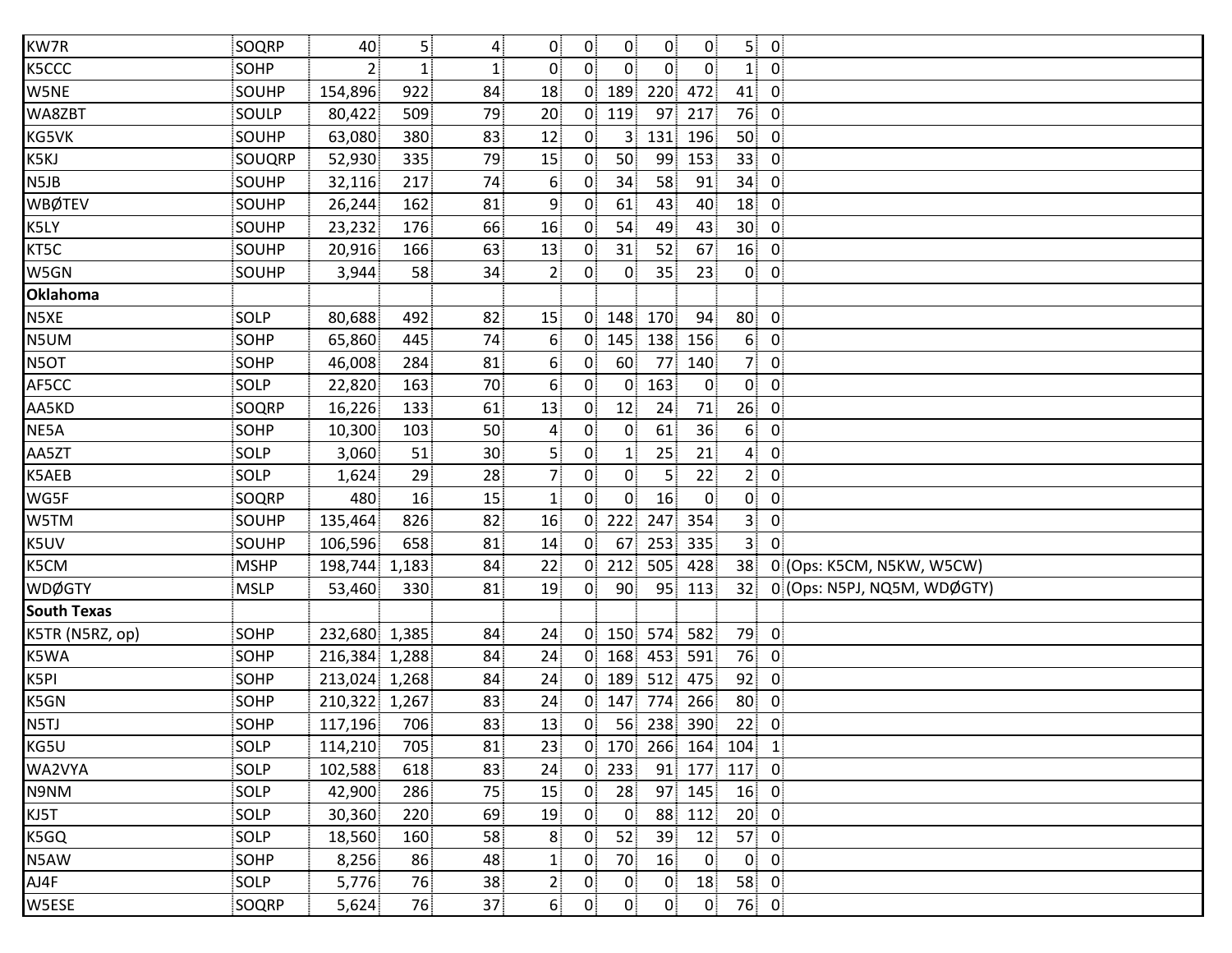| | | | | | | | | | | | | |
|---|---|---|---|---|---|---|---|---|---|---|---|---|
| KW7R | SOQRP | 40 | 5 | 4 | 0 | 0 | 0 | 0 | 0 | 5 | 0 | |
| K5CCC | SOHP | 2 | 1 | 1 | 0 | 0 | 0 | 0 | 0 | 1 | 0 | |
| W5NE | SOUHP | 154,896 | 922 | 84 | 18 | 0 | 189 | 220 | 472 | 41 | 0 | |
| WA8ZBT | SOULP | 80,422 | 509 | 79 | 20 | 0 | 119 | 97 | 217 | 76 | 0 | |
| KG5VK | SOUHP | 63,080 | 380 | 83 | 12 | 0 | 3 | 131 | 196 | 50 | 0 | |
| K5KJ | SOUQRP | 52,930 | 335 | 79 | 15 | 0 | 50 | 99 | 153 | 33 | 0 | |
| N5JB | SOUHP | 32,116 | 217 | 74 | 6 | 0 | 34 | 58 | 91 | 34 | 0 | |
| WBØTEV | SOUHP | 26,244 | 162 | 81 | 9 | 0 | 61 | 43 | 40 | 18 | 0 | |
| K5LY | SOUHP | 23,232 | 176 | 66 | 16 | 0 | 54 | 49 | 43 | 30 | 0 | |
| KT5C | SOUHP | 20,916 | 166 | 63 | 13 | 0 | 31 | 52 | 67 | 16 | 0 | |
| W5GN | SOUHP | 3,944 | 58 | 34 | 2 | 0 | 0 | 35 | 23 | 0 | 0 | |
| **Oklahoma** | | | | | | | | | | | | |
| N5XE | SOLP | 80,688 | 492 | 82 | 15 | 0 | 148 | 170 | 94 | 80 | 0 | |
| N5UM | SOHP | 65,860 | 445 | 74 | 6 | 0 | 145 | 138 | 156 | 6 | 0 | |
| N5OT | SOHP | 46,008 | 284 | 81 | 6 | 0 | 60 | 77 | 140 | 7 | 0 | |
| AF5CC | SOLP | 22,820 | 163 | 70 | 6 | 0 | 0 | 163 | 0 | 0 | 0 | |
| AA5KD | SOQRP | 16,226 | 133 | 61 | 13 | 0 | 12 | 24 | 71 | 26 | 0 | |
| NE5A | SOHP | 10,300 | 103 | 50 | 4 | 0 | 0 | 61 | 36 | 6 | 0 | |
| AA5ZT | SOLP | 3,060 | 51 | 30 | 5 | 0 | 1 | 25 | 21 | 4 | 0 | |
| K5AEB | SOLP | 1,624 | 29 | 28 | 7 | 0 | 0 | 5 | 22 | 2 | 0 | |
| WG5F | SOQRP | 480 | 16 | 15 | 1 | 0 | 0 | 16 | 0 | 0 | 0 | |
| W5TM | SOUHP | 135,464 | 826 | 82 | 16 | 0 | 222 | 247 | 354 | 3 | 0 | |
| K5UV | SOUHP | 106,596 | 658 | 81 | 14 | 0 | 67 | 253 | 335 | 3 | 0 | |
| K5CM | MSHP | 198,744 | 1,183 | 84 | 22 | 0 | 212 | 505 | 428 | 38 | 0 | (Ops: K5CM, N5KW, W5CW) |
| WDØGTY | MSLP | 53,460 | 330 | 81 | 19 | 0 | 90 | 95 | 113 | 32 | 0 | (Ops: N5PJ, NQ5M, WDØGTY) |
| **South Texas** | | | | | | | | | | | | |
| K5TR (N5RZ, op) | SOHP | 232,680 | 1,385 | 84 | 24 | 0 | 150 | 574 | 582 | 79 | 0 | |
| K5WA | SOHP | 216,384 | 1,288 | 84 | 24 | 0 | 168 | 453 | 591 | 76 | 0 | |
| K5PI | SOHP | 213,024 | 1,268 | 84 | 24 | 0 | 189 | 512 | 475 | 92 | 0 | |
| K5GN | SOHP | 210,322 | 1,267 | 83 | 24 | 0 | 147 | 774 | 266 | 80 | 0 | |
| N5TJ | SOHP | 117,196 | 706 | 83 | 13 | 0 | 56 | 238 | 390 | 22 | 0 | |
| KG5U | SOLP | 114,210 | 705 | 81 | 23 | 0 | 170 | 266 | 164 | 104 | 1 | |
| WA2VYA | SOLP | 102,588 | 618 | 83 | 24 | 0 | 233 | 91 | 177 | 117 | 0 | |
| N9NM | SOLP | 42,900 | 286 | 75 | 15 | 0 | 28 | 97 | 145 | 16 | 0 | |
| KJ5T | SOLP | 30,360 | 220 | 69 | 19 | 0 | 0 | 88 | 112 | 20 | 0 | |
| K5GQ | SOLP | 18,560 | 160 | 58 | 8 | 0 | 52 | 39 | 12 | 57 | 0 | |
| N5AW | SOHP | 8,256 | 86 | 48 | 1 | 0 | 70 | 16 | 0 | 0 | 0 | |
| AJ4F | SOLP | 5,776 | 76 | 38 | 2 | 0 | 0 | 0 | 18 | 58 | 0 | |
| W5ESE | SOQRP | 5,624 | 76 | 37 | 6 | 0 | 0 | 0 | 0 | 76 | 0 | |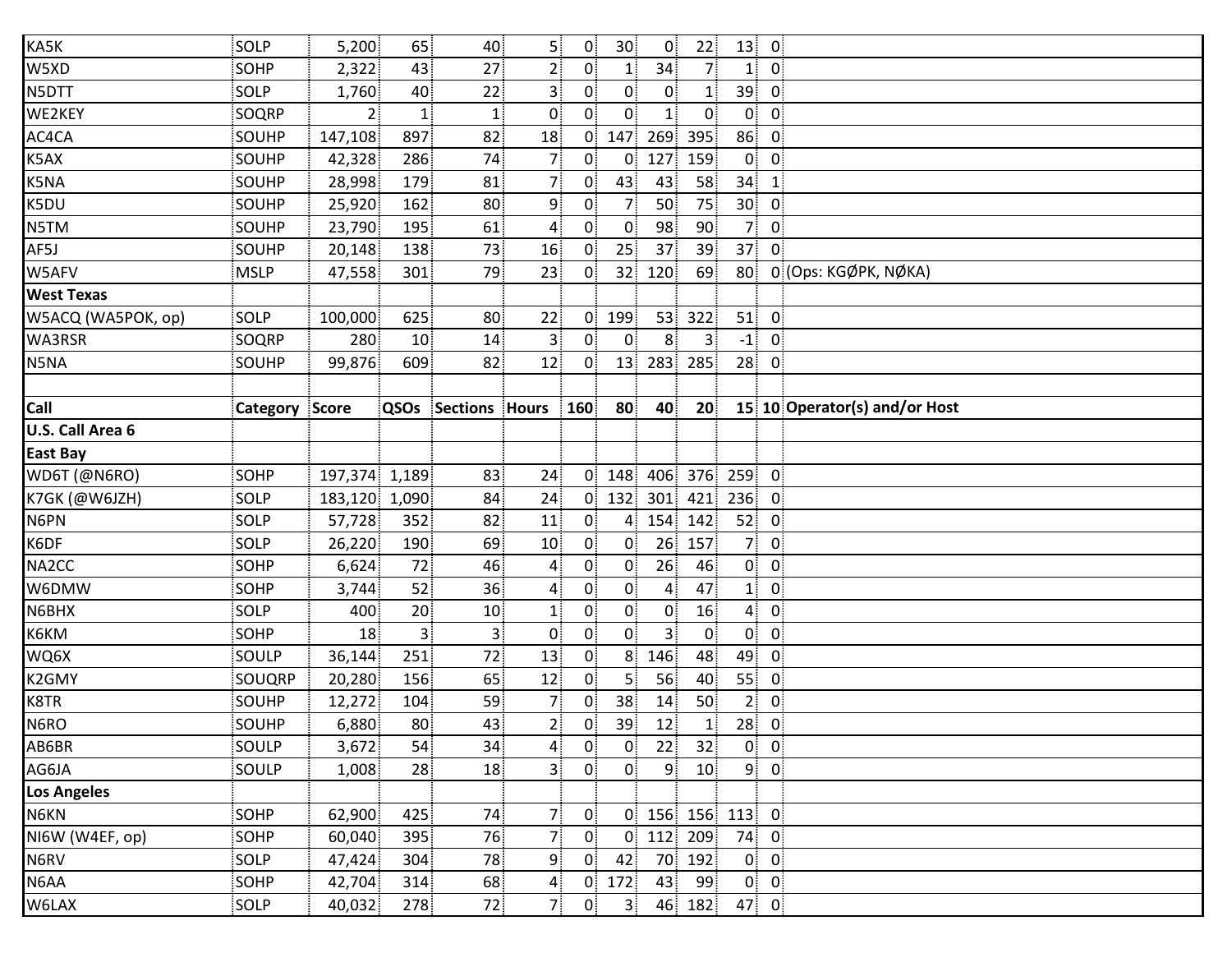| KA5K | SOLP | 5,200 | 65 | 40 | 5 | 0 | 30 | 0 | 22 | 13 | 0 | |
|---|---|---|---|---|---|---|---|---|---|---|---|---|
| W5XD | SOHP | 2,322 | 43 | 27 | 2 | 0 | 1 | 34 | 7 | 1 | 0 | |
| N5DTT | SOLP | 1,760 | 40 | 22 | 3 | 0 | 0 | 0 | 1 | 39 | 0 | |
| WE2KEY | SOQRP | 2 | 1 | 1 | 0 | 0 | 0 | 1 | 0 | 0 | 0 | |
| AC4CA | SOUHP | 147,108 | 897 | 82 | 18 | 0 | 147 | 269 | 395 | 86 | 0 | |
| K5AX | SOUHP | 42,328 | 286 | 74 | 7 | 0 | 0 | 127 | 159 | 0 | 0 | |
| K5NA | SOUHP | 28,998 | 179 | 81 | 7 | 0 | 43 | 43 | 58 | 34 | 1 | |
| K5DU | SOUHP | 25,920 | 162 | 80 | 9 | 0 | 7 | 50 | 75 | 30 | 0 | |
| N5TM | SOUHP | 23,790 | 195 | 61 | 4 | 0 | 0 | 98 | 90 | 7 | 0 | |
| AF5J | SOUHP | 20,148 | 138 | 73 | 16 | 0 | 25 | 37 | 39 | 37 | 0 | |
| W5AFV | MSLP | 47,558 | 301 | 79 | 23 | 0 | 32 | 120 | 69 | 80 | 0 | (Ops: KGØPK, NØKA) |
| **West Texas** | | | | | | | | | | | | |
| W5ACQ (WA5POK, op) | SOLP | 100,000 | 625 | 80 | 22 | 0 | 199 | 53 | 322 | 51 | 0 | |
| WA3RSR | SOQRP | 280 | 10 | 14 | 3 | 0 | 0 | 8 | 3 | -1 | 0 | |
| N5NA | SOUHP | 99,876 | 609 | 82 | 12 | 0 | 13 | 283 | 285 | 28 | 0 | |
| | | | | | | | | | | | | |
| **Call** | **Category** | **Score** | **QSOs** | **Sections** | **Hours** | **160** | **80** | **40** | **20** | **15** | **10** | **Operator(s) and/or Host** |
| **U.S. Call Area 6** | | | | | | | | | | | | |
| **East Bay** | | | | | | | | | | | | |
| WD6T (@N6RO) | SOHP | 197,374 | 1,189 | 83 | 24 | 0 | 148 | 406 | 376 | 259 | 0 | |
| K7GK (@W6JZH) | SOLP | 183,120 | 1,090 | 84 | 24 | 0 | 132 | 301 | 421 | 236 | 0 | |
| N6PN | SOLP | 57,728 | 352 | 82 | 11 | 0 | 4 | 154 | 142 | 52 | 0 | |
| K6DF | SOLP | 26,220 | 190 | 69 | 10 | 0 | 0 | 26 | 157 | 7 | 0 | |
| NA2CC | SOHP | 6,624 | 72 | 46 | 4 | 0 | 0 | 26 | 46 | 0 | 0 | |
| W6DMW | SOHP | 3,744 | 52 | 36 | 4 | 0 | 0 | 4 | 47 | 1 | 0 | |
| N6BHX | SOLP | 400 | 20 | 10 | 1 | 0 | 0 | 0 | 16 | 4 | 0 | |
| K6KM | SOHP | 18 | 3 | 3 | 0 | 0 | 0 | 3 | 0 | 0 | 0 | |
| WQ6X | SOULP | 36,144 | 251 | 72 | 13 | 0 | 8 | 146 | 48 | 49 | 0 | |
| K2GMY | SOUQRP | 20,280 | 156 | 65 | 12 | 0 | 5 | 56 | 40 | 55 | 0 | |
| K8TR | SOUHP | 12,272 | 104 | 59 | 7 | 0 | 38 | 14 | 50 | 2 | 0 | |
| N6RO | SOUHP | 6,880 | 80 | 43 | 2 | 0 | 39 | 12 | 1 | 28 | 0 | |
| AB6BR | SOULP | 3,672 | 54 | 34 | 4 | 0 | 0 | 22 | 32 | 0 | 0 | |
| AG6JA | SOULP | 1,008 | 28 | 18 | 3 | 0 | 0 | 9 | 10 | 9 | 0 | |
| **Los Angeles** | | | | | | | | | | | | |
| N6KN | SOHP | 62,900 | 425 | 74 | 7 | 0 | 0 | 156 | 156 | 113 | 0 | |
| NI6W (W4EF, op) | SOHP | 60,040 | 395 | 76 | 7 | 0 | 0 | 112 | 209 | 74 | 0 | |
| N6RV | SOLP | 47,424 | 304 | 78 | 9 | 0 | 42 | 70 | 192 | 0 | 0 | |
| N6AA | SOHP | 42,704 | 314 | 68 | 4 | 0 | 172 | 43 | 99 | 0 | 0 | |
| W6LAX | SOLP | 40,032 | 278 | 72 | 7 | 0 | 3 | 46 | 182 | 47 | 0 | |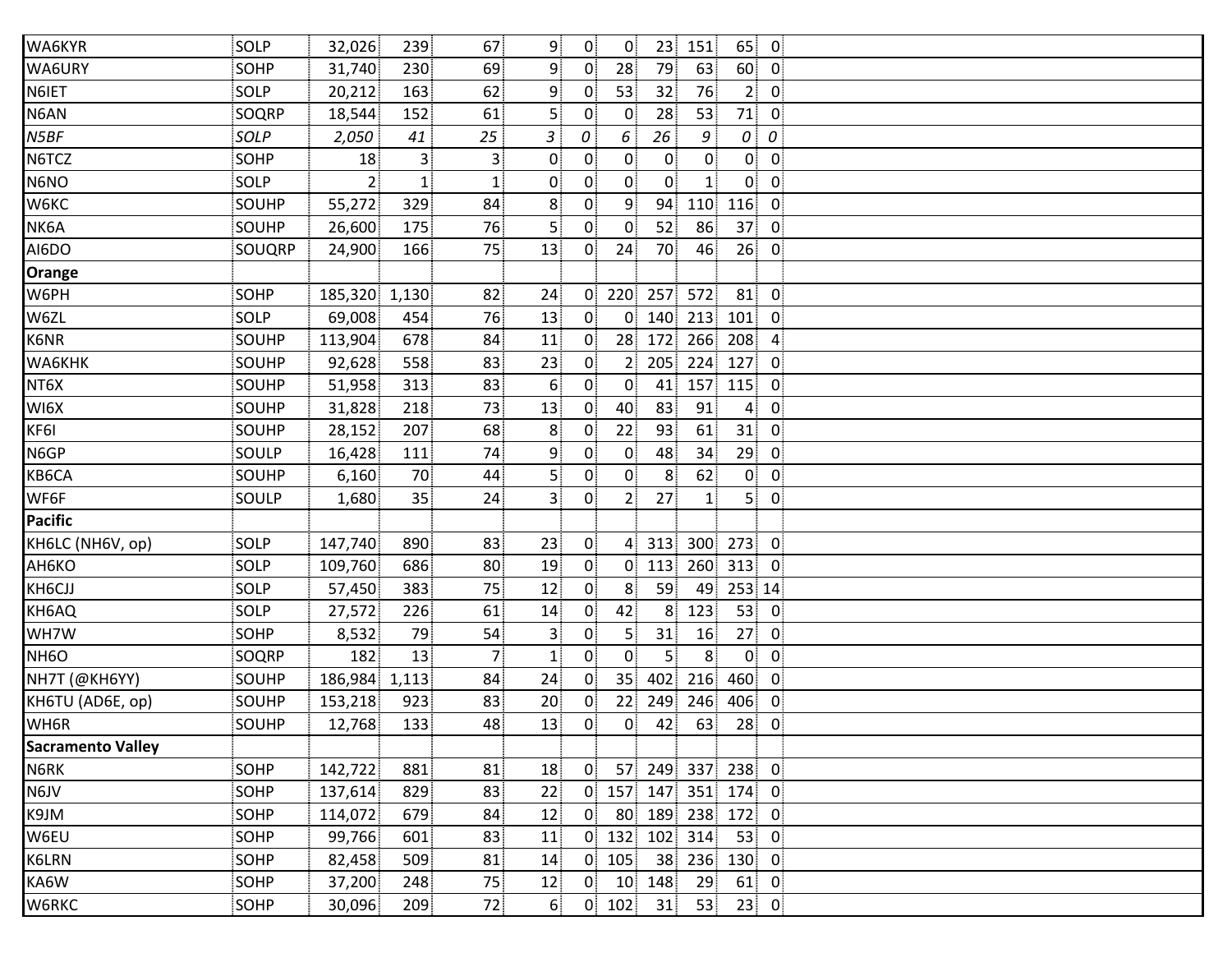| | | | | | | | | | | | | |
|---|---|---|---|---|---|---|---|---|---|---|---|---|
| WA6KYR | SOLP | 32,026 | 239 | 67 | 9 | 0 | 0 | 23 | 151 | 65 | 0 | |
| WA6URY | SOHP | 31,740 | 230 | 69 | 9 | 0 | 28 | 79 | 63 | 60 | 0 | |
| N6IET | SOLP | 20,212 | 163 | 62 | 9 | 0 | 53 | 32 | 76 | 2 | 0 | |
| N6AN | SOQRP | 18,544 | 152 | 61 | 5 | 0 | 0 | 28 | 53 | 71 | 0 | |
| *N5BF* | *SOLP* | *2,050* | *41* | *25* | *3* | *0* | *6* | *26* | *9* | *0* | *0* | |
| N6TCZ | SOHP | 18 | 3 | 3 | 0 | 0 | 0 | 0 | 0 | 0 | 0 | |
| N6NO | SOLP | 2 | 1 | 1 | 0 | 0 | 0 | 0 | 1 | 0 | 0 | |
| W6KC | SOUHP | 55,272 | 329 | 84 | 8 | 0 | 9 | 94 | 110 | 116 | 0 | |
| NK6A | SOUHP | 26,600 | 175 | 76 | 5 | 0 | 0 | 52 | 86 | 37 | 0 | |
| AI6DO | SOUQRP | 24,900 | 166 | 75 | 13 | 0 | 24 | 70 | 46 | 26 | 0 | |
| **Orange** | | | | | | | | | | | | |
| W6PH | SOHP | 185,320 | 1,130 | 82 | 24 | 0 | 220 | 257 | 572 | 81 | 0 | |
| W6ZL | SOLP | 69,008 | 454 | 76 | 13 | 0 | 0 | 140 | 213 | 101 | 0 | |
| K6NR | SOUHP | 113,904 | 678 | 84 | 11 | 0 | 28 | 172 | 266 | 208 | 4 | |
| WA6KHK | SOUHP | 92,628 | 558 | 83 | 23 | 0 | 2 | 205 | 224 | 127 | 0 | |
| NT6X | SOUHP | 51,958 | 313 | 83 | 6 | 0 | 0 | 41 | 157 | 115 | 0 | |
| WI6X | SOUHP | 31,828 | 218 | 73 | 13 | 0 | 40 | 83 | 91 | 4 | 0 | |
| KF6I | SOUHP | 28,152 | 207 | 68 | 8 | 0 | 22 | 93 | 61 | 31 | 0 | |
| N6GP | SOULP | 16,428 | 111 | 74 | 9 | 0 | 0 | 48 | 34 | 29 | 0 | |
| KB6CA | SOUHP | 6,160 | 70 | 44 | 5 | 0 | 0 | 8 | 62 | 0 | 0 | |
| WF6F | SOULP | 1,680 | 35 | 24 | 3 | 0 | 2 | 27 | 1 | 5 | 0 | |
| **Pacific** | | | | | | | | | | | | |
| KH6LC (NH6V, op) | SOLP | 147,740 | 890 | 83 | 23 | 0 | 4 | 313 | 300 | 273 | 0 | |
| AH6KO | SOLP | 109,760 | 686 | 80 | 19 | 0 | 0 | 113 | 260 | 313 | 0 | |
| KH6CJJ | SOLP | 57,450 | 383 | 75 | 12 | 0 | 8 | 59 | 49 | 253 | 14 | |
| KH6AQ | SOLP | 27,572 | 226 | 61 | 14 | 0 | 42 | 8 | 123 | 53 | 0 | |
| WH7W | SOHP | 8,532 | 79 | 54 | 3 | 0 | 5 | 31 | 16 | 27 | 0 | |
| NH6O | SOQRP | 182 | 13 | 7 | 1 | 0 | 0 | 5 | 8 | 0 | 0 | |
| NH7T (@KH6YY) | SOUHP | 186,984 | 1,113 | 84 | 24 | 0 | 35 | 402 | 216 | 460 | 0 | |
| KH6TU (AD6E, op) | SOUHP | 153,218 | 923 | 83 | 20 | 0 | 22 | 249 | 246 | 406 | 0 | |
| WH6R | SOUHP | 12,768 | 133 | 48 | 13 | 0 | 0 | 42 | 63 | 28 | 0 | |
| **Sacramento Valley** | | | | | | | | | | | | |
| N6RK | SOHP | 142,722 | 881 | 81 | 18 | 0 | 57 | 249 | 337 | 238 | 0 | |
| N6JV | SOHP | 137,614 | 829 | 83 | 22 | 0 | 157 | 147 | 351 | 174 | 0 | |
| K9JM | SOHP | 114,072 | 679 | 84 | 12 | 0 | 80 | 189 | 238 | 172 | 0 | |
| W6EU | SOHP | 99,766 | 601 | 83 | 11 | 0 | 132 | 102 | 314 | 53 | 0 | |
| K6LRN | SOHP | 82,458 | 509 | 81 | 14 | 0 | 105 | 38 | 236 | 130 | 0 | |
| KA6W | SOHP | 37,200 | 248 | 75 | 12 | 0 | 10 | 148 | 29 | 61 | 0 | |
| W6RKC | SOHP | 30,096 | 209 | 72 | 6 | 0 | 102 | 31 | 53 | 23 | 0 | |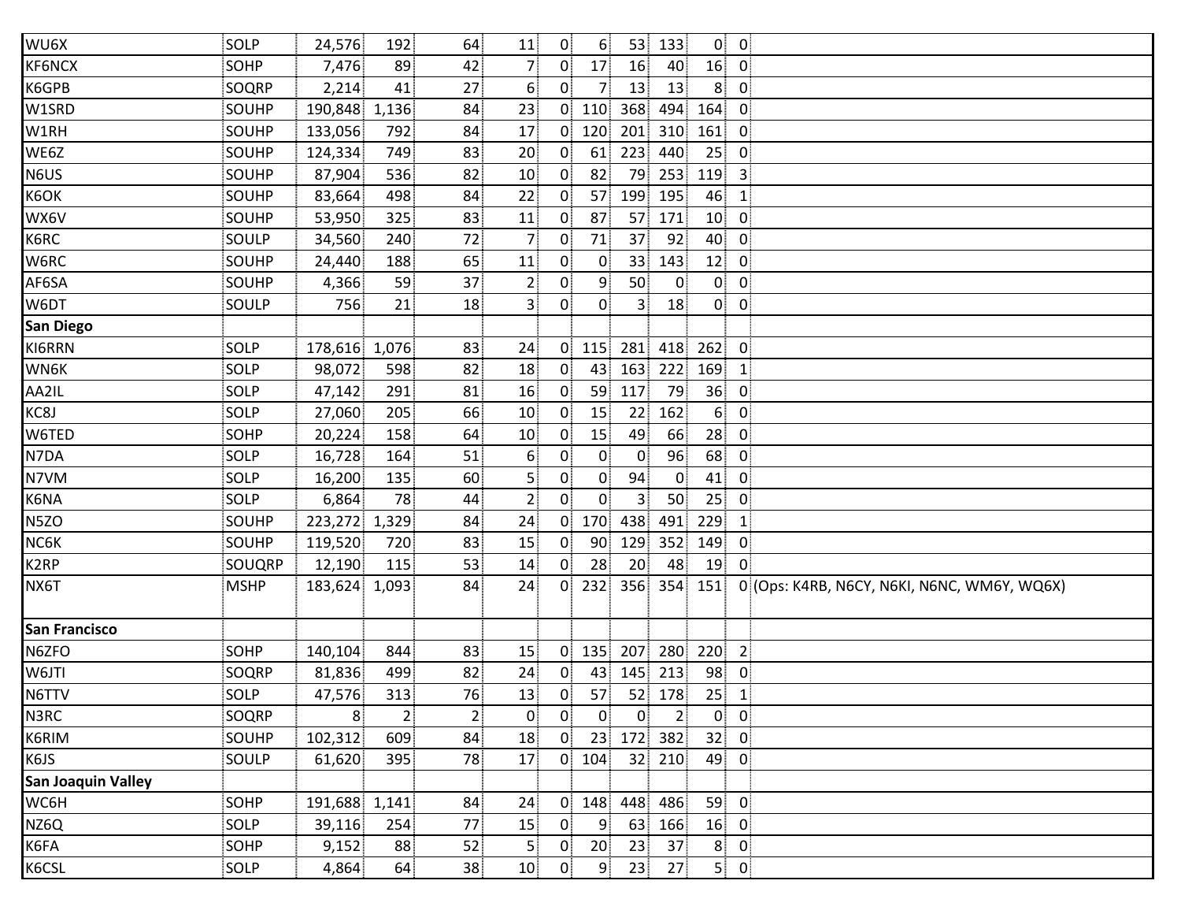| | | | | | | | | | | | | |
|---|---|---|---|---|---|---|---|---|---|---|---|---|
| WU6X | SOLP | 24,576 | 192 | 64 | 11 | 0 | 6 | 53 | 133 | 0 | 0 | |
| KF6NCX | SOHP | 7,476 | 89 | 42 | 7 | 0 | 17 | 16 | 40 | 16 | 0 | |
| K6GPB | SOQRP | 2,214 | 41 | 27 | 6 | 0 | 7 | 13 | 13 | 8 | 0 | |
| W1SRD | SOUHP | 190,848 | 1,136 | 84 | 23 | 0 | 110 | 368 | 494 | 164 | 0 | |
| W1RH | SOUHP | 133,056 | 792 | 84 | 17 | 0 | 120 | 201 | 310 | 161 | 0 | |
| WE6Z | SOUHP | 124,334 | 749 | 83 | 20 | 0 | 61 | 223 | 440 | 25 | 0 | |
| N6US | SOUHP | 87,904 | 536 | 82 | 10 | 0 | 82 | 79 | 253 | 119 | 3 | |
| K6OK | SOUHP | 83,664 | 498 | 84 | 22 | 0 | 57 | 199 | 195 | 46 | 1 | |
| WX6V | SOUHP | 53,950 | 325 | 83 | 11 | 0 | 87 | 57 | 171 | 10 | 0 | |
| K6RC | SOULP | 34,560 | 240 | 72 | 7 | 0 | 71 | 37 | 92 | 40 | 0 | |
| W6RC | SOUHP | 24,440 | 188 | 65 | 11 | 0 | 0 | 33 | 143 | 12 | 0 | |
| AF6SA | SOUHP | 4,366 | 59 | 37 | 2 | 0 | 9 | 50 | 0 | 0 | 0 | |
| W6DT | SOULP | 756 | 21 | 18 | 3 | 0 | 0 | 3 | 18 | 0 | 0 | |
| **San Diego** | | | | | | | | | | | | |
| KI6RRN | SOLP | 178,616 | 1,076 | 83 | 24 | 0 | 115 | 281 | 418 | 262 | 0 | |
| WN6K | SOLP | 98,072 | 598 | 82 | 18 | 0 | 43 | 163 | 222 | 169 | 1 | |
| AA2IL | SOLP | 47,142 | 291 | 81 | 16 | 0 | 59 | 117 | 79 | 36 | 0 | |
| KC8J | SOLP | 27,060 | 205 | 66 | 10 | 0 | 15 | 22 | 162 | 6 | 0 | |
| W6TED | SOHP | 20,224 | 158 | 64 | 10 | 0 | 15 | 49 | 66 | 28 | 0 | |
| N7DA | SOLP | 16,728 | 164 | 51 | 6 | 0 | 0 | 0 | 96 | 68 | 0 | |
| N7VM | SOLP | 16,200 | 135 | 60 | 5 | 0 | 0 | 94 | 0 | 41 | 0 | |
| K6NA | SOLP | 6,864 | 78 | 44 | 2 | 0 | 0 | 3 | 50 | 25 | 0 | |
| N5ZO | SOUHP | 223,272 | 1,329 | 84 | 24 | 0 | 170 | 438 | 491 | 229 | 1 | |
| NC6K | SOUHP | 119,520 | 720 | 83 | 15 | 0 | 90 | 129 | 352 | 149 | 0 | |
| K2RP | SOUQRP | 12,190 | 115 | 53 | 14 | 0 | 28 | 20 | 48 | 19 | 0 | |
| NX6T | MSHP | 183,624 | 1,093 | 84 | 24 | 0 | 232 | 356 | 354 | 151 | 0 | (Ops: K4RB, N6CY, N6KI, N6NC, WM6Y, WQ6X) |
| **San Francisco** | | | | | | | | | | | | |
| N6ZFO | SOHP | 140,104 | 844 | 83 | 15 | 0 | 135 | 207 | 280 | 220 | 2 | |
| W6JTI | SOQRP | 81,836 | 499 | 82 | 24 | 0 | 43 | 145 | 213 | 98 | 0 | |
| N6TTV | SOLP | 47,576 | 313 | 76 | 13 | 0 | 57 | 52 | 178 | 25 | 1 | |
| N3RC | SOQRP | 8 | 2 | 2 | 0 | 0 | 0 | 0 | 2 | 0 | 0 | |
| K6RIM | SOUHP | 102,312 | 609 | 84 | 18 | 0 | 23 | 172 | 382 | 32 | 0 | |
| K6JS | SOULP | 61,620 | 395 | 78 | 17 | 0 | 104 | 32 | 210 | 49 | 0 | |
| **San Joaquin Valley** | | | | | | | | | | | | |
| WC6H | SOHP | 191,688 | 1,141 | 84 | 24 | 0 | 148 | 448 | 486 | 59 | 0 | |
| NZ6Q | SOLP | 39,116 | 254 | 77 | 15 | 0 | 9 | 63 | 166 | 16 | 0 | |
| K6FA | SOHP | 9,152 | 88 | 52 | 5 | 0 | 20 | 23 | 37 | 8 | 0 | |
| K6CSL | SOLP | 4,864 | 64 | 38 | 10 | 0 | 9 | 23 | 27 | 5 | 0 | |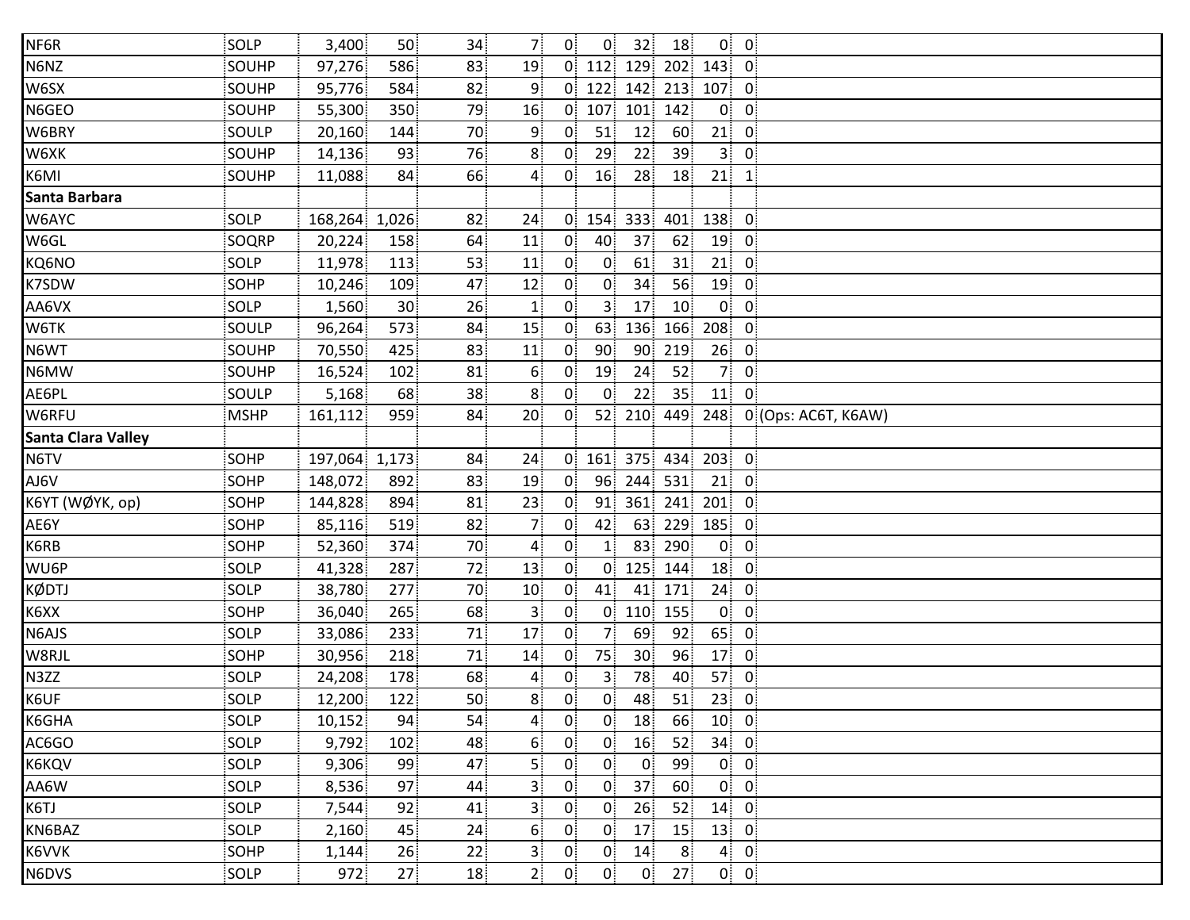| | | | | | | | | | | | | |
|---|---|---|---|---|---|---|---|---|---|---|---|---|
| NF6R | SOLP | 3,400 | 50 | 34 | 7 | 0 | 0 | 32 | 18 | 0 | 0 | |
| N6NZ | SOUHP | 97,276 | 586 | 83 | 19 | 0 | 112 | 129 | 202 | 143 | 0 | |
| W6SX | SOUHP | 95,776 | 584 | 82 | 9 | 0 | 122 | 142 | 213 | 107 | 0 | |
| N6GEO | SOUHP | 55,300 | 350 | 79 | 16 | 0 | 107 | 101 | 142 | 0 | 0 | |
| W6BRY | SOULP | 20,160 | 144 | 70 | 9 | 0 | 51 | 12 | 60 | 21 | 0 | |
| W6XK | SOUHP | 14,136 | 93 | 76 | 8 | 0 | 29 | 22 | 39 | 3 | 0 | |
| K6MI | SOUHP | 11,088 | 84 | 66 | 4 | 0 | 16 | 28 | 18 | 21 | 1 | |
| **Santa Barbara** | | | | | | | | | | | | |
| W6AYC | SOLP | 168,264 | 1,026 | 82 | 24 | 0 | 154 | 333 | 401 | 138 | 0 | |
| W6GL | SOQRP | 20,224 | 158 | 64 | 11 | 0 | 40 | 37 | 62 | 19 | 0 | |
| KQ6NO | SOLP | 11,978 | 113 | 53 | 11 | 0 | 0 | 61 | 31 | 21 | 0 | |
| K7SDW | SOHP | 10,246 | 109 | 47 | 12 | 0 | 0 | 34 | 56 | 19 | 0 | |
| AA6VX | SOLP | 1,560 | 30 | 26 | 1 | 0 | 3 | 17 | 10 | 0 | 0 | |
| W6TK | SOULP | 96,264 | 573 | 84 | 15 | 0 | 63 | 136 | 166 | 208 | 0 | |
| N6WT | SOUHP | 70,550 | 425 | 83 | 11 | 0 | 90 | 90 | 219 | 26 | 0 | |
| N6MW | SOUHP | 16,524 | 102 | 81 | 6 | 0 | 19 | 24 | 52 | 7 | 0 | |
| AE6PL | SOULP | 5,168 | 68 | 38 | 8 | 0 | 0 | 22 | 35 | 11 | 0 | |
| W6RFU | MSHP | 161,112 | 959 | 84 | 20 | 0 | 52 | 210 | 449 | 248 | 0 | (Ops: AC6T, K6AW) |
| **Santa Clara Valley** | | | | | | | | | | | | |
| N6TV | SOHP | 197,064 | 1,173 | 84 | 24 | 0 | 161 | 375 | 434 | 203 | 0 | |
| AJ6V | SOHP | 148,072 | 892 | 83 | 19 | 0 | 96 | 244 | 531 | 21 | 0 | |
| K6YT (WØYK, op) | SOHP | 144,828 | 894 | 81 | 23 | 0 | 91 | 361 | 241 | 201 | 0 | |
| AE6Y | SOHP | 85,116 | 519 | 82 | 7 | 0 | 42 | 63 | 229 | 185 | 0 | |
| K6RB | SOHP | 52,360 | 374 | 70 | 4 | 0 | 1 | 83 | 290 | 0 | 0 | |
| WU6P | SOLP | 41,328 | 287 | 72 | 13 | 0 | 0 | 125 | 144 | 18 | 0 | |
| KØDTJ | SOLP | 38,780 | 277 | 70 | 10 | 0 | 41 | 41 | 171 | 24 | 0 | |
| K6XX | SOHP | 36,040 | 265 | 68 | 3 | 0 | 0 | 110 | 155 | 0 | 0 | |
| N6AJS | SOLP | 33,086 | 233 | 71 | 17 | 0 | 7 | 69 | 92 | 65 | 0 | |
| W8RJL | SOHP | 30,956 | 218 | 71 | 14 | 0 | 75 | 30 | 96 | 17 | 0 | |
| N3ZZ | SOLP | 24,208 | 178 | 68 | 4 | 0 | 3 | 78 | 40 | 57 | 0 | |
| K6UF | SOLP | 12,200 | 122 | 50 | 8 | 0 | 0 | 48 | 51 | 23 | 0 | |
| K6GHA | SOLP | 10,152 | 94 | 54 | 4 | 0 | 0 | 18 | 66 | 10 | 0 | |
| AC6GO | SOLP | 9,792 | 102 | 48 | 6 | 0 | 0 | 16 | 52 | 34 | 0 | |
| K6KQV | SOLP | 9,306 | 99 | 47 | 5 | 0 | 0 | 0 | 99 | 0 | 0 | |
| AA6W | SOLP | 8,536 | 97 | 44 | 3 | 0 | 0 | 37 | 60 | 0 | 0 | |
| K6TJ | SOLP | 7,544 | 92 | 41 | 3 | 0 | 0 | 26 | 52 | 14 | 0 | |
| KN6BAZ | SOLP | 2,160 | 45 | 24 | 6 | 0 | 0 | 17 | 15 | 13 | 0 | |
| K6VVK | SOHP | 1,144 | 26 | 22 | 3 | 0 | 0 | 14 | 8 | 4 | 0 | |
| N6DVS | SOLP | 972 | 27 | 18 | 2 | 0 | 0 | 0 | 27 | 0 | 0 | |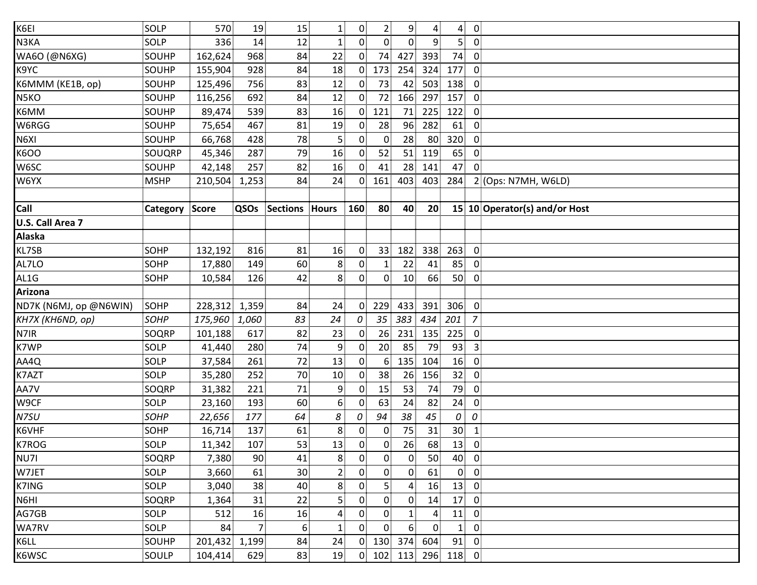| | | | | | | | | | | | | |
|---|---|---|---|---|---|---|---|---|---|---|---|---|
| K6EI | SOLP | 570 | 19 | 15 | 1 | 0 | 2 | 9 | 4 | 4 | 0 | |
| N3KA | SOLP | 336 | 14 | 12 | 1 | 0 | 0 | 0 | 9 | 5 | 0 | |
| WA6O (@N6XG) | SOUHP | 162,624 | 968 | 84 | 22 | 0 | 74 | 427 | 393 | 74 | 0 | |
| K9YC | SOUHP | 155,904 | 928 | 84 | 18 | 0 | 173 | 254 | 324 | 177 | 0 | |
| K6MMM (KE1B, op) | SOUHP | 125,496 | 756 | 83 | 12 | 0 | 73 | 42 | 503 | 138 | 0 | |
| N5KO | SOUHP | 116,256 | 692 | 84 | 12 | 0 | 72 | 166 | 297 | 157 | 0 | |
| K6MM | SOUHP | 89,474 | 539 | 83 | 16 | 0 | 121 | 71 | 225 | 122 | 0 | |
| W6RGG | SOUHP | 75,654 | 467 | 81 | 19 | 0 | 28 | 96 | 282 | 61 | 0 | |
| N6XI | SOUHP | 66,768 | 428 | 78 | 5 | 0 | 0 | 28 | 80 | 320 | 0 | |
| K6OO | SOUQRP | 45,346 | 287 | 79 | 16 | 0 | 52 | 51 | 119 | 65 | 0 | |
| W6SC | SOUHP | 42,148 | 257 | 82 | 16 | 0 | 41 | 28 | 141 | 47 | 0 | |
| W6YX | MSHP | 210,504 | 1,253 | 84 | 24 | 0 | 161 | 403 | 403 | 284 | 2 | (Ops: N7MH, W6LD) |
| | | | | | | | | | | | | |
| **Call** | **Category** | **Score** | **QSOs** | **Sections** | **Hours** | **160** | **80** | **40** | **20** | **15** | **10** | **Operator(s) and/or Host** |
| **U.S. Call Area 7** | | | | | | | | | | | | |
| **Alaska** | | | | | | | | | | | | |
| KL7SB | SOHP | 132,192 | 816 | 81 | 16 | 0 | 33 | 182 | 338 | 263 | 0 | |
| AL7LO | SOHP | 17,880 | 149 | 60 | 8 | 0 | 1 | 22 | 41 | 85 | 0 | |
| AL1G | SOHP | 10,584 | 126 | 42 | 8 | 0 | 0 | 10 | 66 | 50 | 0 | |
| **Arizona** | | | | | | | | | | | | |
| ND7K (N6MJ, op @N6WIN) | SOHP | 228,312 | 1,359 | 84 | 24 | 0 | 229 | 433 | 391 | 306 | 0 | |
| *KH7X (KH6ND, op)* | *SOHP* | *175,960* | *1,060* | *83* | *24* | *0* | *35* | *383* | *434* | *201* | *7* | |
| N7IR | SOQRP | 101,188 | 617 | 82 | 23 | 0 | 26 | 231 | 135 | 225 | 0 | |
| K7WP | SOLP | 41,440 | 280 | 74 | 9 | 0 | 20 | 85 | 79 | 93 | 3 | |
| AA4Q | SOLP | 37,584 | 261 | 72 | 13 | 0 | 6 | 135 | 104 | 16 | 0 | |
| K7AZT | SOLP | 35,280 | 252 | 70 | 10 | 0 | 38 | 26 | 156 | 32 | 0 | |
| AA7V | SOQRP | 31,382 | 221 | 71 | 9 | 0 | 15 | 53 | 74 | 79 | 0 | |
| W9CF | SOLP | 23,160 | 193 | 60 | 6 | 0 | 63 | 24 | 82 | 24 | 0 | |
| *N7SU* | *SOHP* | *22,656* | *177* | *64* | *8* | *0* | *94* | *38* | *45* | *0* | *0* | |
| K6VHF | SOHP | 16,714 | 137 | 61 | 8 | 0 | 0 | 75 | 31 | 30 | 1 | |
| K7ROG | SOLP | 11,342 | 107 | 53 | 13 | 0 | 0 | 26 | 68 | 13 | 0 | |
| NU7I | SOQRP | 7,380 | 90 | 41 | 8 | 0 | 0 | 0 | 50 | 40 | 0 | |
| W7JET | SOLP | 3,660 | 61 | 30 | 2 | 0 | 0 | 0 | 61 | 0 | 0 | |
| K7ING | SOLP | 3,040 | 38 | 40 | 8 | 0 | 5 | 4 | 16 | 13 | 0 | |
| N6HI | SOQRP | 1,364 | 31 | 22 | 5 | 0 | 0 | 0 | 14 | 17 | 0 | |
| AG7GB | SOLP | 512 | 16 | 16 | 4 | 0 | 0 | 1 | 4 | 11 | 0 | |
| WA7RV | SOLP | 84 | 7 | 6 | 1 | 0 | 0 | 6 | 0 | 1 | 0 | |
| K6LL | SOUHP | 201,432 | 1,199 | 84 | 24 | 0 | 130 | 374 | 604 | 91 | 0 | |
| K6WSC | SOULP | 104,414 | 629 | 83 | 19 | 0 | 102 | 113 | 296 | 118 | 0 | |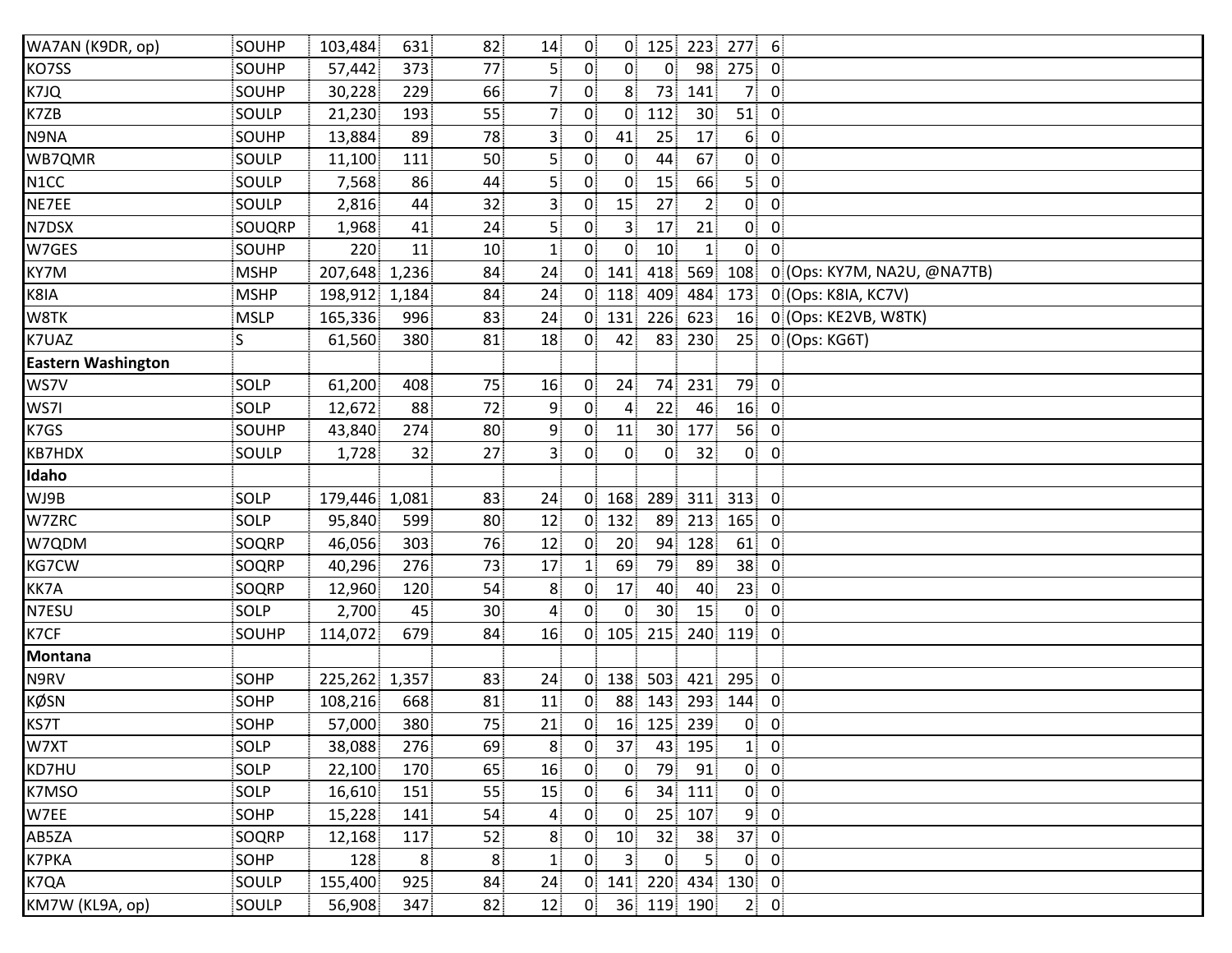| | | | | | | | | | | | | |
|---|---|---|---|---|---|---|---|---|---|---|---|---|
| WA7AN (K9DR, op) | SOUHP | 103,484 | 631 | 82 | 14 | 0 | 0 | 125 | 223 | 277 | 6 | |
| KO7SS | SOUHP | 57,442 | 373 | 77 | 5 | 0 | 0 | 0 | 98 | 275 | 0 | |
| K7JQ | SOUHP | 30,228 | 229 | 66 | 7 | 0 | 8 | 73 | 141 | 7 | 0 | |
| K7ZB | SOULP | 21,230 | 193 | 55 | 7 | 0 | 0 | 112 | 30 | 51 | 0 | |
| N9NA | SOUHP | 13,884 | 89 | 78 | 3 | 0 | 41 | 25 | 17 | 6 | 0 | |
| WB7QMR | SOULP | 11,100 | 111 | 50 | 5 | 0 | 0 | 44 | 67 | 0 | 0 | |
| N1CC | SOULP | 7,568 | 86 | 44 | 5 | 0 | 0 | 15 | 66 | 5 | 0 | |
| NE7EE | SOULP | 2,816 | 44 | 32 | 3 | 0 | 15 | 27 | 2 | 0 | 0 | |
| N7DSX | SOUQRP | 1,968 | 41 | 24 | 5 | 0 | 3 | 17 | 21 | 0 | 0 | |
| W7GES | SOUHP | 220 | 11 | 10 | 1 | 0 | 0 | 10 | 1 | 0 | 0 | |
| KY7M | MSHP | 207,648 | 1,236 | 84 | 24 | 0 | 141 | 418 | 569 | 108 | 0 | (Ops: KY7M, NA2U, @NA7TB) |
| K8IA | MSHP | 198,912 | 1,184 | 84 | 24 | 0 | 118 | 409 | 484 | 173 | 0 | (Ops: K8IA, KC7V) |
| W8TK | MSLP | 165,336 | 996 | 83 | 24 | 0 | 131 | 226 | 623 | 16 | 0 | (Ops: KE2VB, W8TK) |
| K7UAZ | S | 61,560 | 380 | 81 | 18 | 0 | 42 | 83 | 230 | 25 | 0 | (Ops: KG6T) |
| **Eastern Washington** | | | | | | | | | | | | |
| WS7V | SOLP | 61,200 | 408 | 75 | 16 | 0 | 24 | 74 | 231 | 79 | 0 | |
| WS7I | SOLP | 12,672 | 88 | 72 | 9 | 0 | 4 | 22 | 46 | 16 | 0 | |
| K7GS | SOUHP | 43,840 | 274 | 80 | 9 | 0 | 11 | 30 | 177 | 56 | 0 | |
| KB7HDX | SOULP | 1,728 | 32 | 27 | 3 | 0 | 0 | 0 | 32 | 0 | 0 | |
| **Idaho** | | | | | | | | | | | | |
| WJ9B | SOLP | 179,446 | 1,081 | 83 | 24 | 0 | 168 | 289 | 311 | 313 | 0 | |
| W7ZRC | SOLP | 95,840 | 599 | 80 | 12 | 0 | 132 | 89 | 213 | 165 | 0 | |
| W7QDM | SOQRP | 46,056 | 303 | 76 | 12 | 0 | 20 | 94 | 128 | 61 | 0 | |
| KG7CW | SOQRP | 40,296 | 276 | 73 | 17 | 1 | 69 | 79 | 89 | 38 | 0 | |
| KK7A | SOQRP | 12,960 | 120 | 54 | 8 | 0 | 17 | 40 | 40 | 23 | 0 | |
| N7ESU | SOLP | 2,700 | 45 | 30 | 4 | 0 | 0 | 30 | 15 | 0 | 0 | |
| K7CF | SOUHP | 114,072 | 679 | 84 | 16 | 0 | 105 | 215 | 240 | 119 | 0 | |
| **Montana** | | | | | | | | | | | | |
| N9RV | SOHP | 225,262 | 1,357 | 83 | 24 | 0 | 138 | 503 | 421 | 295 | 0 | |
| KØSN | SOHP | 108,216 | 668 | 81 | 11 | 0 | 88 | 143 | 293 | 144 | 0 | |
| KS7T | SOHP | 57,000 | 380 | 75 | 21 | 0 | 16 | 125 | 239 | 0 | 0 | |
| W7XT | SOLP | 38,088 | 276 | 69 | 8 | 0 | 37 | 43 | 195 | 1 | 0 | |
| KD7HU | SOLP | 22,100 | 170 | 65 | 16 | 0 | 0 | 79 | 91 | 0 | 0 | |
| K7MSO | SOLP | 16,610 | 151 | 55 | 15 | 0 | 6 | 34 | 111 | 0 | 0 | |
| W7EE | SOHP | 15,228 | 141 | 54 | 4 | 0 | 0 | 25 | 107 | 9 | 0 | |
| AB5ZA | SOQRP | 12,168 | 117 | 52 | 8 | 0 | 10 | 32 | 38 | 37 | 0 | |
| K7PKA | SOHP | 128 | 8 | 8 | 1 | 0 | 3 | 0 | 5 | 0 | 0 | |
| K7QA | SOULP | 155,400 | 925 | 84 | 24 | 0 | 141 | 220 | 434 | 130 | 0 | |
| KM7W (KL9A, op) | SOULP | 56,908 | 347 | 82 | 12 | 0 | 36 | 119 | 190 | 2 | 0 | |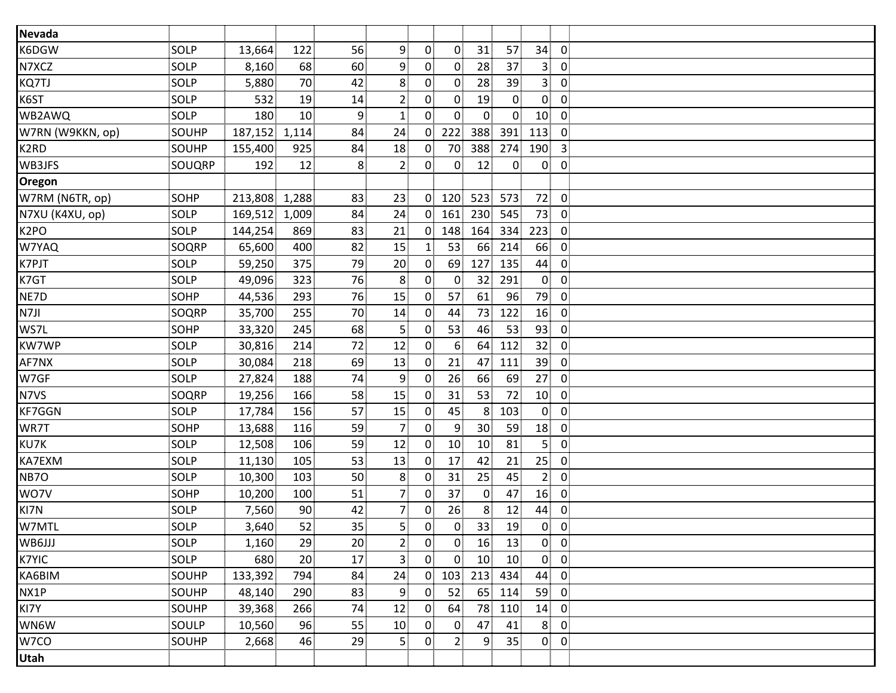| Nevada | | | | | | | | | | | | |
|---|---|---|---|---|---|---|---|---|---|---|---|---|
| K6DGW | SOLP | 13,664 | 122 | 56 | 9 | 0 | 0 | 31 | 57 | 34 | 0 | |
| N7XCZ | SOLP | 8,160 | 68 | 60 | 9 | 0 | 0 | 28 | 37 | 3 | 0 | |
| KQ7TJ | SOLP | 5,880 | 70 | 42 | 8 | 0 | 0 | 28 | 39 | 3 | 0 | |
| K6ST | SOLP | 532 | 19 | 14 | 2 | 0 | 0 | 19 | 0 | 0 | 0 | |
| WB2AWQ | SOLP | 180 | 10 | 9 | 1 | 0 | 0 | 0 | 0 | 10 | 0 | |
| W7RN (W9KKN, op) | SOUHP | 187,152 | 1,114 | 84 | 24 | 0 | 222 | 388 | 391 | 113 | 0 | |
| K2RD | SOUHP | 155,400 | 925 | 84 | 18 | 0 | 70 | 388 | 274 | 190 | 3 | |
| WB3JFS | SOUQRP | 192 | 12 | 8 | 2 | 0 | 0 | 12 | 0 | 0 | 0 | |
| **Oregon** | | | | | | | | | | | | |
| W7RM (N6TR, op) | SOHP | 213,808 | 1,288 | 83 | 23 | 0 | 120 | 523 | 573 | 72 | 0 | |
| N7XU (K4XU, op) | SOLP | 169,512 | 1,009 | 84 | 24 | 0 | 161 | 230 | 545 | 73 | 0 | |
| K2PO | SOLP | 144,254 | 869 | 83 | 21 | 0 | 148 | 164 | 334 | 223 | 0 | |
| W7YAQ | SOQRP | 65,600 | 400 | 82 | 15 | 1 | 53 | 66 | 214 | 66 | 0 | |
| K7PJT | SOLP | 59,250 | 375 | 79 | 20 | 0 | 69 | 127 | 135 | 44 | 0 | |
| K7GT | SOLP | 49,096 | 323 | 76 | 8 | 0 | 0 | 32 | 291 | 0 | 0 | |
| NE7D | SOHP | 44,536 | 293 | 76 | 15 | 0 | 57 | 61 | 96 | 79 | 0 | |
| N7JI | SOQRP | 35,700 | 255 | 70 | 14 | 0 | 44 | 73 | 122 | 16 | 0 | |
| WS7L | SOHP | 33,320 | 245 | 68 | 5 | 0 | 53 | 46 | 53 | 93 | 0 | |
| KW7WP | SOLP | 30,816 | 214 | 72 | 12 | 0 | 6 | 64 | 112 | 32 | 0 | |
| AF7NX | SOLP | 30,084 | 218 | 69 | 13 | 0 | 21 | 47 | 111 | 39 | 0 | |
| W7GF | SOLP | 27,824 | 188 | 74 | 9 | 0 | 26 | 66 | 69 | 27 | 0 | |
| N7VS | SOQRP | 19,256 | 166 | 58 | 15 | 0 | 31 | 53 | 72 | 10 | 0 | |
| KF7GGN | SOLP | 17,784 | 156 | 57 | 15 | 0 | 45 | 8 | 103 | 0 | 0 | |
| WR7T | SOHP | 13,688 | 116 | 59 | 7 | 0 | 9 | 30 | 59 | 18 | 0 | |
| KU7K | SOLP | 12,508 | 106 | 59 | 12 | 0 | 10 | 10 | 81 | 5 | 0 | |
| KA7EXM | SOLP | 11,130 | 105 | 53 | 13 | 0 | 17 | 42 | 21 | 25 | 0 | |
| NB7O | SOLP | 10,300 | 103 | 50 | 8 | 0 | 31 | 25 | 45 | 2 | 0 | |
| WO7V | SOHP | 10,200 | 100 | 51 | 7 | 0 | 37 | 0 | 47 | 16 | 0 | |
| KI7N | SOLP | 7,560 | 90 | 42 | 7 | 0 | 26 | 8 | 12 | 44 | 0 | |
| W7MTL | SOLP | 3,640 | 52 | 35 | 5 | 0 | 0 | 33 | 19 | 0 | 0 | |
| WB6JJJ | SOLP | 1,160 | 29 | 20 | 2 | 0 | 0 | 16 | 13 | 0 | 0 | |
| K7YIC | SOLP | 680 | 20 | 17 | 3 | 0 | 0 | 10 | 10 | 0 | 0 | |
| KA6BIM | SOUHP | 133,392 | 794 | 84 | 24 | 0 | 103 | 213 | 434 | 44 | 0 | |
| NX1P | SOUHP | 48,140 | 290 | 83 | 9 | 0 | 52 | 65 | 114 | 59 | 0 | |
| KI7Y | SOUHP | 39,368 | 266 | 74 | 12 | 0 | 64 | 78 | 110 | 14 | 0 | |
| WN6W | SOULP | 10,560 | 96 | 55 | 10 | 0 | 0 | 47 | 41 | 8 | 0 | |
| W7CO | SOUHP | 2,668 | 46 | 29 | 5 | 0 | 2 | 9 | 35 | 0 | 0 | |
| **Utah** | | | | | | | | | | | | |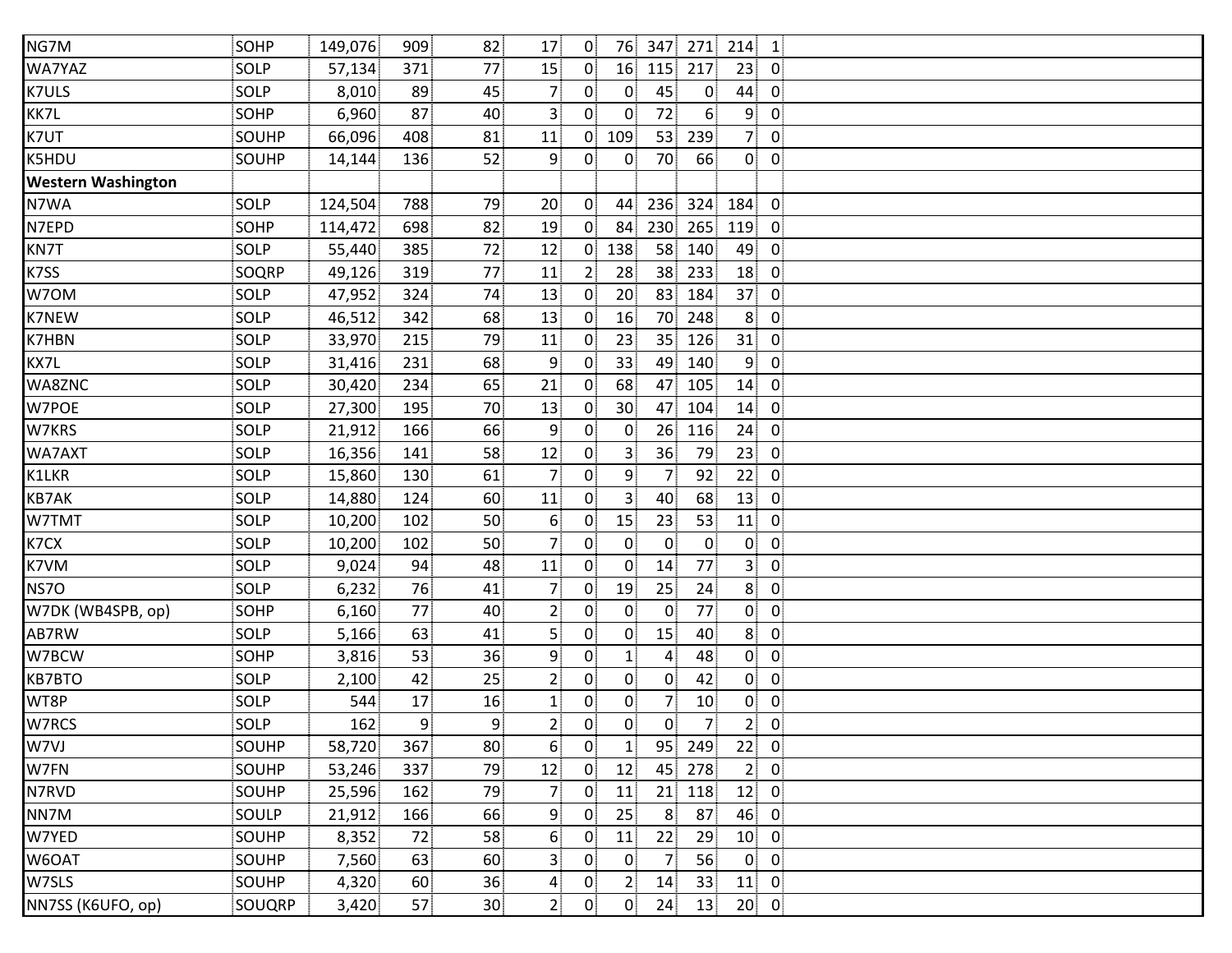| | | | | | | | | | | | |
|---|---|---|---|---|---|---|---|---|---|---|---|
| NG7M | SOHP | 149,076 | 909 | 82 | 17 | 0 | 76 | 347 | 271 | 214 | 1 |
| WA7YAZ | SOLP | 57,134 | 371 | 77 | 15 | 0 | 16 | 115 | 217 | 23 | 0 |
| K7ULS | SOLP | 8,010 | 89 | 45 | 7 | 0 | 0 | 45 | 0 | 44 | 0 |
| KK7L | SOHP | 6,960 | 87 | 40 | 3 | 0 | 0 | 72 | 6 | 9 | 0 |
| K7UT | SOUHP | 66,096 | 408 | 81 | 11 | 0 | 109 | 53 | 239 | 7 | 0 |
| K5HDU | SOUHP | 14,144 | 136 | 52 | 9 | 0 | 0 | 70 | 66 | 0 | 0 |
| **Western Washington** | | | | | | | | | | | |
| N7WA | SOLP | 124,504 | 788 | 79 | 20 | 0 | 44 | 236 | 324 | 184 | 0 |
| N7EPD | SOHP | 114,472 | 698 | 82 | 19 | 0 | 84 | 230 | 265 | 119 | 0 |
| KN7T | SOLP | 55,440 | 385 | 72 | 12 | 0 | 138 | 58 | 140 | 49 | 0 |
| K7SS | SOQRP | 49,126 | 319 | 77 | 11 | 2 | 28 | 38 | 233 | 18 | 0 |
| W7OM | SOLP | 47,952 | 324 | 74 | 13 | 0 | 20 | 83 | 184 | 37 | 0 |
| K7NEW | SOLP | 46,512 | 342 | 68 | 13 | 0 | 16 | 70 | 248 | 8 | 0 |
| K7HBN | SOLP | 33,970 | 215 | 79 | 11 | 0 | 23 | 35 | 126 | 31 | 0 |
| KX7L | SOLP | 31,416 | 231 | 68 | 9 | 0 | 33 | 49 | 140 | 9 | 0 |
| WA8ZNC | SOLP | 30,420 | 234 | 65 | 21 | 0 | 68 | 47 | 105 | 14 | 0 |
| W7POE | SOLP | 27,300 | 195 | 70 | 13 | 0 | 30 | 47 | 104 | 14 | 0 |
| W7KRS | SOLP | 21,912 | 166 | 66 | 9 | 0 | 0 | 26 | 116 | 24 | 0 |
| WA7AXT | SOLP | 16,356 | 141 | 58 | 12 | 0 | 3 | 36 | 79 | 23 | 0 |
| K1LKR | SOLP | 15,860 | 130 | 61 | 7 | 0 | 9 | 7 | 92 | 22 | 0 |
| KB7AK | SOLP | 14,880 | 124 | 60 | 11 | 0 | 3 | 40 | 68 | 13 | 0 |
| W7TMT | SOLP | 10,200 | 102 | 50 | 6 | 0 | 15 | 23 | 53 | 11 | 0 |
| K7CX | SOLP | 10,200 | 102 | 50 | 7 | 0 | 0 | 0 | 0 | 0 | 0 |
| K7VM | SOLP | 9,024 | 94 | 48 | 11 | 0 | 0 | 14 | 77 | 3 | 0 |
| NS7O | SOLP | 6,232 | 76 | 41 | 7 | 0 | 19 | 25 | 24 | 8 | 0 |
| W7DK (WB4SPB, op) | SOHP | 6,160 | 77 | 40 | 2 | 0 | 0 | 0 | 77 | 0 | 0 |
| AB7RW | SOLP | 5,166 | 63 | 41 | 5 | 0 | 0 | 15 | 40 | 8 | 0 |
| W7BCW | SOHP | 3,816 | 53 | 36 | 9 | 0 | 1 | 4 | 48 | 0 | 0 |
| KB7BTO | SOLP | 2,100 | 42 | 25 | 2 | 0 | 0 | 0 | 42 | 0 | 0 |
| WT8P | SOLP | 544 | 17 | 16 | 1 | 0 | 0 | 7 | 10 | 0 | 0 |
| W7RCS | SOLP | 162 | 9 | 9 | 2 | 0 | 0 | 0 | 7 | 2 | 0 |
| W7VJ | SOUHP | 58,720 | 367 | 80 | 6 | 0 | 1 | 95 | 249 | 22 | 0 |
| W7FN | SOUHP | 53,246 | 337 | 79 | 12 | 0 | 12 | 45 | 278 | 2 | 0 |
| N7RVD | SOUHP | 25,596 | 162 | 79 | 7 | 0 | 11 | 21 | 118 | 12 | 0 |
| NN7M | SOULP | 21,912 | 166 | 66 | 9 | 0 | 25 | 8 | 87 | 46 | 0 |
| W7YED | SOUHP | 8,352 | 72 | 58 | 6 | 0 | 11 | 22 | 29 | 10 | 0 |
| W6OAT | SOUHP | 7,560 | 63 | 60 | 3 | 0 | 0 | 7 | 56 | 0 | 0 |
| W7SLS | SOUHP | 4,320 | 60 | 36 | 4 | 0 | 2 | 14 | 33 | 11 | 0 |
| NN7SS (K6UFO, op) | SOUQRP | 3,420 | 57 | 30 | 2 | 0 | 0 | 24 | 13 | 20 | 0 |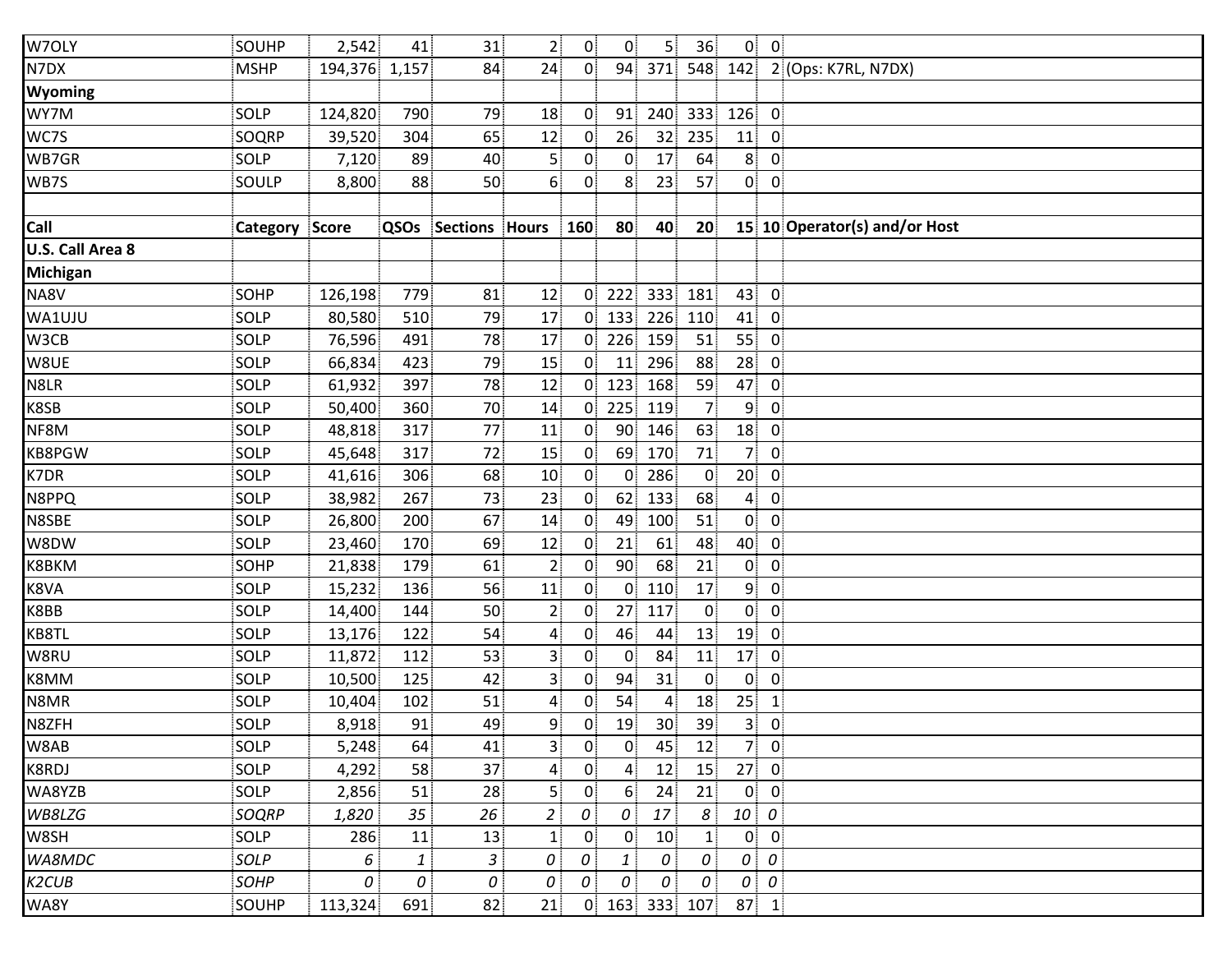| Call | Category | Score | QSOs | Sections | Hours | 160 | 80 | 40 | 20 | 15 | 10 | Operator(s) and/or Host |
|---|---|---|---|---|---|---|---|---|---|---|---|---|
| W7OLY | SOUHP | 2,542 | 41 | 31 | 2 | 0 | 0 | 5 | 36 | 0 | 0 | |
| N7DX | MSHP | 194,376 | 1,157 | 84 | 24 | 0 | 94 | 371 | 548 | 142 | 2 | (Ops: K7RL, N7DX) |
| **Wyoming** | | | | | | | | | | | | |
| WY7M | SOLP | 124,820 | 790 | 79 | 18 | 0 | 91 | 240 | 333 | 126 | 0 | |
| WC7S | SOQRP | 39,520 | 304 | 65 | 12 | 0 | 26 | 32 | 235 | 11 | 0 | |
| WB7GR | SOLP | 7,120 | 89 | 40 | 5 | 0 | 0 | 17 | 64 | 8 | 0 | |
| WB7S | SOULP | 8,800 | 88 | 50 | 6 | 0 | 8 | 23 | 57 | 0 | 0 | |

| Call | Category | Score | QSOs | Sections | Hours | 160 | 80 | 40 | 20 | 15 | 10 | Operator(s) and/or Host |
|---|---|---|---|---|---|---|---|---|---|---|---|---|
| **U.S. Call Area 8** | | | | | | | | | | | | |
| **Michigan** | | | | | | | | | | | | |
| NA8V | SOHP | 126,198 | 779 | 81 | 12 | 0 | 222 | 333 | 181 | 43 | 0 | |
| WA1UJU | SOLP | 80,580 | 510 | 79 | 17 | 0 | 133 | 226 | 110 | 41 | 0 | |
| W3CB | SOLP | 76,596 | 491 | 78 | 17 | 0 | 226 | 159 | 51 | 55 | 0 | |
| W8UE | SOLP | 66,834 | 423 | 79 | 15 | 0 | 11 | 296 | 88 | 28 | 0 | |
| N8LR | SOLP | 61,932 | 397 | 78 | 12 | 0 | 123 | 168 | 59 | 47 | 0 | |
| K8SB | SOLP | 50,400 | 360 | 70 | 14 | 0 | 225 | 119 | 7 | 9 | 0 | |
| NF8M | SOLP | 48,818 | 317 | 77 | 11 | 0 | 90 | 146 | 63 | 18 | 0 | |
| KB8PGW | SOLP | 45,648 | 317 | 72 | 15 | 0 | 69 | 170 | 71 | 7 | 0 | |
| K7DR | SOLP | 41,616 | 306 | 68 | 10 | 0 | 0 | 286 | 0 | 20 | 0 | |
| N8PPQ | SOLP | 38,982 | 267 | 73 | 23 | 0 | 62 | 133 | 68 | 4 | 0 | |
| N8SBE | SOLP | 26,800 | 200 | 67 | 14 | 0 | 49 | 100 | 51 | 0 | 0 | |
| W8DW | SOLP | 23,460 | 170 | 69 | 12 | 0 | 21 | 61 | 48 | 40 | 0 | |
| K8BKM | SOHP | 21,838 | 179 | 61 | 2 | 0 | 90 | 68 | 21 | 0 | 0 | |
| K8VA | SOLP | 15,232 | 136 | 56 | 11 | 0 | 0 | 110 | 17 | 9 | 0 | |
| K8BB | SOLP | 14,400 | 144 | 50 | 2 | 0 | 27 | 117 | 0 | 0 | 0 | |
| KB8TL | SOLP | 13,176 | 122 | 54 | 4 | 0 | 46 | 44 | 13 | 19 | 0 | |
| W8RU | SOLP | 11,872 | 112 | 53 | 3 | 0 | 0 | 84 | 11 | 17 | 0 | |
| K8MM | SOLP | 10,500 | 125 | 42 | 3 | 0 | 94 | 31 | 0 | 0 | 0 | |
| N8MR | SOLP | 10,404 | 102 | 51 | 4 | 0 | 54 | 4 | 18 | 25 | 1 | |
| N8ZFH | SOLP | 8,918 | 91 | 49 | 9 | 0 | 19 | 30 | 39 | 3 | 0 | |
| W8AB | SOLP | 5,248 | 64 | 41 | 3 | 0 | 0 | 45 | 12 | 7 | 0 | |
| K8RDJ | SOLP | 4,292 | 58 | 37 | 4 | 0 | 4 | 12 | 15 | 27 | 0 | |
| WA8YZB | SOLP | 2,856 | 51 | 28 | 5 | 0 | 6 | 24 | 21 | 0 | 0 | |
| *WB8LZG* | *SOQRP* | *1,820* | *35* | *26* | *2* | *0* | *0* | *17* | *8* | *10* | *0* | |
| W8SH | SOLP | 286 | 11 | 13 | 1 | 0 | 0 | 10 | 1 | 0 | 0 | |
| *WA8MDC* | *SOLP* | *6* | *1* | *3* | *0* | *0* | *1* | *0* | *0* | *0* | *0* | |
| *K2CUB* | *SOHP* | *0* | *0* | *0* | *0* | *0* | *0* | *0* | *0* | *0* | *0* | |
| WA8Y | SOUHP | 113,324 | 691 | 82 | 21 | 0 | 163 | 333 | 107 | 87 | 1 | |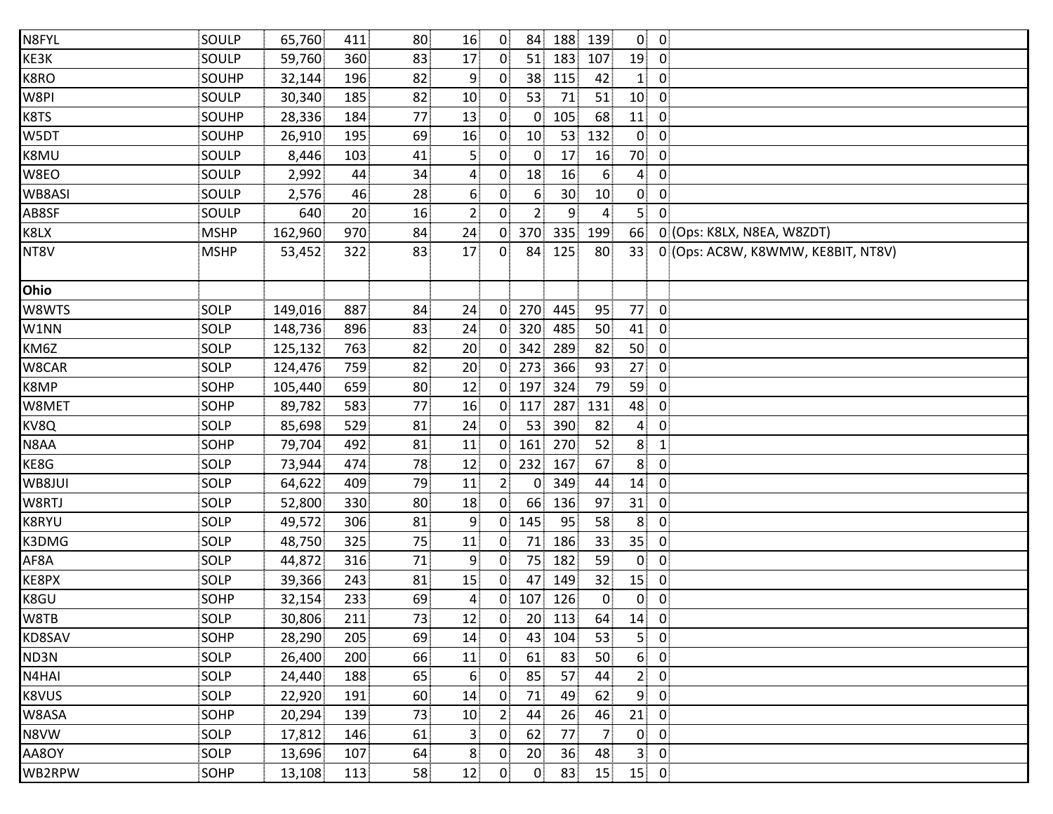| | | | | | | | | | | | | |
|---|---|---|---|---|---|---|---|---|---|---|---|---|
| N8FYL | SOULP | 65,760 | 411 | 80 | 16 | 0 | 84 | 188 | 139 | 0 | 0 | |
| KE3K | SOULP | 59,760 | 360 | 83 | 17 | 0 | 51 | 183 | 107 | 19 | 0 | |
| K8RO | SOUHP | 32,144 | 196 | 82 | 9 | 0 | 38 | 115 | 42 | 1 | 0 | |
| W8PI | SOULP | 30,340 | 185 | 82 | 10 | 0 | 53 | 71 | 51 | 10 | 0 | |
| K8TS | SOUHP | 28,336 | 184 | 77 | 13 | 0 | 0 | 105 | 68 | 11 | 0 | |
| W5DT | SOUHP | 26,910 | 195 | 69 | 16 | 0 | 10 | 53 | 132 | 0 | 0 | |
| K8MU | SOULP | 8,446 | 103 | 41 | 5 | 0 | 0 | 17 | 16 | 70 | 0 | |
| W8EO | SOULP | 2,992 | 44 | 34 | 4 | 0 | 18 | 16 | 6 | 4 | 0 | |
| WB8ASI | SOULP | 2,576 | 46 | 28 | 6 | 0 | 6 | 30 | 10 | 0 | 0 | |
| AB8SF | SOULP | 640 | 20 | 16 | 2 | 0 | 2 | 9 | 4 | 5 | 0 | |
| K8LX | MSHP | 162,960 | 970 | 84 | 24 | 0 | 370 | 335 | 199 | 66 | 0 | (Ops: K8LX, N8EA, W8ZDT) |
| NT8V | MSHP | 53,452 | 322 | 83 | 17 | 0 | 84 | 125 | 80 | 33 | 0 | (Ops: AC8W, K8WMW, KE8BIT, NT8V) |
| | | | | | | | | | | | | |
| **Ohio** | | | | | | | | | | | | |
| W8WTS | SOLP | 149,016 | 887 | 84 | 24 | 0 | 270 | 445 | 95 | 77 | 0 | |
| W1NN | SOLP | 148,736 | 896 | 83 | 24 | 0 | 320 | 485 | 50 | 41 | 0 | |
| KM6Z | SOLP | 125,132 | 763 | 82 | 20 | 0 | 342 | 289 | 82 | 50 | 0 | |
| W8CAR | SOLP | 124,476 | 759 | 82 | 20 | 0 | 273 | 366 | 93 | 27 | 0 | |
| K8MP | SOHP | 105,440 | 659 | 80 | 12 | 0 | 197 | 324 | 79 | 59 | 0 | |
| W8MET | SOHP | 89,782 | 583 | 77 | 16 | 0 | 117 | 287 | 131 | 48 | 0 | |
| KV8Q | SOLP | 85,698 | 529 | 81 | 24 | 0 | 53 | 390 | 82 | 4 | 0 | |
| N8AA | SOHP | 79,704 | 492 | 81 | 11 | 0 | 161 | 270 | 52 | 8 | 1 | |
| KE8G | SOLP | 73,944 | 474 | 78 | 12 | 0 | 232 | 167 | 67 | 8 | 0 | |
| WB8JUI | SOLP | 64,622 | 409 | 79 | 11 | 2 | 0 | 349 | 44 | 14 | 0 | |
| W8RTJ | SOLP | 52,800 | 330 | 80 | 18 | 0 | 66 | 136 | 97 | 31 | 0 | |
| K8RYU | SOLP | 49,572 | 306 | 81 | 9 | 0 | 145 | 95 | 58 | 8 | 0 | |
| K3DMG | SOLP | 48,750 | 325 | 75 | 11 | 0 | 71 | 186 | 33 | 35 | 0 | |
| AF8A | SOLP | 44,872 | 316 | 71 | 9 | 0 | 75 | 182 | 59 | 0 | 0 | |
| KE8PX | SOLP | 39,366 | 243 | 81 | 15 | 0 | 47 | 149 | 32 | 15 | 0 | |
| K8GU | SOHP | 32,154 | 233 | 69 | 4 | 0 | 107 | 126 | 0 | 0 | 0 | |
| W8TB | SOLP | 30,806 | 211 | 73 | 12 | 0 | 20 | 113 | 64 | 14 | 0 | |
| KD8SAV | SOHP | 28,290 | 205 | 69 | 14 | 0 | 43 | 104 | 53 | 5 | 0 | |
| ND3N | SOLP | 26,400 | 200 | 66 | 11 | 0 | 61 | 83 | 50 | 6 | 0 | |
| N4HAI | SOLP | 24,440 | 188 | 65 | 6 | 0 | 85 | 57 | 44 | 2 | 0 | |
| K8VUS | SOLP | 22,920 | 191 | 60 | 14 | 0 | 71 | 49 | 62 | 9 | 0 | |
| W8ASA | SOHP | 20,294 | 139 | 73 | 10 | 2 | 44 | 26 | 46 | 21 | 0 | |
| N8VW | SOLP | 17,812 | 146 | 61 | 3 | 0 | 62 | 77 | 7 | 0 | 0 | |
| AA8OY | SOLP | 13,696 | 107 | 64 | 8 | 0 | 20 | 36 | 48 | 3 | 0 | |
| WB2RPW | SOHP | 13,108 | 113 | 58 | 12 | 0 | 0 | 83 | 15 | 15 | 0 | |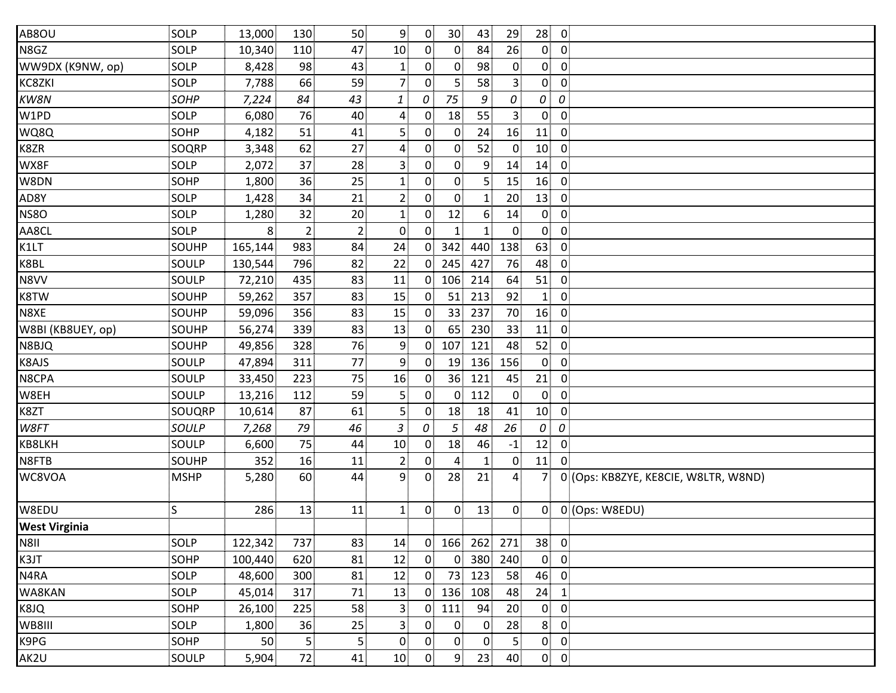| | | | | | | | | | | | | |
|---|---|---|---|---|---|---|---|---|---|---|---|---|
| AB8OU | SOLP | 13,000 | 130 | 50 | 9 | 0 | 30 | 43 | 29 | 28 | 0 | |
| N8GZ | SOLP | 10,340 | 110 | 47 | 10 | 0 | 0 | 84 | 26 | 0 | 0 | |
| WW9DX (K9NW, op) | SOLP | 8,428 | 98 | 43 | 1 | 0 | 0 | 98 | 0 | 0 | 0 | |
| KC8ZKI | SOLP | 7,788 | 66 | 59 | 7 | 0 | 5 | 58 | 3 | 0 | 0 | |
| *KW8N* | *SOHP* | *7,224* | *84* | *43* | *1* | *0* | *75* | *9* | *0* | *0* | *0* | |
| W1PD | SOLP | 6,080 | 76 | 40 | 4 | 0 | 18 | 55 | 3 | 0 | 0 | |
| WQ8Q | SOHP | 4,182 | 51 | 41 | 5 | 0 | 0 | 24 | 16 | 11 | 0 | |
| K8ZR | SOQRP | 3,348 | 62 | 27 | 4 | 0 | 0 | 52 | 0 | 10 | 0 | |
| WX8F | SOLP | 2,072 | 37 | 28 | 3 | 0 | 0 | 9 | 14 | 14 | 0 | |
| W8DN | SOHP | 1,800 | 36 | 25 | 1 | 0 | 0 | 5 | 15 | 16 | 0 | |
| AD8Y | SOLP | 1,428 | 34 | 21 | 2 | 0 | 0 | 1 | 20 | 13 | 0 | |
| NS8O | SOLP | 1,280 | 32 | 20 | 1 | 0 | 12 | 6 | 14 | 0 | 0 | |
| AA8CL | SOLP | 8 | 2 | 2 | 0 | 0 | 1 | 1 | 0 | 0 | 0 | |
| K1LT | SOUHP | 165,144 | 983 | 84 | 24 | 0 | 342 | 440 | 138 | 63 | 0 | |
| K8BL | SOULP | 130,544 | 796 | 82 | 22 | 0 | 245 | 427 | 76 | 48 | 0 | |
| N8VV | SOULP | 72,210 | 435 | 83 | 11 | 0 | 106 | 214 | 64 | 51 | 0 | |
| K8TW | SOUHP | 59,262 | 357 | 83 | 15 | 0 | 51 | 213 | 92 | 1 | 0 | |
| N8XE | SOUHP | 59,096 | 356 | 83 | 15 | 0 | 33 | 237 | 70 | 16 | 0 | |
| W8BI (KB8UEY, op) | SOUHP | 56,274 | 339 | 83 | 13 | 0 | 65 | 230 | 33 | 11 | 0 | |
| N8BJQ | SOUHP | 49,856 | 328 | 76 | 9 | 0 | 107 | 121 | 48 | 52 | 0 | |
| K8AJS | SOULP | 47,894 | 311 | 77 | 9 | 0 | 19 | 136 | 156 | 0 | 0 | |
| N8CPA | SOULP | 33,450 | 223 | 75 | 16 | 0 | 36 | 121 | 45 | 21 | 0 | |
| W8EH | SOULP | 13,216 | 112 | 59 | 5 | 0 | 0 | 112 | 0 | 0 | 0 | |
| K8ZT | SOUQRP | 10,614 | 87 | 61 | 5 | 0 | 18 | 18 | 41 | 10 | 0 | |
| *W8FT* | *SOULP* | *7,268* | *79* | *46* | *3* | *0* | *5* | *48* | *26* | *0* | *0* | |
| KB8LKH | SOULP | 6,600 | 75 | 44 | 10 | 0 | 18 | 46 | -1 | 12 | 0 | |
| N8FTB | SOUHP | 352 | 16 | 11 | 2 | 0 | 4 | 1 | 0 | 11 | 0 | |
| WC8VOA | MSHP | 5,280 | 60 | 44 | 9 | 0 | 28 | 21 | 4 | 7 | 0 | (Ops: KB8ZYE, KE8CIE, W8LTR, W8ND) |
| W8EDU | S | 286 | 13 | 11 | 1 | 0 | 0 | 13 | 0 | 0 | 0 | (Ops: W8EDU) |
| **West Virginia** | | | | | | | | | | | | |
| N8II | SOLP | 122,342 | 737 | 83 | 14 | 0 | 166 | 262 | 271 | 38 | 0 | |
| K3JT | SOHP | 100,440 | 620 | 81 | 12 | 0 | 0 | 380 | 240 | 0 | 0 | |
| N4RA | SOLP | 48,600 | 300 | 81 | 12 | 0 | 73 | 123 | 58 | 46 | 0 | |
| WA8KAN | SOLP | 45,014 | 317 | 71 | 13 | 0 | 136 | 108 | 48 | 24 | 1 | |
| K8JQ | SOHP | 26,100 | 225 | 58 | 3 | 0 | 111 | 94 | 20 | 0 | 0 | |
| WB8III | SOLP | 1,800 | 36 | 25 | 3 | 0 | 0 | 0 | 28 | 8 | 0 | |
| K9PG | SOHP | 50 | 5 | 5 | 0 | 0 | 0 | 0 | 5 | 0 | 0 | |
| AK2U | SOULP | 5,904 | 72 | 41 | 10 | 0 | 9 | 23 | 40 | 0 | 0 | |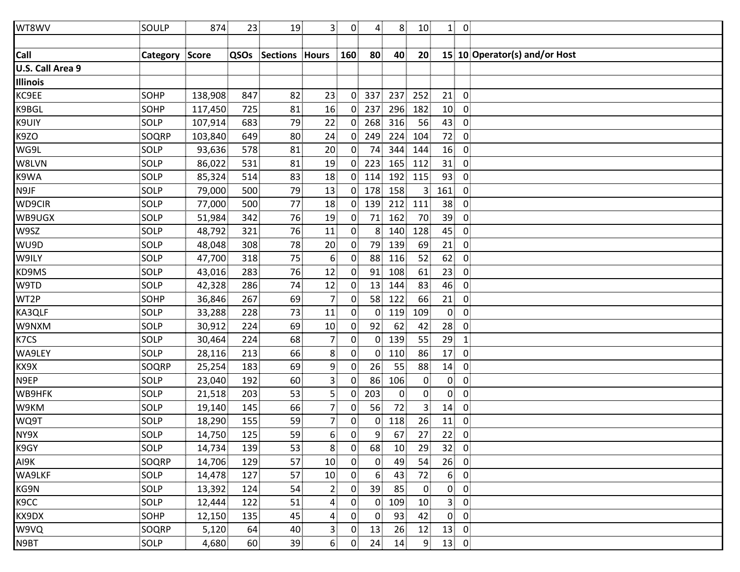| WT8WV | SOULP | 874 | 23 | 19 | 3 | 0 | 4 | 8 | 10 | 1 | 0 | |
|---|---|---|---|---|---|---|---|---|---|---|---|---|
| | | | | | | | | | | | | |
| **Call** | **Category** | **Score** | **QSOs** | **Sections** | **Hours** | **160** | **80** | **40** | **20** | **15** | **10** | **Operator(s) and/or Host** |
| **U.S. Call Area 9** | | | | | | | | | | | | |
| **Illinois** | | | | | | | | | | | | |
| KC9EE | SOHP | 138,908 | 847 | 82 | 23 | 0 | 337 | 237 | 252 | 21 | 0 | |
| K9BGL | SOHP | 117,450 | 725 | 81 | 16 | 0 | 237 | 296 | 182 | 10 | 0 | |
| K9UIY | SOLP | 107,914 | 683 | 79 | 22 | 0 | 268 | 316 | 56 | 43 | 0 | |
| K9ZO | SOQRP | 103,840 | 649 | 80 | 24 | 0 | 249 | 224 | 104 | 72 | 0 | |
| WG9L | SOLP | 93,636 | 578 | 81 | 20 | 0 | 74 | 344 | 144 | 16 | 0 | |
| W8LVN | SOLP | 86,022 | 531 | 81 | 19 | 0 | 223 | 165 | 112 | 31 | 0 | |
| K9WA | SOLP | 85,324 | 514 | 83 | 18 | 0 | 114 | 192 | 115 | 93 | 0 | |
| N9JF | SOLP | 79,000 | 500 | 79 | 13 | 0 | 178 | 158 | 3 | 161 | 0 | |
| WD9CIR | SOLP | 77,000 | 500 | 77 | 18 | 0 | 139 | 212 | 111 | 38 | 0 | |
| WB9UGX | SOLP | 51,984 | 342 | 76 | 19 | 0 | 71 | 162 | 70 | 39 | 0 | |
| W9SZ | SOLP | 48,792 | 321 | 76 | 11 | 0 | 8 | 140 | 128 | 45 | 0 | |
| WU9D | SOLP | 48,048 | 308 | 78 | 20 | 0 | 79 | 139 | 69 | 21 | 0 | |
| W9ILY | SOLP | 47,700 | 318 | 75 | 6 | 0 | 88 | 116 | 52 | 62 | 0 | |
| KD9MS | SOLP | 43,016 | 283 | 76 | 12 | 0 | 91 | 108 | 61 | 23 | 0 | |
| W9TD | SOLP | 42,328 | 286 | 74 | 12 | 0 | 13 | 144 | 83 | 46 | 0 | |
| WT2P | SOHP | 36,846 | 267 | 69 | 7 | 0 | 58 | 122 | 66 | 21 | 0 | |
| KA3QLF | SOLP | 33,288 | 228 | 73 | 11 | 0 | 0 | 119 | 109 | 0 | 0 | |
| W9NXM | SOLP | 30,912 | 224 | 69 | 10 | 0 | 92 | 62 | 42 | 28 | 0 | |
| K7CS | SOLP | 30,464 | 224 | 68 | 7 | 0 | 0 | 139 | 55 | 29 | 1 | |
| WA9LEY | SOLP | 28,116 | 213 | 66 | 8 | 0 | 0 | 110 | 86 | 17 | 0 | |
| KX9X | SOQRP | 25,254 | 183 | 69 | 9 | 0 | 26 | 55 | 88 | 14 | 0 | |
| N9EP | SOLP | 23,040 | 192 | 60 | 3 | 0 | 86 | 106 | 0 | 0 | 0 | |
| WB9HFK | SOLP | 21,518 | 203 | 53 | 5 | 0 | 203 | 0 | 0 | 0 | 0 | |
| W9KM | SOLP | 19,140 | 145 | 66 | 7 | 0 | 56 | 72 | 3 | 14 | 0 | |
| WQ9T | SOLP | 18,290 | 155 | 59 | 7 | 0 | 0 | 118 | 26 | 11 | 0 | |
| NY9X | SOLP | 14,750 | 125 | 59 | 6 | 0 | 9 | 67 | 27 | 22 | 0 | |
| K9GY | SOLP | 14,734 | 139 | 53 | 8 | 0 | 68 | 10 | 29 | 32 | 0 | |
| AI9K | SOQRP | 14,706 | 129 | 57 | 10 | 0 | 0 | 49 | 54 | 26 | 0 | |
| WA9LKF | SOLP | 14,478 | 127 | 57 | 10 | 0 | 6 | 43 | 72 | 6 | 0 | |
| KG9N | SOLP | 13,392 | 124 | 54 | 2 | 0 | 39 | 85 | 0 | 0 | 0 | |
| K9CC | SOLP | 12,444 | 122 | 51 | 4 | 0 | 0 | 109 | 10 | 3 | 0 | |
| KX9DX | SOHP | 12,150 | 135 | 45 | 4 | 0 | 0 | 93 | 42 | 0 | 0 | |
| W9VQ | SOQRP | 5,120 | 64 | 40 | 3 | 0 | 13 | 26 | 12 | 13 | 0 | |
| N9BT | SOLP | 4,680 | 60 | 39 | 6 | 0 | 24 | 14 | 9 | 13 | 0 | |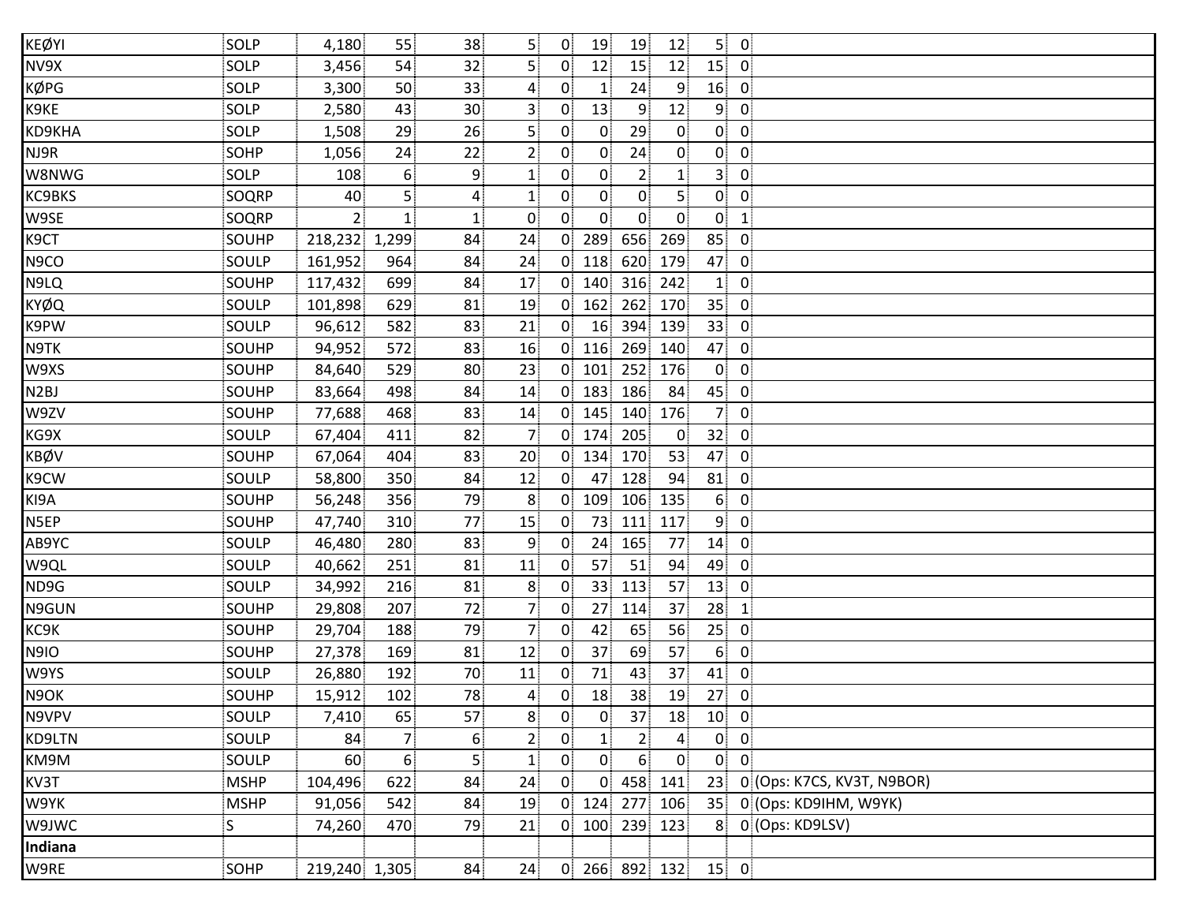| | | | | | | | | | | | | |
|---|---|---|---|---|---|---|---|---|---|---|---|---|
| KEØYI | SOLP | 4,180 | 55 | 38 | 5 | 0 | 19 | 19 | 12 | 5 | 0 | |
| NV9X | SOLP | 3,456 | 54 | 32 | 5 | 0 | 12 | 15 | 12 | 15 | 0 | |
| KØPG | SOLP | 3,300 | 50 | 33 | 4 | 0 | 1 | 24 | 9 | 16 | 0 | |
| K9KE | SOLP | 2,580 | 43 | 30 | 3 | 0 | 13 | 9 | 12 | 9 | 0 | |
| KD9KHA | SOLP | 1,508 | 29 | 26 | 5 | 0 | 0 | 29 | 0 | 0 | 0 | |
| NJ9R | SOHP | 1,056 | 24 | 22 | 2 | 0 | 0 | 24 | 0 | 0 | 0 | |
| W8NWG | SOLP | 108 | 6 | 9 | 1 | 0 | 0 | 2 | 1 | 3 | 0 | |
| KC9BKS | SOQRP | 40 | 5 | 4 | 1 | 0 | 0 | 0 | 5 | 0 | 0 | |
| W9SE | SOQRP | 2 | 1 | 1 | 0 | 0 | 0 | 0 | 0 | 0 | 1 | |
| K9CT | SOUHP | 218,232 | 1,299 | 84 | 24 | 0 | 289 | 656 | 269 | 85 | 0 | |
| N9CO | SOULP | 161,952 | 964 | 84 | 24 | 0 | 118 | 620 | 179 | 47 | 0 | |
| N9LQ | SOUHP | 117,432 | 699 | 84 | 17 | 0 | 140 | 316 | 242 | 1 | 0 | |
| KYØQ | SOULP | 101,898 | 629 | 81 | 19 | 0 | 162 | 262 | 170 | 35 | 0 | |
| K9PW | SOULP | 96,612 | 582 | 83 | 21 | 0 | 16 | 394 | 139 | 33 | 0 | |
| N9TK | SOUHP | 94,952 | 572 | 83 | 16 | 0 | 116 | 269 | 140 | 47 | 0 | |
| W9XS | SOUHP | 84,640 | 529 | 80 | 23 | 0 | 101 | 252 | 176 | 0 | 0 | |
| N2BJ | SOUHP | 83,664 | 498 | 84 | 14 | 0 | 183 | 186 | 84 | 45 | 0 | |
| W9ZV | SOUHP | 77,688 | 468 | 83 | 14 | 0 | 145 | 140 | 176 | 7 | 0 | |
| KG9X | SOULP | 67,404 | 411 | 82 | 7 | 0 | 174 | 205 | 0 | 32 | 0 | |
| KBØV | SOUHP | 67,064 | 404 | 83 | 20 | 0 | 134 | 170 | 53 | 47 | 0 | |
| K9CW | SOULP | 58,800 | 350 | 84 | 12 | 0 | 47 | 128 | 94 | 81 | 0 | |
| KI9A | SOUHP | 56,248 | 356 | 79 | 8 | 0 | 109 | 106 | 135 | 6 | 0 | |
| N5EP | SOUHP | 47,740 | 310 | 77 | 15 | 0 | 73 | 111 | 117 | 9 | 0 | |
| AB9YC | SOULP | 46,480 | 280 | 83 | 9 | 0 | 24 | 165 | 77 | 14 | 0 | |
| W9QL | SOULP | 40,662 | 251 | 81 | 11 | 0 | 57 | 51 | 94 | 49 | 0 | |
| ND9G | SOULP | 34,992 | 216 | 81 | 8 | 0 | 33 | 113 | 57 | 13 | 0 | |
| N9GUN | SOUHP | 29,808 | 207 | 72 | 7 | 0 | 27 | 114 | 37 | 28 | 1 | |
| KC9K | SOUHP | 29,704 | 188 | 79 | 7 | 0 | 42 | 65 | 56 | 25 | 0 | |
| N9IO | SOUHP | 27,378 | 169 | 81 | 12 | 0 | 37 | 69 | 57 | 6 | 0 | |
| W9YS | SOULP | 26,880 | 192 | 70 | 11 | 0 | 71 | 43 | 37 | 41 | 0 | |
| N9OK | SOUHP | 15,912 | 102 | 78 | 4 | 0 | 18 | 38 | 19 | 27 | 0 | |
| N9VPV | SOULP | 7,410 | 65 | 57 | 8 | 0 | 0 | 37 | 18 | 10 | 0 | |
| KD9LTN | SOULP | 84 | 7 | 6 | 2 | 0 | 1 | 2 | 4 | 0 | 0 | |
| KM9M | SOULP | 60 | 6 | 5 | 1 | 0 | 0 | 6 | 0 | 0 | 0 | |
| KV3T | MSHP | 104,496 | 622 | 84 | 24 | 0 | 0 | 458 | 141 | 23 | 0 | (Ops: K7CS, KV3T, N9BOR) |
| W9YK | MSHP | 91,056 | 542 | 84 | 19 | 0 | 124 | 277 | 106 | 35 | 0 | (Ops: KD9IHM, W9YK) |
| W9JWC | S | 74,260 | 470 | 79 | 21 | 0 | 100 | 239 | 123 | 8 | 0 | (Ops: KD9LSV) |
| **Indiana** | | | | | | | | | | | | |
| W9RE | SOHP | 219,240 | 1,305 | 84 | 24 | 0 | 266 | 892 | 132 | 15 | 0 | |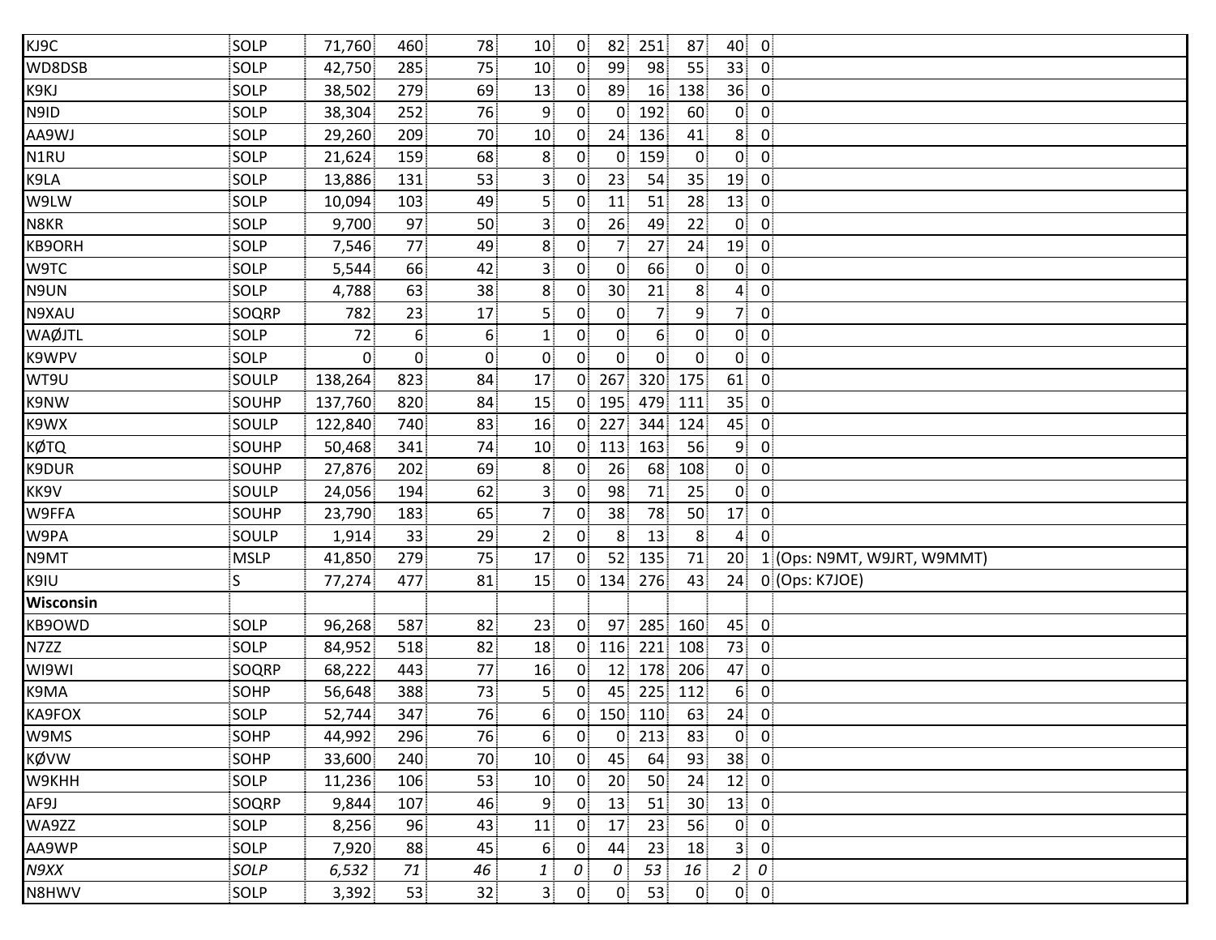| | | | | | | | | | | | | |
|---|---|---|---|---|---|---|---|---|---|---|---|---|
| KJ9C | SOLP | 71,760 | 460 | 78 | 10 | 0 | 82 | 251 | 87 | 40 | 0 | |
| WD8DSB | SOLP | 42,750 | 285 | 75 | 10 | 0 | 99 | 98 | 55 | 33 | 0 | |
| K9KJ | SOLP | 38,502 | 279 | 69 | 13 | 0 | 89 | 16 | 138 | 36 | 0 | |
| N9ID | SOLP | 38,304 | 252 | 76 | 9 | 0 | 0 | 192 | 60 | 0 | 0 | |
| AA9WJ | SOLP | 29,260 | 209 | 70 | 10 | 0 | 24 | 136 | 41 | 8 | 0 | |
| N1RU | SOLP | 21,624 | 159 | 68 | 8 | 0 | 0 | 159 | 0 | 0 | 0 | |
| K9LA | SOLP | 13,886 | 131 | 53 | 3 | 0 | 23 | 54 | 35 | 19 | 0 | |
| W9LW | SOLP | 10,094 | 103 | 49 | 5 | 0 | 11 | 51 | 28 | 13 | 0 | |
| N8KR | SOLP | 9,700 | 97 | 50 | 3 | 0 | 26 | 49 | 22 | 0 | 0 | |
| KB9ORH | SOLP | 7,546 | 77 | 49 | 8 | 0 | 7 | 27 | 24 | 19 | 0 | |
| W9TC | SOLP | 5,544 | 66 | 42 | 3 | 0 | 0 | 66 | 0 | 0 | 0 | |
| N9UN | SOLP | 4,788 | 63 | 38 | 8 | 0 | 30 | 21 | 8 | 4 | 0 | |
| N9XAU | SOQRP | 782 | 23 | 17 | 5 | 0 | 0 | 7 | 9 | 7 | 0 | |
| WAØJTL | SOLP | 72 | 6 | 6 | 1 | 0 | 0 | 6 | 0 | 0 | 0 | |
| K9WPV | SOLP | 0 | 0 | 0 | 0 | 0 | 0 | 0 | 0 | 0 | 0 | |
| WT9U | SOULP | 138,264 | 823 | 84 | 17 | 0 | 267 | 320 | 175 | 61 | 0 | |
| K9NW | SOUHP | 137,760 | 820 | 84 | 15 | 0 | 195 | 479 | 111 | 35 | 0 | |
| K9WX | SOULP | 122,840 | 740 | 83 | 16 | 0 | 227 | 344 | 124 | 45 | 0 | |
| KØTQ | SOUHP | 50,468 | 341 | 74 | 10 | 0 | 113 | 163 | 56 | 9 | 0 | |
| K9DUR | SOUHP | 27,876 | 202 | 69 | 8 | 0 | 26 | 68 | 108 | 0 | 0 | |
| KK9V | SOULP | 24,056 | 194 | 62 | 3 | 0 | 98 | 71 | 25 | 0 | 0 | |
| W9FFA | SOUHP | 23,790 | 183 | 65 | 7 | 0 | 38 | 78 | 50 | 17 | 0 | |
| W9PA | SOULP | 1,914 | 33 | 29 | 2 | 0 | 8 | 13 | 8 | 4 | 0 | |
| N9MT | MSLP | 41,850 | 279 | 75 | 17 | 0 | 52 | 135 | 71 | 20 | 1 | (Ops: N9MT, W9JRT, W9MMT) |
| K9IU | S | 77,274 | 477 | 81 | 15 | 0 | 134 | 276 | 43 | 24 | 0 | (Ops: K7JOE) |
| **Wisconsin** | | | | | | | | | | | | |
| KB9OWD | SOLP | 96,268 | 587 | 82 | 23 | 0 | 97 | 285 | 160 | 45 | 0 | |
| N7ZZ | SOLP | 84,952 | 518 | 82 | 18 | 0 | 116 | 221 | 108 | 73 | 0 | |
| WI9WI | SOQRP | 68,222 | 443 | 77 | 16 | 0 | 12 | 178 | 206 | 47 | 0 | |
| K9MA | SOHP | 56,648 | 388 | 73 | 5 | 0 | 45 | 225 | 112 | 6 | 0 | |
| KA9FOX | SOLP | 52,744 | 347 | 76 | 6 | 0 | 150 | 110 | 63 | 24 | 0 | |
| W9MS | SOHP | 44,992 | 296 | 76 | 6 | 0 | 0 | 213 | 83 | 0 | 0 | |
| KØVW | SOHP | 33,600 | 240 | 70 | 10 | 0 | 45 | 64 | 93 | 38 | 0 | |
| W9KHH | SOLP | 11,236 | 106 | 53 | 10 | 0 | 20 | 50 | 24 | 12 | 0 | |
| AF9J | SOQRP | 9,844 | 107 | 46 | 9 | 0 | 13 | 51 | 30 | 13 | 0 | |
| WA9ZZ | SOLP | 8,256 | 96 | 43 | 11 | 0 | 17 | 23 | 56 | 0 | 0 | |
| AA9WP | SOLP | 7,920 | 88 | 45 | 6 | 0 | 44 | 23 | 18 | 3 | 0 | |
| *N9XX* | *SOLP* | *6,532* | *71* | *46* | *1* | *0* | *0* | *53* | *16* | *2* | *0* | |
| N8HWV | SOLP | 3,392 | 53 | 32 | 3 | 0 | 0 | 53 | 0 | 0 | 0 | |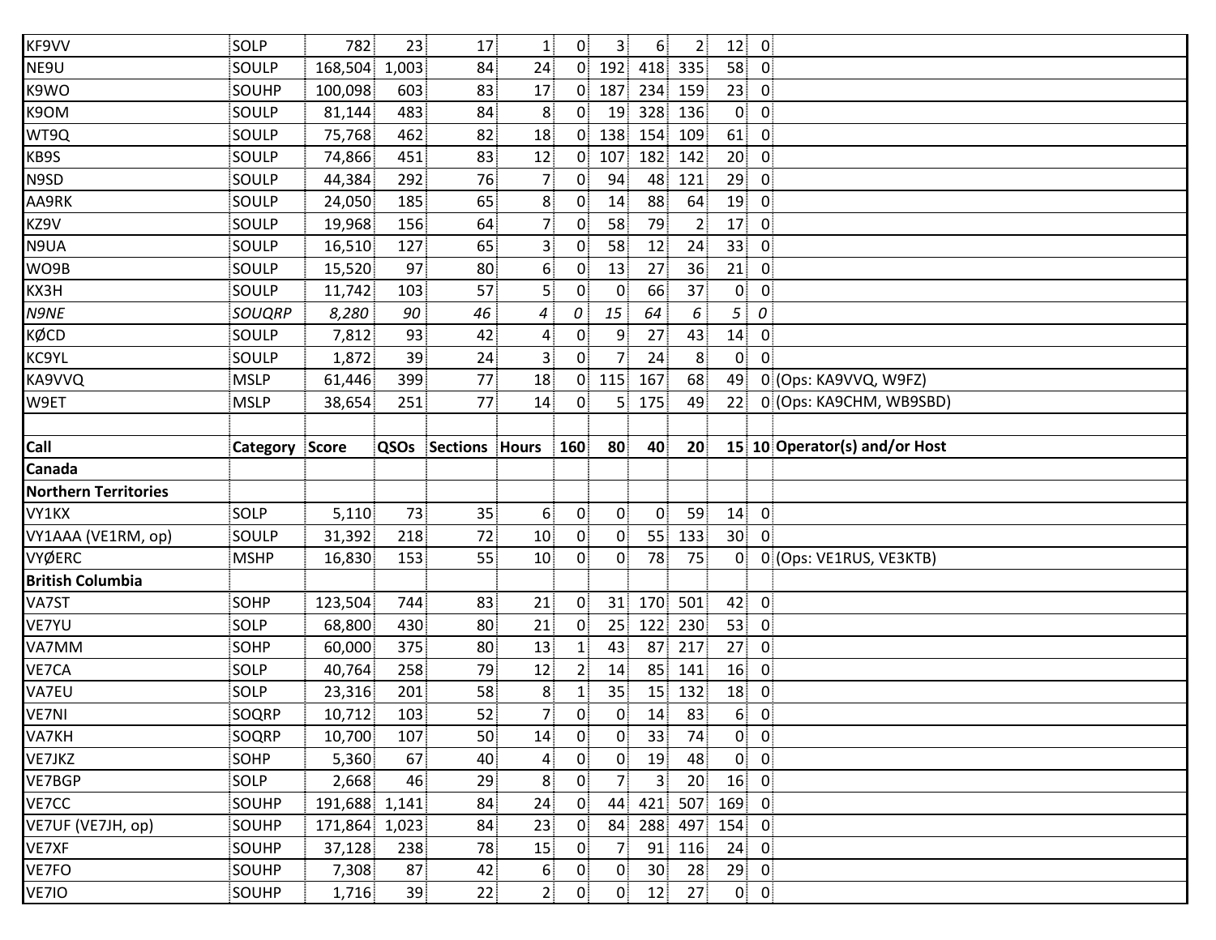| KF9VV | SOLP | 782 | 23 | 17 | 1 | 0 | 3 | 6 | 2 | 12 | 0 | |
|---|---|---|---|---|---|---|---|---|---|---|---|---|
| NE9U | SOULP | 168,504 | 1,003 | 84 | 24 | 0 | 192 | 418 | 335 | 58 | 0 | |
| K9WO | SOUHP | 100,098 | 603 | 83 | 17 | 0 | 187 | 234 | 159 | 23 | 0 | |
| K9OM | SOULP | 81,144 | 483 | 84 | 8 | 0 | 19 | 328 | 136 | 0 | 0 | |
| WT9Q | SOULP | 75,768 | 462 | 82 | 18 | 0 | 138 | 154 | 109 | 61 | 0 | |
| KB9S | SOULP | 74,866 | 451 | 83 | 12 | 0 | 107 | 182 | 142 | 20 | 0 | |
| N9SD | SOULP | 44,384 | 292 | 76 | 7 | 0 | 94 | 48 | 121 | 29 | 0 | |
| AA9RK | SOULP | 24,050 | 185 | 65 | 8 | 0 | 14 | 88 | 64 | 19 | 0 | |
| KZ9V | SOULP | 19,968 | 156 | 64 | 7 | 0 | 58 | 79 | 2 | 17 | 0 | |
| N9UA | SOULP | 16,510 | 127 | 65 | 3 | 0 | 58 | 12 | 24 | 33 | 0 | |
| WO9B | SOULP | 15,520 | 97 | 80 | 6 | 0 | 13 | 27 | 36 | 21 | 0 | |
| KX3H | SOULP | 11,742 | 103 | 57 | 5 | 0 | 0 | 66 | 37 | 0 | 0 | |
| *N9NE* | *SOUQRP* | *8,280* | *90* | *46* | *4* | *0* | *15* | *64* | *6* | *5* | *0* | |
| KØCD | SOULP | 7,812 | 93 | 42 | 4 | 0 | 9 | 27 | 43 | 14 | 0 | |
| KC9YL | SOULP | 1,872 | 39 | 24 | 3 | 0 | 7 | 24 | 8 | 0 | 0 | |
| KA9VVQ | MSLP | 61,446 | 399 | 77 | 18 | 0 | 115 | 167 | 68 | 49 | 0 | (Ops: KA9VVQ, W9FZ) |
| W9ET | MSLP | 38,654 | 251 | 77 | 14 | 0 | 5 | 175 | 49 | 22 | 0 | (Ops: KA9CHM, WB9SBD) |

| Call | Category | Score | QSOs | Sections | Hours | 160 | 80 | 40 | 20 | 15 | 10 | Operator(s) and/or Host |
|---|---|---|---|---|---|---|---|---|---|---|---|---|
| **Canada** | | | | | | | | | | | | |
| **Northern Territories** | | | | | | | | | | | | |
| VY1KX | SOLP | 5,110 | 73 | 35 | 6 | 0 | 0 | 0 | 59 | 14 | 0 | |
| VY1AAA (VE1RM, op) | SOULP | 31,392 | 218 | 72 | 10 | 0 | 0 | 55 | 133 | 30 | 0 | |
| VYØERC | MSHP | 16,830 | 153 | 55 | 10 | 0 | 0 | 78 | 75 | 0 | 0 | (Ops: VE1RUS, VE3KTB) |
| **British Columbia** | | | | | | | | | | | | |
| VA7ST | SOHP | 123,504 | 744 | 83 | 21 | 0 | 31 | 170 | 501 | 42 | 0 | |
| VE7YU | SOLP | 68,800 | 430 | 80 | 21 | 0 | 25 | 122 | 230 | 53 | 0 | |
| VA7MM | SOHP | 60,000 | 375 | 80 | 13 | 1 | 43 | 87 | 217 | 27 | 0 | |
| VE7CA | SOLP | 40,764 | 258 | 79 | 12 | 2 | 14 | 85 | 141 | 16 | 0 | |
| VA7EU | SOLP | 23,316 | 201 | 58 | 8 | 1 | 35 | 15 | 132 | 18 | 0 | |
| VE7NI | SOQRP | 10,712 | 103 | 52 | 7 | 0 | 0 | 14 | 83 | 6 | 0 | |
| VA7KH | SOQRP | 10,700 | 107 | 50 | 14 | 0 | 0 | 33 | 74 | 0 | 0 | |
| VE7JKZ | SOHP | 5,360 | 67 | 40 | 4 | 0 | 0 | 19 | 48 | 0 | 0 | |
| VE7BGP | SOLP | 2,668 | 46 | 29 | 8 | 0 | 7 | 3 | 20 | 16 | 0 | |
| VE7CC | SOUHP | 191,688 | 1,141 | 84 | 24 | 0 | 44 | 421 | 507 | 169 | 0 | |
| VE7UF (VE7JH, op) | SOUHP | 171,864 | 1,023 | 84 | 23 | 0 | 84 | 288 | 497 | 154 | 0 | |
| VE7XF | SOUHP | 37,128 | 238 | 78 | 15 | 0 | 7 | 91 | 116 | 24 | 0 | |
| VE7FO | SOUHP | 7,308 | 87 | 42 | 6 | 0 | 0 | 30 | 28 | 29 | 0 | |
| VE7IO | SOUHP | 1,716 | 39 | 22 | 2 | 0 | 0 | 12 | 27 | 0 | 0 | |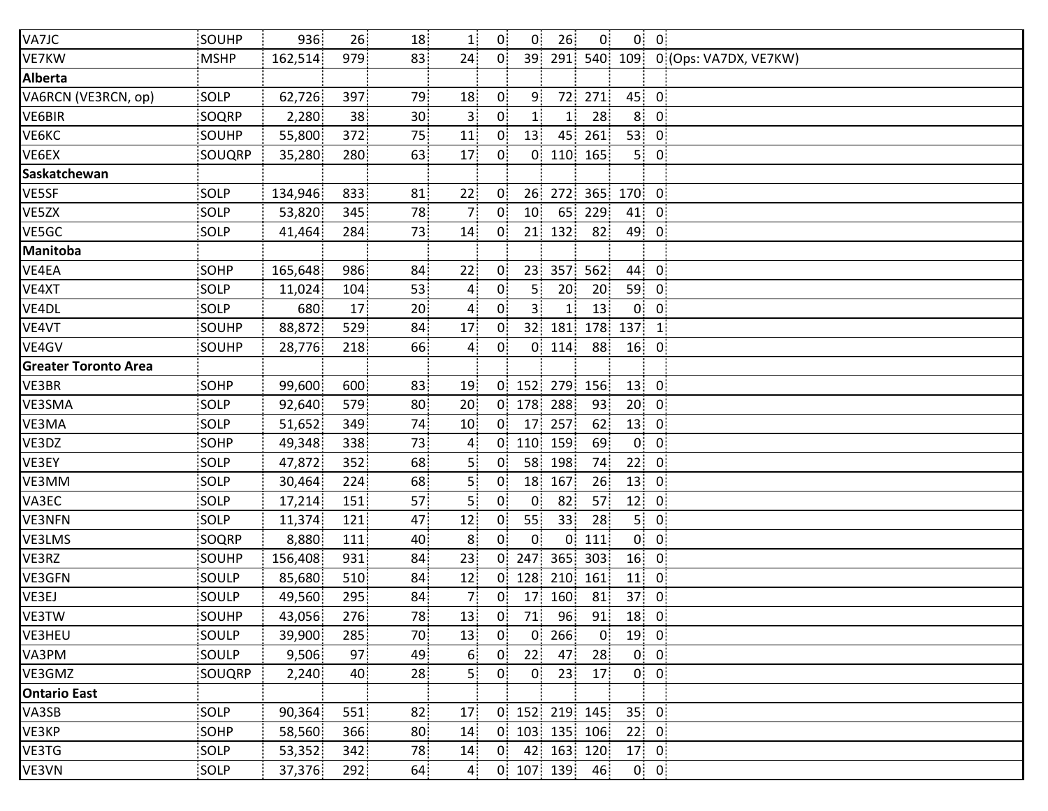| | | | | | | | | | | | | |
|---|---|---|---|---|---|---|---|---|---|---|---|---|
| VA7JC | SOUHP | 936 | 26 | 18 | 1 | 0 | 0 | 26 | 0 | 0 | 0 | |
| VE7KW | MSHP | 162,514 | 979 | 83 | 24 | 0 | 39 | 291 | 540 | 109 | 0 | (Ops: VA7DX, VE7KW) |
| **Alberta** | | | | | | | | | | | | |
| VA6RCN (VE3RCN, op) | SOLP | 62,726 | 397 | 79 | 18 | 0 | 9 | 72 | 271 | 45 | 0 | |
| VE6BIR | SOQRP | 2,280 | 38 | 30 | 3 | 0 | 1 | 1 | 28 | 8 | 0 | |
| VE6KC | SOUHP | 55,800 | 372 | 75 | 11 | 0 | 13 | 45 | 261 | 53 | 0 | |
| VE6EX | SOUQRP | 35,280 | 280 | 63 | 17 | 0 | 0 | 110 | 165 | 5 | 0 | |
| **Saskatchewan** | | | | | | | | | | | | |
| VE5SF | SOLP | 134,946 | 833 | 81 | 22 | 0 | 26 | 272 | 365 | 170 | 0 | |
| VE5ZX | SOLP | 53,820 | 345 | 78 | 7 | 0 | 10 | 65 | 229 | 41 | 0 | |
| VE5GC | SOLP | 41,464 | 284 | 73 | 14 | 0 | 21 | 132 | 82 | 49 | 0 | |
| **Manitoba** | | | | | | | | | | | | |
| VE4EA | SOHP | 165,648 | 986 | 84 | 22 | 0 | 23 | 357 | 562 | 44 | 0 | |
| VE4XT | SOLP | 11,024 | 104 | 53 | 4 | 0 | 5 | 20 | 20 | 59 | 0 | |
| VE4DL | SOLP | 680 | 17 | 20 | 4 | 0 | 3 | 1 | 13 | 0 | 0 | |
| VE4VT | SOUHP | 88,872 | 529 | 84 | 17 | 0 | 32 | 181 | 178 | 137 | 1 | |
| VE4GV | SOUHP | 28,776 | 218 | 66 | 4 | 0 | 0 | 114 | 88 | 16 | 0 | |
| **Greater Toronto Area** | | | | | | | | | | | | |
| VE3BR | SOHP | 99,600 | 600 | 83 | 19 | 0 | 152 | 279 | 156 | 13 | 0 | |
| VE3SMA | SOLP | 92,640 | 579 | 80 | 20 | 0 | 178 | 288 | 93 | 20 | 0 | |
| VE3MA | SOLP | 51,652 | 349 | 74 | 10 | 0 | 17 | 257 | 62 | 13 | 0 | |
| VE3DZ | SOHP | 49,348 | 338 | 73 | 4 | 0 | 110 | 159 | 69 | 0 | 0 | |
| VE3EY | SOLP | 47,872 | 352 | 68 | 5 | 0 | 58 | 198 | 74 | 22 | 0 | |
| VE3MM | SOLP | 30,464 | 224 | 68 | 5 | 0 | 18 | 167 | 26 | 13 | 0 | |
| VA3EC | SOLP | 17,214 | 151 | 57 | 5 | 0 | 0 | 82 | 57 | 12 | 0 | |
| VE3NFN | SOLP | 11,374 | 121 | 47 | 12 | 0 | 55 | 33 | 28 | 5 | 0 | |
| VE3LMS | SOQRP | 8,880 | 111 | 40 | 8 | 0 | 0 | 0 | 111 | 0 | 0 | |
| VE3RZ | SOUHP | 156,408 | 931 | 84 | 23 | 0 | 247 | 365 | 303 | 16 | 0 | |
| VE3GFN | SOULP | 85,680 | 510 | 84 | 12 | 0 | 128 | 210 | 161 | 11 | 0 | |
| VE3EJ | SOULP | 49,560 | 295 | 84 | 7 | 0 | 17 | 160 | 81 | 37 | 0 | |
| VE3TW | SOUHP | 43,056 | 276 | 78 | 13 | 0 | 71 | 96 | 91 | 18 | 0 | |
| VE3HEU | SOULP | 39,900 | 285 | 70 | 13 | 0 | 0 | 266 | 0 | 19 | 0 | |
| VA3PM | SOULP | 9,506 | 97 | 49 | 6 | 0 | 22 | 47 | 28 | 0 | 0 | |
| VE3GMZ | SOUQRP | 2,240 | 40 | 28 | 5 | 0 | 0 | 23 | 17 | 0 | 0 | |
| **Ontario East** | | | | | | | | | | | | |
| VA3SB | SOLP | 90,364 | 551 | 82 | 17 | 0 | 152 | 219 | 145 | 35 | 0 | |
| VE3KP | SOHP | 58,560 | 366 | 80 | 14 | 0 | 103 | 135 | 106 | 22 | 0 | |
| VE3TG | SOLP | 53,352 | 342 | 78 | 14 | 0 | 42 | 163 | 120 | 17 | 0 | |
| VE3VN | SOLP | 37,376 | 292 | 64 | 4 | 0 | 107 | 139 | 46 | 0 | 0 | |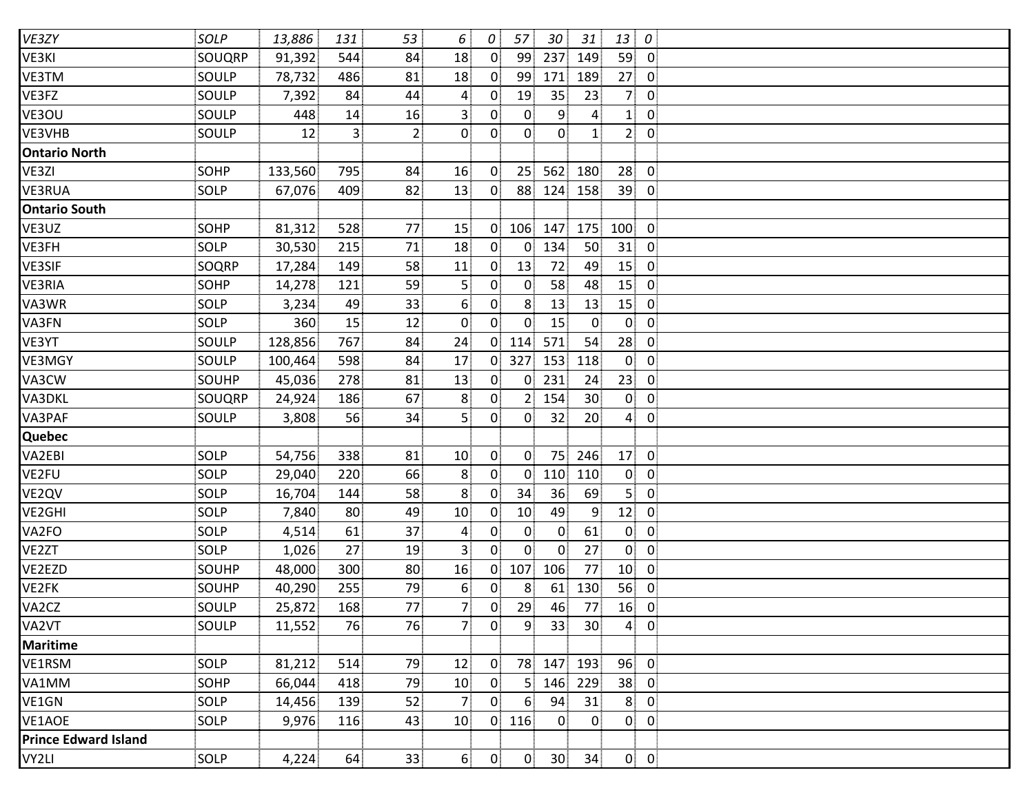| | | | | | | | | | | | |
|---|---|---|---|---|---|---|---|---|---|---|---|
| *VE3ZY* | *SOLP* | *13,886* | *131* | *53* | *6* | *0* | *57* | *30* | *31* | *13* | *0* |
| VE3KI | SOUQRP | 91,392 | 544 | 84 | 18 | 0 | 99 | 237 | 149 | 59 | 0 |
| VE3TM | SOULP | 78,732 | 486 | 81 | 18 | 0 | 99 | 171 | 189 | 27 | 0 |
| VE3FZ | SOULP | 7,392 | 84 | 44 | 4 | 0 | 19 | 35 | 23 | 7 | 0 |
| VE3OU | SOULP | 448 | 14 | 16 | 3 | 0 | 0 | 9 | 4 | 1 | 0 |
| VE3VHB | SOULP | 12 | 3 | 2 | 0 | 0 | 0 | 0 | 1 | 2 | 0 |
| **Ontario North** | | | | | | | | | | | |
| VE3ZI | SOHP | 133,560 | 795 | 84 | 16 | 0 | 25 | 562 | 180 | 28 | 0 |
| VE3RUA | SOLP | 67,076 | 409 | 82 | 13 | 0 | 88 | 124 | 158 | 39 | 0 |
| **Ontario South** | | | | | | | | | | | |
| VE3UZ | SOHP | 81,312 | 528 | 77 | 15 | 0 | 106 | 147 | 175 | 100 | 0 |
| VE3FH | SOLP | 30,530 | 215 | 71 | 18 | 0 | 0 | 134 | 50 | 31 | 0 |
| VE3SIF | SOQRP | 17,284 | 149 | 58 | 11 | 0 | 13 | 72 | 49 | 15 | 0 |
| VE3RIA | SOHP | 14,278 | 121 | 59 | 5 | 0 | 0 | 58 | 48 | 15 | 0 |
| VA3WR | SOLP | 3,234 | 49 | 33 | 6 | 0 | 8 | 13 | 13 | 15 | 0 |
| VA3FN | SOLP | 360 | 15 | 12 | 0 | 0 | 0 | 15 | 0 | 0 | 0 |
| VE3YT | SOULP | 128,856 | 767 | 84 | 24 | 0 | 114 | 571 | 54 | 28 | 0 |
| VE3MGY | SOULP | 100,464 | 598 | 84 | 17 | 0 | 327 | 153 | 118 | 0 | 0 |
| VA3CW | SOUHP | 45,036 | 278 | 81 | 13 | 0 | 0 | 231 | 24 | 23 | 0 |
| VA3DKL | SOUQRP | 24,924 | 186 | 67 | 8 | 0 | 2 | 154 | 30 | 0 | 0 |
| VA3PAF | SOULP | 3,808 | 56 | 34 | 5 | 0 | 0 | 32 | 20 | 4 | 0 |
| **Quebec** | | | | | | | | | | | |
| VA2EBI | SOLP | 54,756 | 338 | 81 | 10 | 0 | 0 | 75 | 246 | 17 | 0 |
| VE2FU | SOLP | 29,040 | 220 | 66 | 8 | 0 | 0 | 110 | 110 | 0 | 0 |
| VE2QV | SOLP | 16,704 | 144 | 58 | 8 | 0 | 34 | 36 | 69 | 5 | 0 |
| VE2GHI | SOLP | 7,840 | 80 | 49 | 10 | 0 | 10 | 49 | 9 | 12 | 0 |
| VA2FO | SOLP | 4,514 | 61 | 37 | 4 | 0 | 0 | 0 | 61 | 0 | 0 |
| VE2ZT | SOLP | 1,026 | 27 | 19 | 3 | 0 | 0 | 0 | 27 | 0 | 0 |
| VE2EZD | SOUHP | 48,000 | 300 | 80 | 16 | 0 | 107 | 106 | 77 | 10 | 0 |
| VE2FK | SOUHP | 40,290 | 255 | 79 | 6 | 0 | 8 | 61 | 130 | 56 | 0 |
| VA2CZ | SOULP | 25,872 | 168 | 77 | 7 | 0 | 29 | 46 | 77 | 16 | 0 |
| VA2VT | SOULP | 11,552 | 76 | 76 | 7 | 0 | 9 | 33 | 30 | 4 | 0 |
| **Maritime** | | | | | | | | | | | |
| VE1RSM | SOLP | 81,212 | 514 | 79 | 12 | 0 | 78 | 147 | 193 | 96 | 0 |
| VA1MM | SOHP | 66,044 | 418 | 79 | 10 | 0 | 5 | 146 | 229 | 38 | 0 |
| VE1GN | SOLP | 14,456 | 139 | 52 | 7 | 0 | 6 | 94 | 31 | 8 | 0 |
| VE1AOE | SOLP | 9,976 | 116 | 43 | 10 | 0 | 116 | 0 | 0 | 0 | 0 |
| **Prince Edward Island** | | | | | | | | | | | |
| VY2LI | SOLP | 4,224 | 64 | 33 | 6 | 0 | 0 | 30 | 34 | 0 | 0 |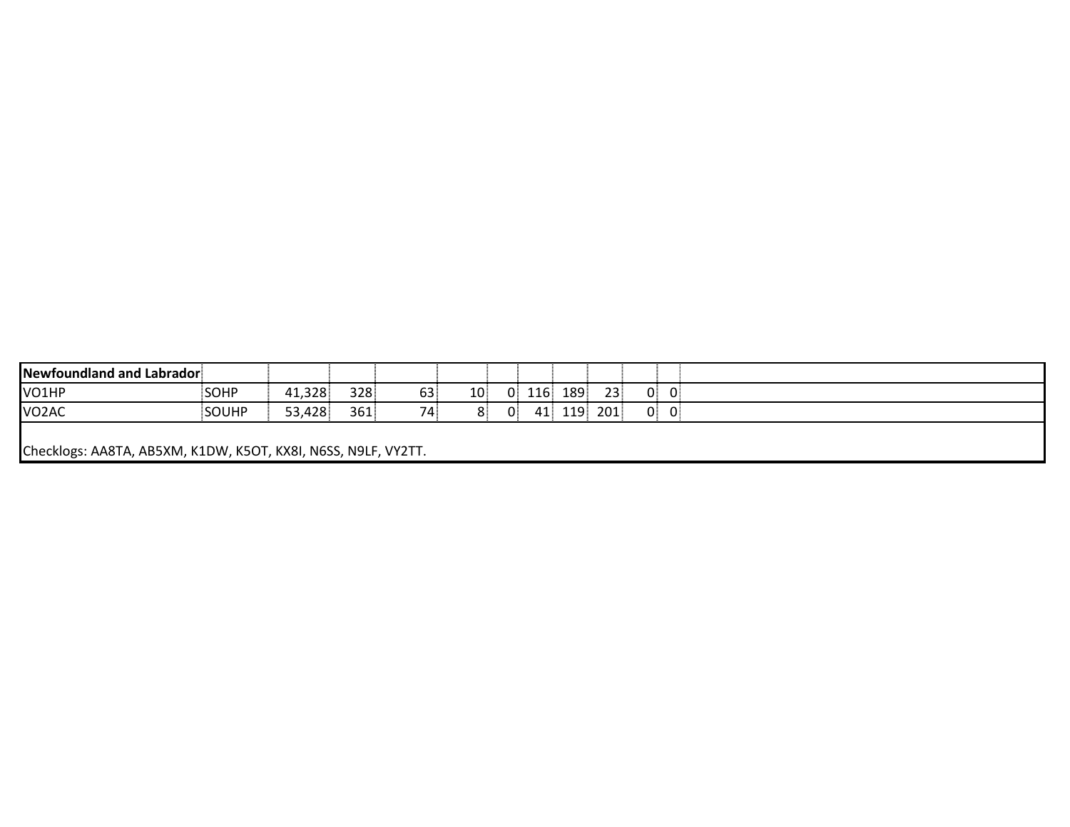| | | | | | | | | | | | | |
|---|---|---|---|---|---|---|---|---|---|---|---|---|
| **Newfoundland and Labrador** | | | | | | | | | | | | |
| VO1HP | SOHP | 41,328 | 328 | 63 | 10 | 0 | 116 | 189 | 23 | 0 | 0 | |
| VO2AC | SOUHP | 53,428 | 361 | 74 | 8 | 0 | 41 | 119 | 201 | 0 | 0 | |

Checklogs: AA8TA, AB5XM, K1DW, K5OT, KX8I, N6SS, N9LF, VY2TT.